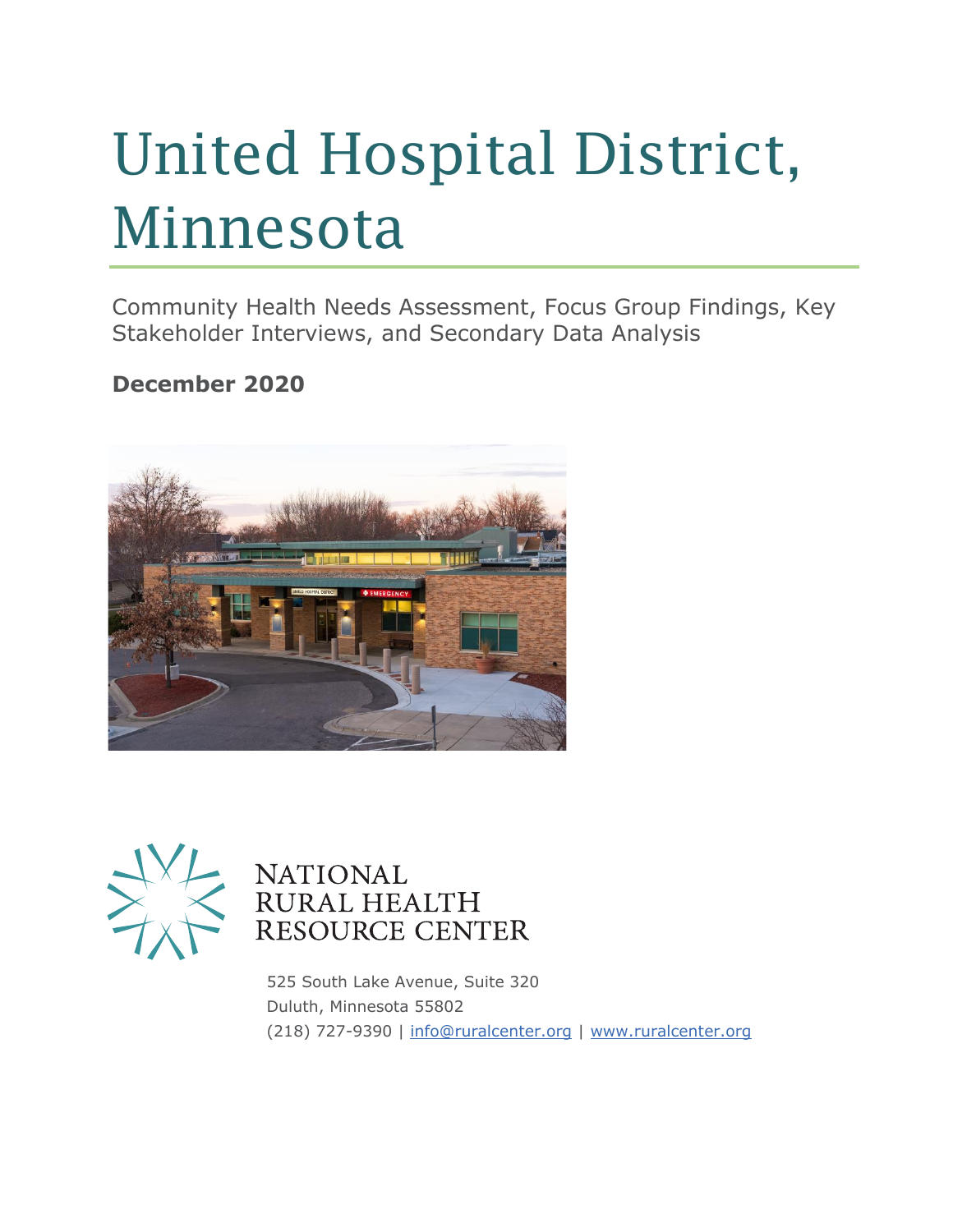# United Hospital District, Minnesota

Community Health Needs Assessment, Focus Group Findings, Key Stakeholder Interviews, and Secondary Data Analysis

**December 2020**

NATIONAL RURAL HEALTH RESOURCE CENTER

525 South Lake Avenue, Suite 320
Duluth, Minnesota 55802
(218) 727-9390 | info@ruralcenter.org | www.ruralcenter.org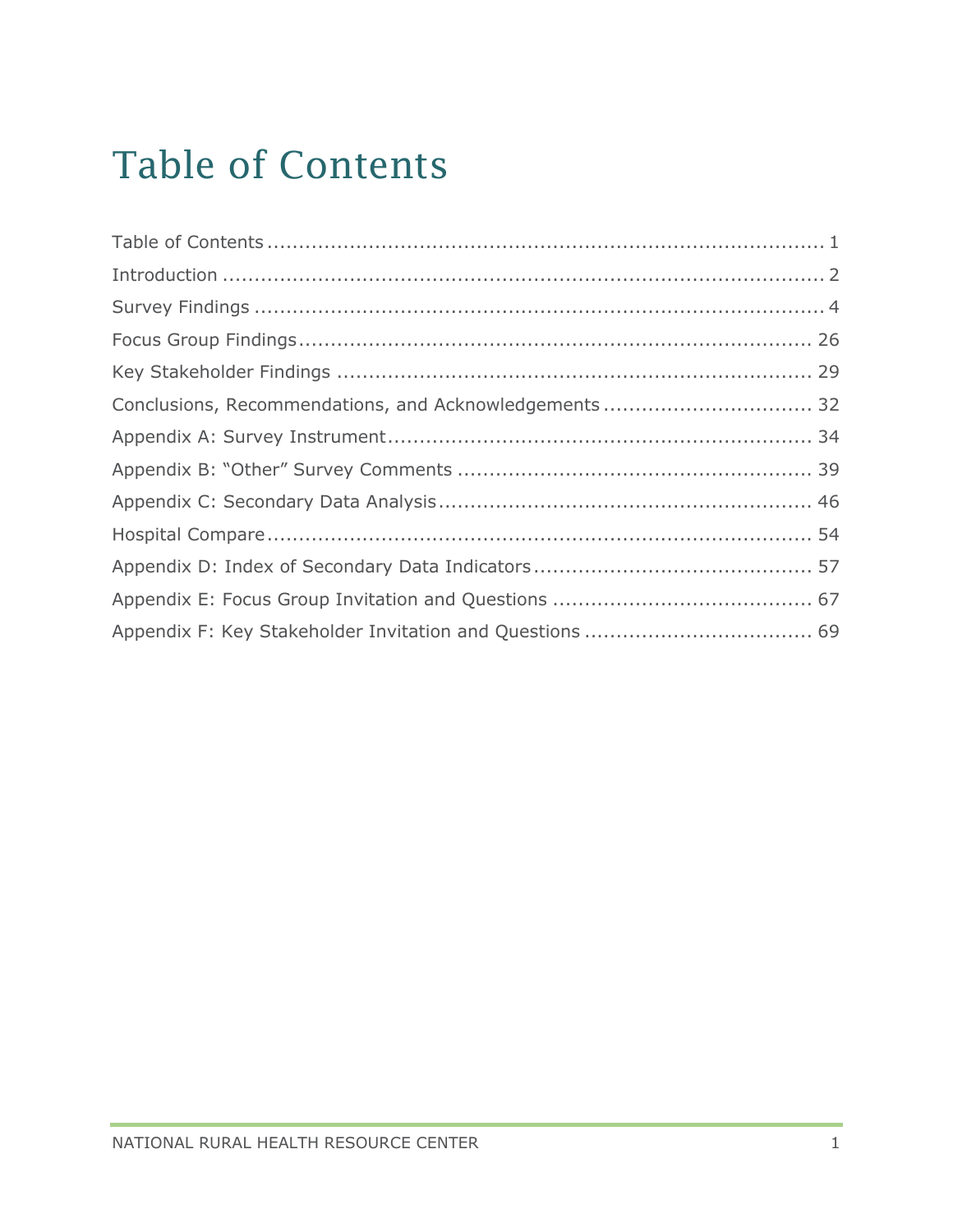# Table of Contents

Table of Contents ........................................................................................ 1
Introduction ................................................................................................ 2
Survey Findings ........................................................................................... 4
Focus Group Findings ................................................................................... 26
Key Stakeholder Findings ............................................................................ 29
Conclusions, Recommendations, and Acknowledgements ................................ 32
Appendix A: Survey Instrument ................................................................... 34
Appendix B: "Other" Survey Comments ........................................................ 39
Appendix C: Secondary Data Analysis ........................................................... 46
Hospital Compare ........................................................................................ 54
Appendix D: Index of Secondary Data Indicators ........................................... 57
Appendix E: Focus Group Invitation and Questions ........................................ 67
Appendix F: Key Stakeholder Invitation and Questions ................................... 69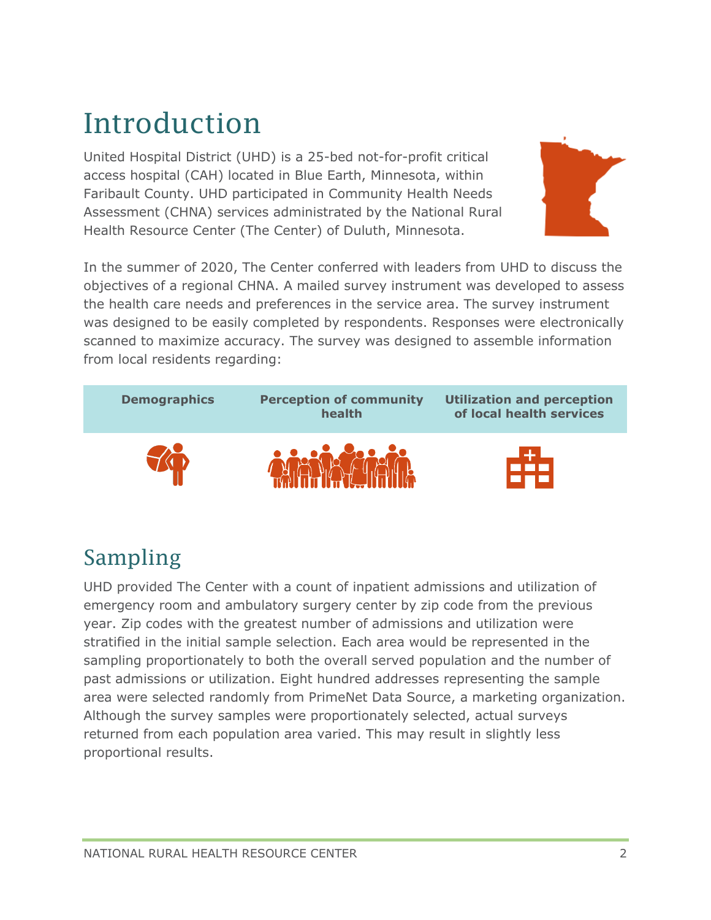# Introduction

United Hospital District (UHD) is a 25-bed not-for-profit critical access hospital (CAH) located in Blue Earth, Minnesota, within Faribault County. UHD participated in Community Health Needs Assessment (CHNA) services administrated by the National Rural Health Resource Center (The Center) of Duluth, Minnesota.

In the summer of 2020, The Center conferred with leaders from UHD to discuss the objectives of a regional CHNA. A mailed survey instrument was developed to assess the health care needs and preferences in the service area. The survey instrument was designed to be easily completed by respondents. Responses were electronically scanned to maximize accuracy. The survey was designed to assemble information from local residents regarding:

| Demographics | Perception of community health | Utilization and perception of local health services |
| --- | --- | --- |

# Sampling

UHD provided The Center with a count of inpatient admissions and utilization of emergency room and ambulatory surgery center by zip code from the previous year. Zip codes with the greatest number of admissions and utilization were stratified in the initial sample selection. Each area would be represented in the sampling proportionately to both the overall served population and the number of past admissions or utilization. Eight hundred addresses representing the sample area were selected randomly from PrimeNet Data Source, a marketing organization. Although the survey samples were proportionately selected, actual surveys returned from each population area varied. This may result in slightly less proportional results.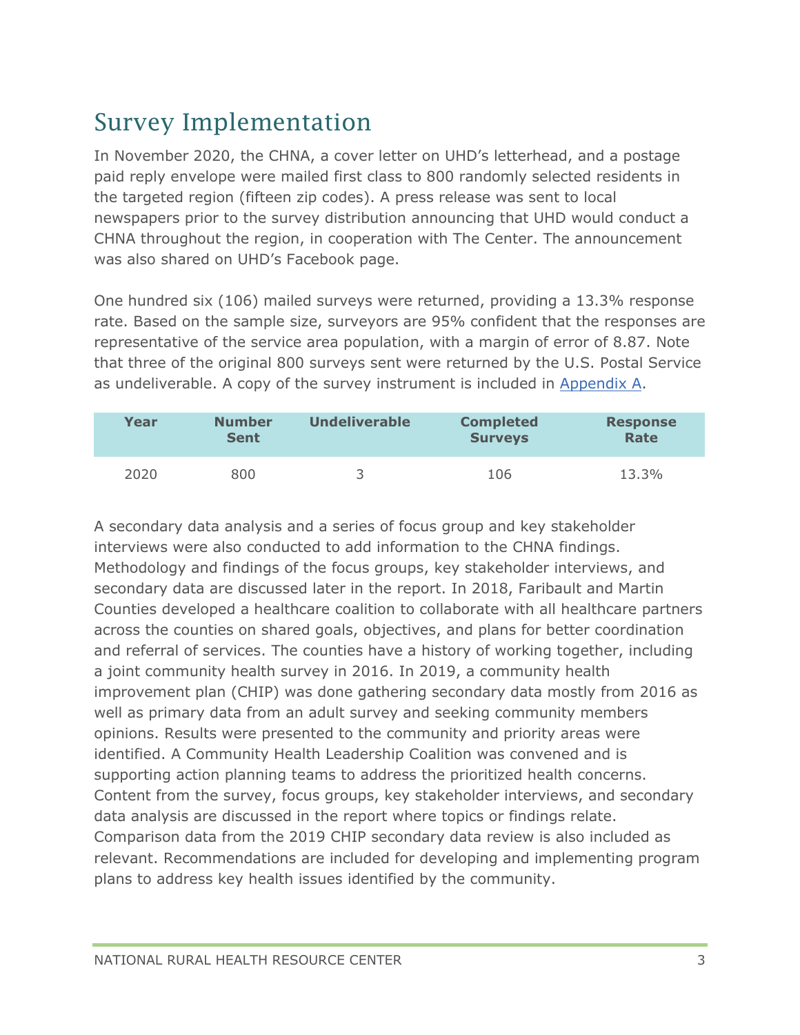## Survey Implementation

In November 2020, the CHNA, a cover letter on UHD's letterhead, and a postage paid reply envelope were mailed first class to 800 randomly selected residents in the targeted region (fifteen zip codes). A press release was sent to local newspapers prior to the survey distribution announcing that UHD would conduct a CHNA throughout the region, in cooperation with The Center. The announcement was also shared on UHD's Facebook page.

One hundred six (106) mailed surveys were returned, providing a 13.3% response rate. Based on the sample size, surveyors are 95% confident that the responses are representative of the service area population, with a margin of error of 8.87. Note that three of the original 800 surveys sent were returned by the U.S. Postal Service as undeliverable. A copy of the survey instrument is included in Appendix A.

| Year | Number Sent | Undeliverable | Completed Surveys | Response Rate |
|---|---|---|---|---|
| 2020 | 800 | 3 | 106 | 13.3% |

A secondary data analysis and a series of focus group and key stakeholder interviews were also conducted to add information to the CHNA findings. Methodology and findings of the focus groups, key stakeholder interviews, and secondary data are discussed later in the report. In 2018, Faribault and Martin Counties developed a healthcare coalition to collaborate with all healthcare partners across the counties on shared goals, objectives, and plans for better coordination and referral of services. The counties have a history of working together, including a joint community health survey in 2016. In 2019, a community health improvement plan (CHIP) was done gathering secondary data mostly from 2016 as well as primary data from an adult survey and seeking community members opinions. Results were presented to the community and priority areas were identified. A Community Health Leadership Coalition was convened and is supporting action planning teams to address the prioritized health concerns. Content from the survey, focus groups, key stakeholder interviews, and secondary data analysis are discussed in the report where topics or findings relate. Comparison data from the 2019 CHIP secondary data review is also included as relevant. Recommendations are included for developing and implementing program plans to address key health issues identified by the community.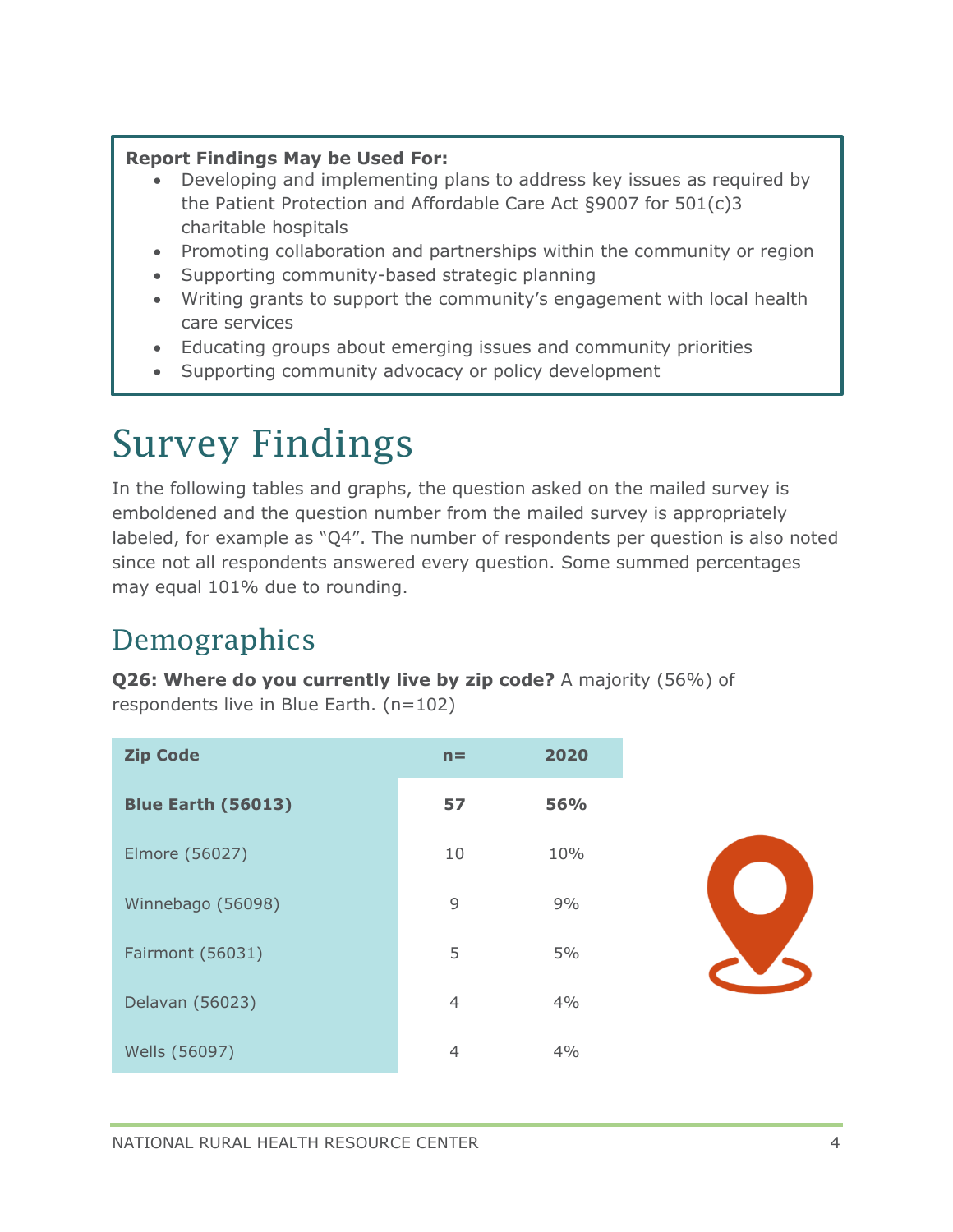**Report Findings May be Used For:**

- Developing and implementing plans to address key issues as required by the Patient Protection and Affordable Care Act §9007 for 501(c)3 charitable hospitals
- Promoting collaboration and partnerships within the community or region
- Supporting community-based strategic planning
- Writing grants to support the community's engagement with local health care services
- Educating groups about emerging issues and community priorities
- Supporting community advocacy or policy development

# Survey Findings

In the following tables and graphs, the question asked on the mailed survey is emboldened and the question number from the mailed survey is appropriately labeled, for example as "Q4". The number of respondents per question is also noted since not all respondents answered every question. Some summed percentages may equal 101% due to rounding.

## Demographics

**Q26: Where do you currently live by zip code?** A majority (56%) of respondents live in Blue Earth. (n=102)

| Zip Code | n= | 2020 |
|---|---|---|
| **Blue Earth (56013)** | **57** | **56%** |
| Elmore (56027) | 10 | 10% |
| Winnebago (56098) | 9 | 9% |
| Fairmont (56031) | 5 | 5% |
| Delavan (56023) | 4 | 4% |
| Wells (56097) | 4 | 4% |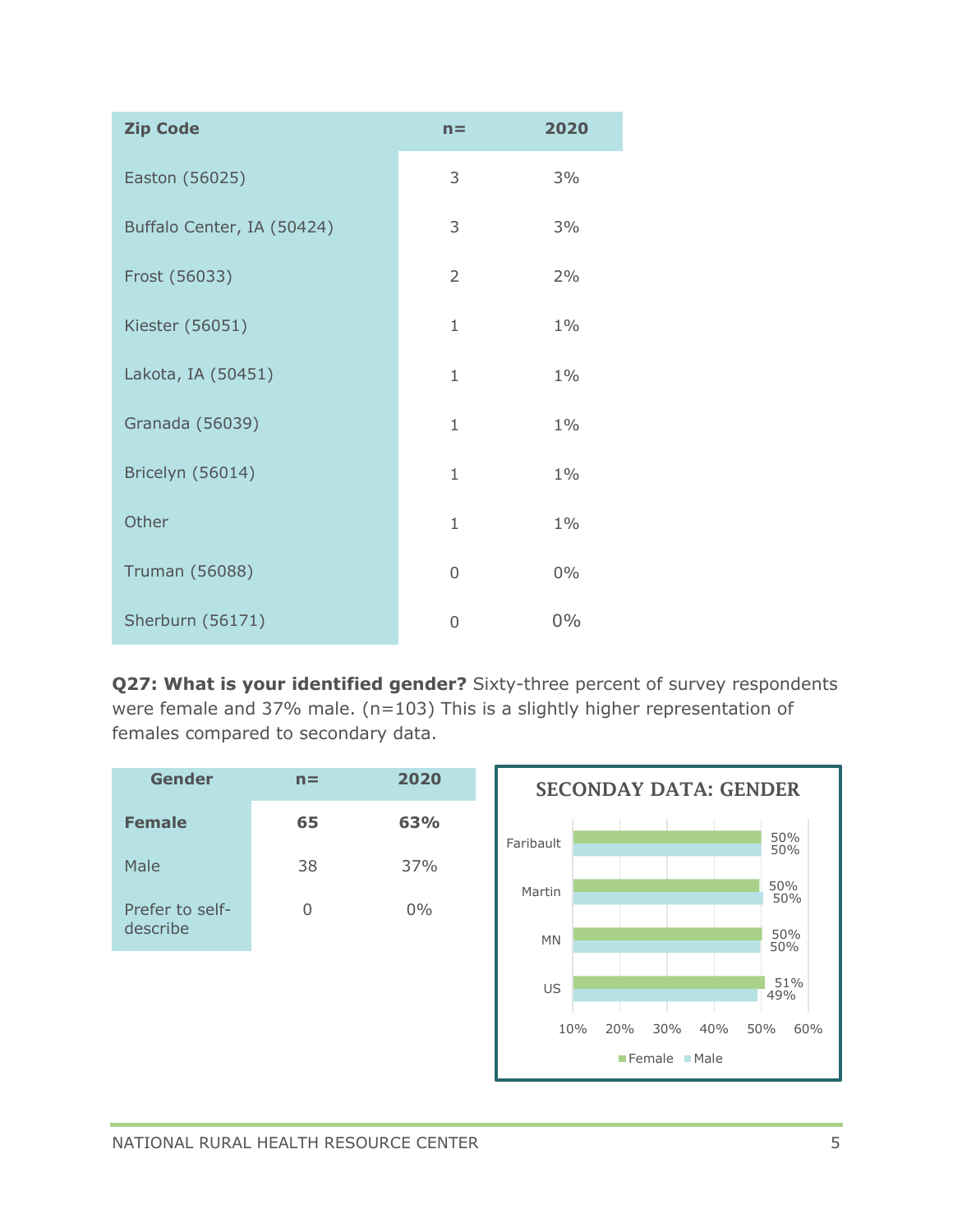| Zip Code | n= | 2020 |
|---|---|---|
| Easton (56025) | 3 | 3% |
| Buffalo Center, IA (50424) | 3 | 3% |
| Frost (56033) | 2 | 2% |
| Kiester (56051) | 1 | 1% |
| Lakota, IA (50451) | 1 | 1% |
| Granada (56039) | 1 | 1% |
| Bricelyn (56014) | 1 | 1% |
| Other | 1 | 1% |
| Truman (56088) | 0 | 0% |
| Sherburn (56171) | 0 | 0% |

**Q27: What is your identified gender?** Sixty-three percent of survey respondents were female and 37% male. (n=103) This is a slightly higher representation of females compared to secondary data.

| Gender | n= | 2020 |
|---|---|---|
| **Female** | **65** | **63%** |
| Male | 38 | 37% |
| Prefer to self-describe | 0 | 0% |

**SECONDAY DATA: GENDER**

| | Female | Male |
|---|---|---|
| Faribault | 50% | 50% |
| Martin | 50% | 50% |
| MN | 50% | 50% |
| US | 51% | 49% |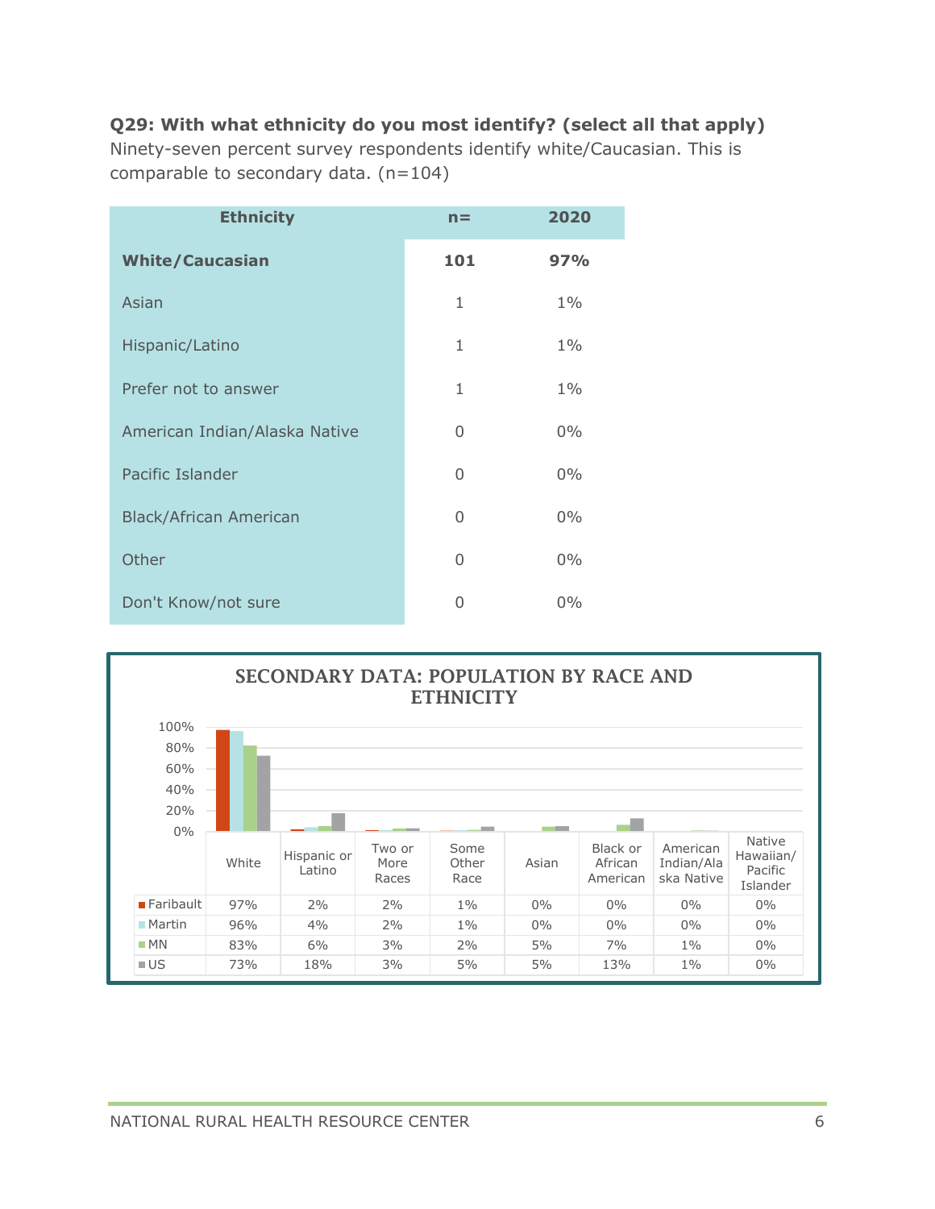**Q29: With what ethnicity do you most identify? (select all that apply)**

Ninety-seven percent survey respondents identify white/Caucasian. This is comparable to secondary data. (n=104)

| Ethnicity | n= | 2020 |
|---|---|---|
| **White/Caucasian** | **101** | **97%** |
| Asian | 1 | 1% |
| Hispanic/Latino | 1 | 1% |
| Prefer not to answer | 1 | 1% |
| American Indian/Alaska Native | 0 | 0% |
| Pacific Islander | 0 | 0% |
| Black/African American | 0 | 0% |
| Other | 0 | 0% |
| Don't Know/not sure | 0 | 0% |

**SECONDARY DATA: POPULATION BY RACE AND ETHNICITY**

| | White | Hispanic or Latino | Two or More Races | Some Other Race | Asian | Black or African American | American Indian/Alaska Native | Native Hawaiian/ Pacific Islander |
|---|---|---|---|---|---|---|---|---|
| Faribault | 97% | 2% | 2% | 1% | 0% | 0% | 0% | 0% |
| Martin | 96% | 4% | 2% | 1% | 0% | 0% | 0% | 0% |
| MN | 83% | 6% | 3% | 2% | 5% | 7% | 1% | 0% |
| US | 73% | 18% | 3% | 5% | 5% | 13% | 1% | 0% |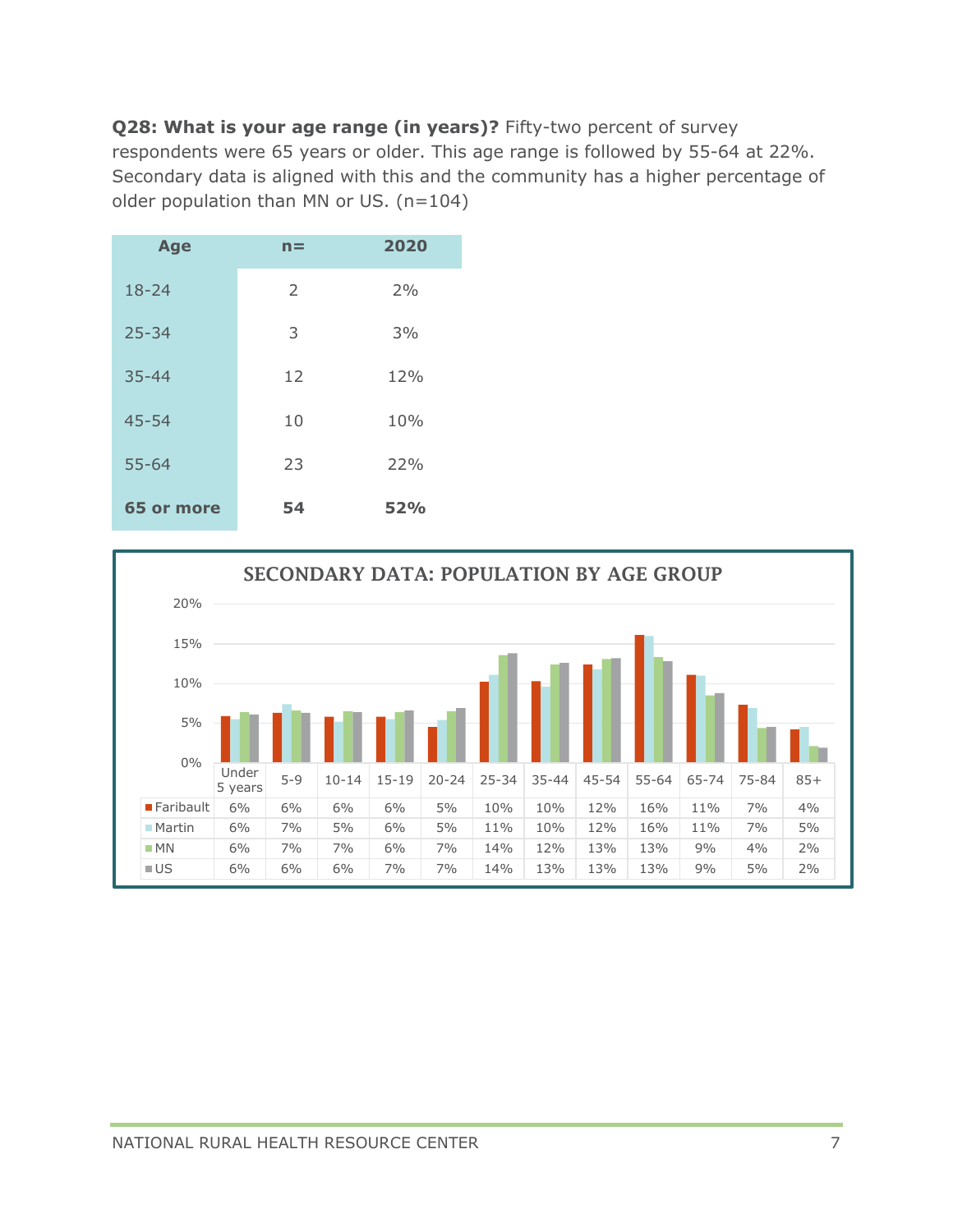**Q28: What is your age range (in years)?** Fifty-two percent of survey respondents were 65 years or older. This age range is followed by 55-64 at 22%. Secondary data is aligned with this and the community has a higher percentage of older population than MN or US. (n=104)

| Age | n= | 2020 |
|---|---|---|
| 18-24 | 2 | 2% |
| 25-34 | 3 | 3% |
| 35-44 | 12 | 12% |
| 45-54 | 10 | 10% |
| 55-64 | 23 | 22% |
| **65 or more** | **54** | **52%** |

**SECONDARY DATA: POPULATION BY AGE GROUP**

| | Under 5 years | 5-9 | 10-14 | 15-19 | 20-24 | 25-34 | 35-44 | 45-54 | 55-64 | 65-74 | 75-84 | 85+ |
|---|---|---|---|---|---|---|---|---|---|---|---|---|
| Faribault | 6% | 6% | 6% | 6% | 5% | 10% | 10% | 12% | 16% | 11% | 7% | 4% |
| Martin | 6% | 7% | 5% | 6% | 5% | 11% | 10% | 12% | 16% | 11% | 7% | 5% |
| MN | 6% | 7% | 7% | 6% | 7% | 14% | 12% | 13% | 13% | 9% | 4% | 2% |
| US | 6% | 6% | 6% | 7% | 7% | 14% | 13% | 13% | 13% | 9% | 5% | 2% |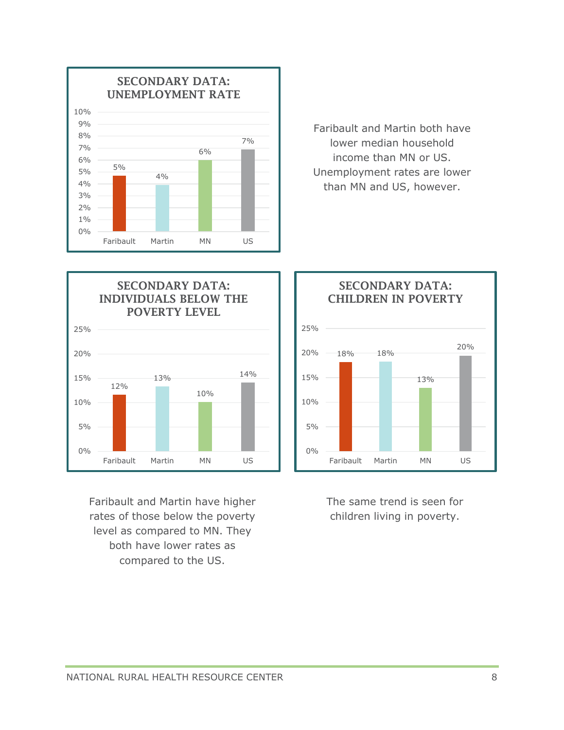### SECONDARY DATA: UNEMPLOYMENT RATE

| | Faribault | Martin | MN | US |
|---|---|---|---|---|
| Unemployment rate | 5% | 4% | 6% | 7% |

Faribault and Martin both have lower median household income than MN or US. Unemployment rates are lower than MN and US, however.

### SECONDARY DATA: INDIVIDUALS BELOW THE POVERTY LEVEL

| | Faribault | Martin | MN | US |
|---|---|---|---|---|
| Individuals below the poverty level | 12% | 13% | 10% | 14% |

Faribault and Martin have higher rates of those below the poverty level as compared to MN. They both have lower rates as compared to the US.

### SECONDARY DATA: CHILDREN IN POVERTY

| | Faribault | Martin | MN | US |
|---|---|---|---|---|
| Children in poverty | 18% | 18% | 13% | 20% |

The same trend is seen for children living in poverty.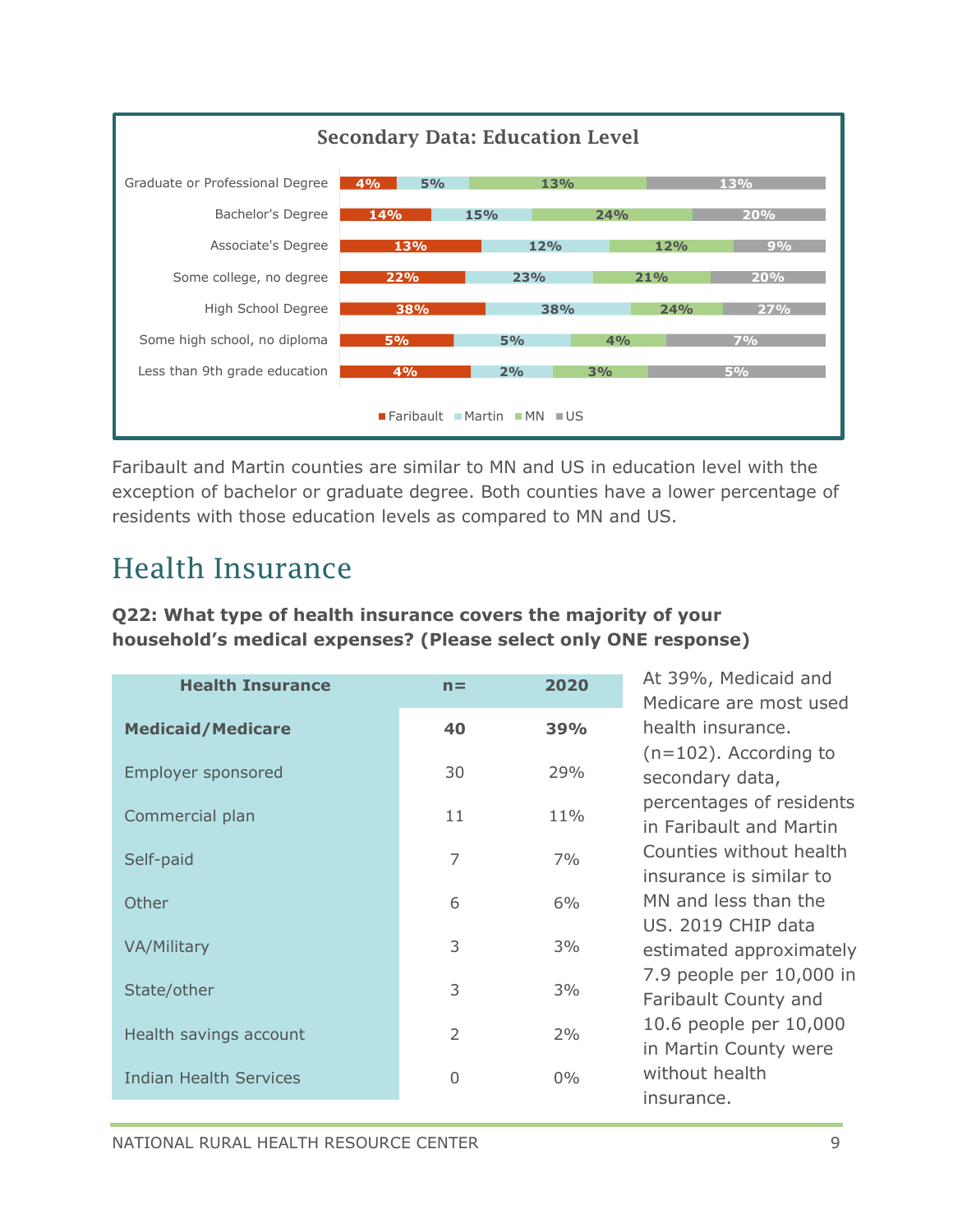**Secondary Data: Education Level**

| Education Level | Faribault | Martin | MN | US |
|---|---|---|---|---|
| Graduate or Professional Degree | 4% | 5% | 13% | 13% |
| Bachelor's Degree | 14% | 15% | 24% | 20% |
| Associate's Degree | 13% | 12% | 12% | 9% |
| Some college, no degree | 22% | 23% | 21% | 20% |
| High School Degree | 38% | 38% | 24% | 27% |
| Some high school, no diploma | 5% | 5% | 4% | 7% |
| Less than 9th grade education | 4% | 2% | 3% | 5% |

Faribault and Martin counties are similar to MN and US in education level with the exception of bachelor or graduate degree. Both counties have a lower percentage of residents with those education levels as compared to MN and US.

# Health Insurance

**Q22: What type of health insurance covers the majority of your household's medical expenses? (Please select only ONE response)**

| Health Insurance | n= | 2020 |
|---|---|---|
| **Medicaid/Medicare** | **40** | **39%** |
| Employer sponsored | 30 | 29% |
| Commercial plan | 11 | 11% |
| Self-paid | 7 | 7% |
| Other | 6 | 6% |
| VA/Military | 3 | 3% |
| State/other | 3 | 3% |
| Health savings account | 2 | 2% |
| Indian Health Services | 0 | 0% |

At 39%, Medicaid and Medicare are most used health insurance. (n=102). According to secondary data, percentages of residents in Faribault and Martin Counties without health insurance is similar to MN and less than the US. 2019 CHIP data estimated approximately 7.9 people per 10,000 in Faribault County and 10.6 people per 10,000 in Martin County were without health insurance.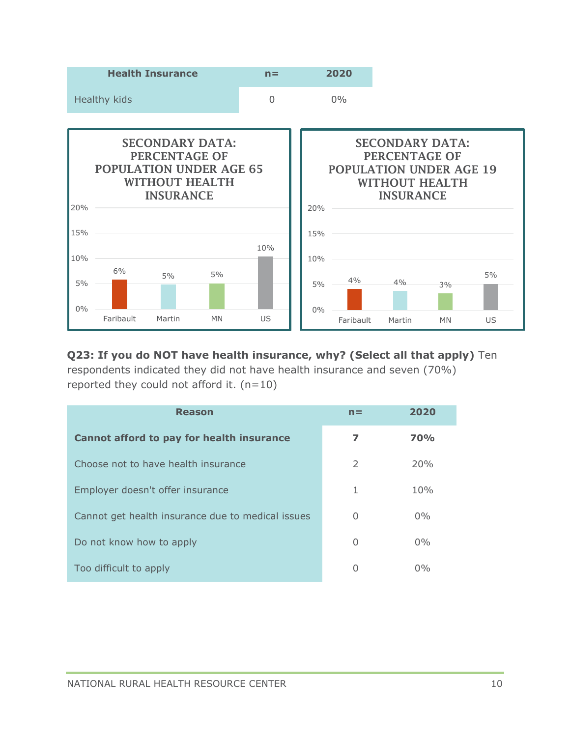| Health Insurance | n= | 2020 |
| --- | --- | --- |
| Healthy kids | 0 | 0% |

**SECONDARY DATA: PERCENTAGE OF POPULATION UNDER AGE 65 WITHOUT HEALTH INSURANCE**

| Faribault | Martin | MN | US |
| --- | --- | --- | --- |
| 6% | 5% | 5% | 10% |

**SECONDARY DATA: PERCENTAGE OF POPULATION UNDER AGE 19 WITHOUT HEALTH INSURANCE**

| Faribault | Martin | MN | US |
| --- | --- | --- | --- |
| 4% | 4% | 3% | 5% |

**Q23: If you do NOT have health insurance, why? (Select all that apply)** Ten respondents indicated they did not have health insurance and seven (70%) reported they could not afford it. (n=10)

| Reason | n= | 2020 |
| --- | --- | --- |
| **Cannot afford to pay for health insurance** | **7** | **70%** |
| Choose not to have health insurance | 2 | 20% |
| Employer doesn't offer insurance | 1 | 10% |
| Cannot get health insurance due to medical issues | 0 | 0% |
| Do not know how to apply | 0 | 0% |
| Too difficult to apply | 0 | 0% |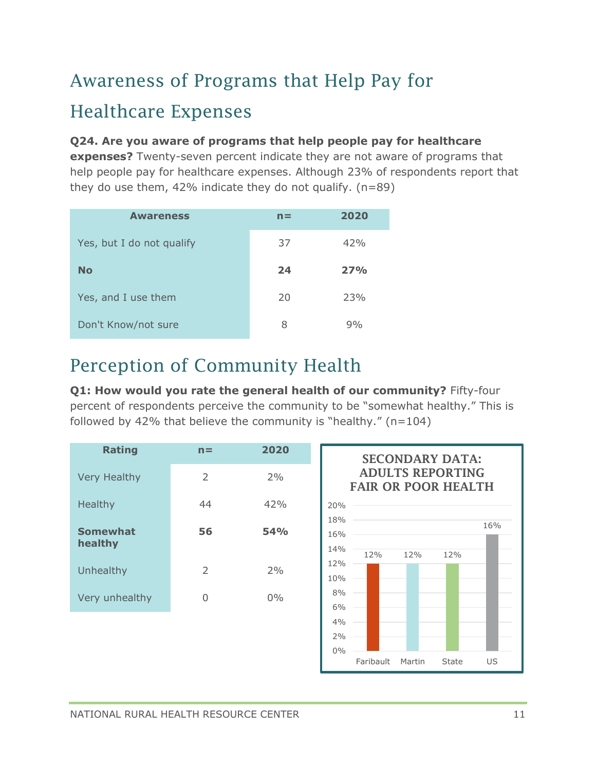# Awareness of Programs that Help Pay for Healthcare Expenses

**Q24. Are you aware of programs that help people pay for healthcare expenses?** Twenty-seven percent indicate they are not aware of programs that help people pay for healthcare expenses. Although 23% of respondents report that they do use them, 42% indicate they do not qualify. (n=89)

| Awareness | n= | 2020 |
|---|---|---|
| Yes, but I do not qualify | 37 | 42% |
| **No** | **24** | **27%** |
| Yes, and I use them | 20 | 23% |
| Don't Know/not sure | 8 | 9% |

# Perception of Community Health

**Q1: How would you rate the general health of our community?** Fifty-four percent of respondents perceive the community to be "somewhat healthy." This is followed by 42% that believe the community is "healthy." (n=104)

| Rating | n= | 2020 |
|---|---|---|
| Very Healthy | 2 | 2% |
| Healthy | 44 | 42% |
| **Somewhat healthy** | **56** | **54%** |
| Unhealthy | 2 | 2% |
| Very unhealthy | 0 | 0% |

**SECONDARY DATA: ADULTS REPORTING FAIR OR POOR HEALTH**

| Area | Percent |
|---|---|
| Faribault | 12% |
| Martin | 12% |
| State | 12% |
| US | 16% |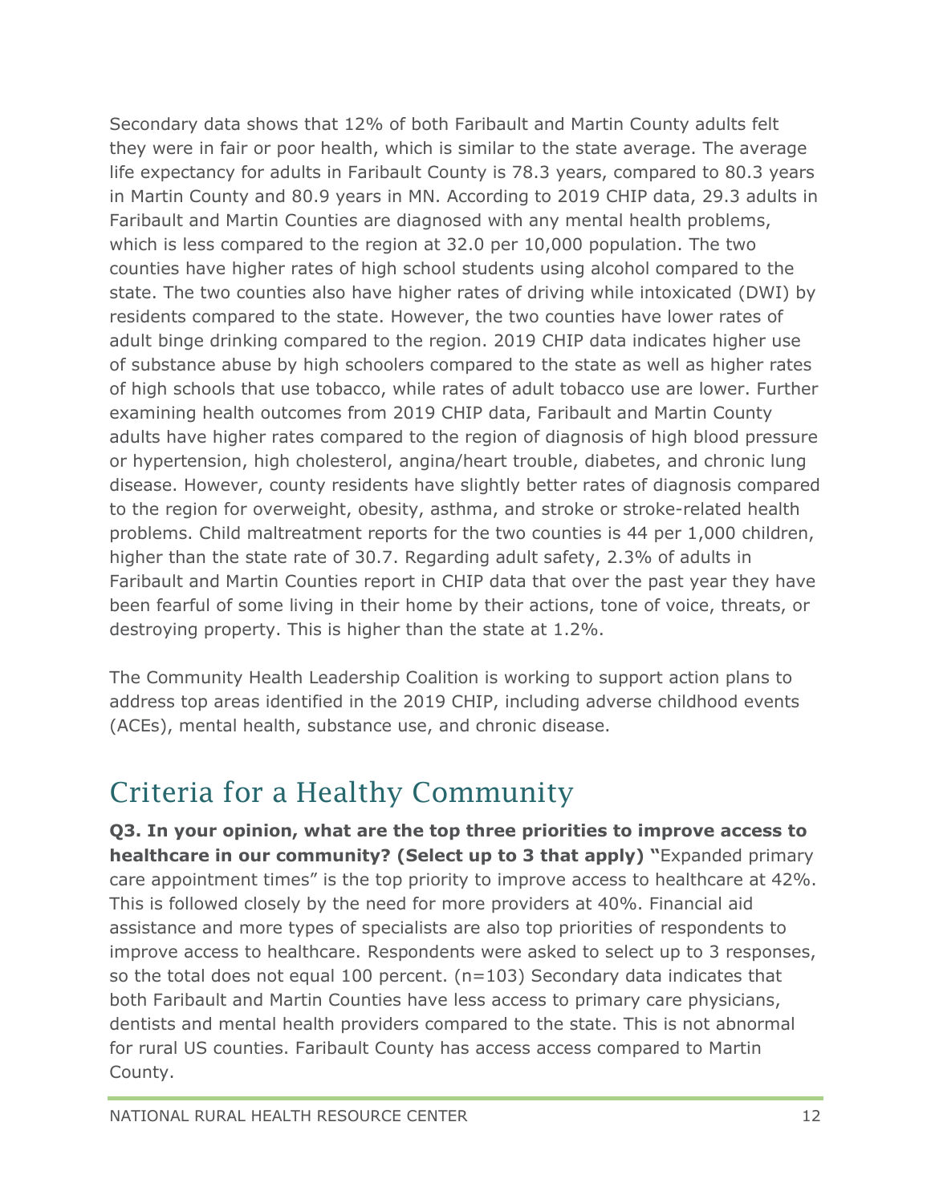Secondary data shows that 12% of both Faribault and Martin County adults felt they were in fair or poor health, which is similar to the state average. The average life expectancy for adults in Faribault County is 78.3 years, compared to 80.3 years in Martin County and 80.9 years in MN. According to 2019 CHIP data, 29.3 adults in Faribault and Martin Counties are diagnosed with any mental health problems, which is less compared to the region at 32.0 per 10,000 population. The two counties have higher rates of high school students using alcohol compared to the state. The two counties also have higher rates of driving while intoxicated (DWI) by residents compared to the state. However, the two counties have lower rates of adult binge drinking compared to the region. 2019 CHIP data indicates higher use of substance abuse by high schoolers compared to the state as well as higher rates of high schools that use tobacco, while rates of adult tobacco use are lower. Further examining health outcomes from 2019 CHIP data, Faribault and Martin County adults have higher rates compared to the region of diagnosis of high blood pressure or hypertension, high cholesterol, angina/heart trouble, diabetes, and chronic lung disease. However, county residents have slightly better rates of diagnosis compared to the region for overweight, obesity, asthma, and stroke or stroke-related health problems. Child maltreatment reports for the two counties is 44 per 1,000 children, higher than the state rate of 30.7. Regarding adult safety, 2.3% of adults in Faribault and Martin Counties report in CHIP data that over the past year they have been fearful of some living in their home by their actions, tone of voice, threats, or destroying property. This is higher than the state at 1.2%.

The Community Health Leadership Coalition is working to support action plans to address top areas identified in the 2019 CHIP, including adverse childhood events (ACEs), mental health, substance use, and chronic disease.

## Criteria for a Healthy Community

**Q3. In your opinion, what are the top three priorities to improve access to healthcare in our community? (Select up to 3 that apply) "**Expanded primary care appointment times" is the top priority to improve access to healthcare at 42%. This is followed closely by the need for more providers at 40%. Financial aid assistance and more types of specialists are also top priorities of respondents to improve access to healthcare. Respondents were asked to select up to 3 responses, so the total does not equal 100 percent. (n=103) Secondary data indicates that both Faribault and Martin Counties have less access to primary care physicians, dentists and mental health providers compared to the state. This is not abnormal for rural US counties. Faribault County has access access compared to Martin County.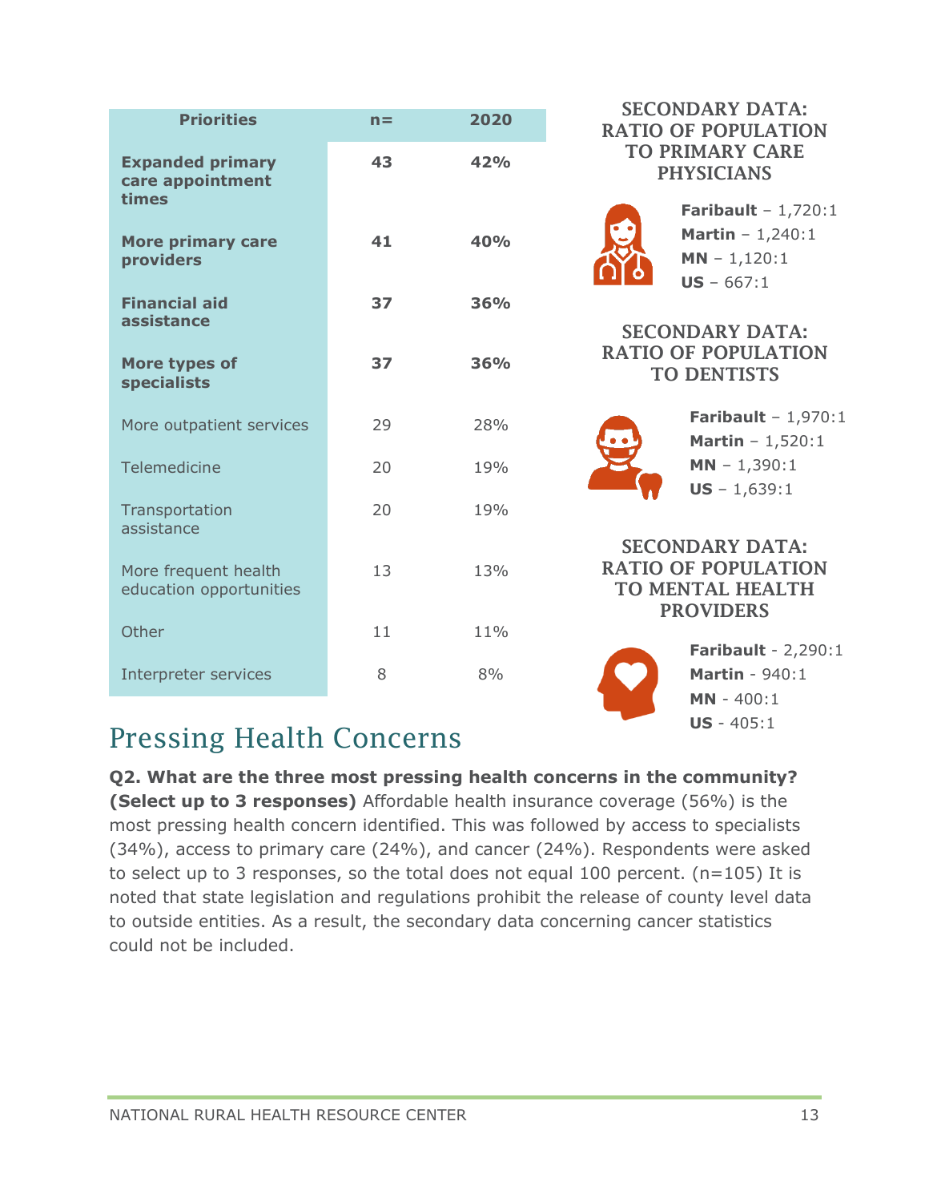| Priorities | n= | 2020 |
|---|---|---|
| **Expanded primary care appointment times** | **43** | **42%** |
| **More primary care providers** | **41** | **40%** |
| **Financial aid assistance** | **37** | **36%** |
| **More types of specialists** | **37** | **36%** |
| More outpatient services | 29 | 28% |
| Telemedicine | 20 | 19% |
| Transportation assistance | 20 | 19% |
| More frequent health education opportunities | 13 | 13% |
| Other | 11 | 11% |
| Interpreter services | 8 | 8% |

### SECONDARY DATA: RATIO OF POPULATION TO PRIMARY CARE PHYSICIANS

**Faribault** – 1,720:1
**Martin** – 1,240:1
**MN** – 1,120:1
**US** – 667:1

### SECONDARY DATA: RATIO OF POPULATION TO DENTISTS

**Faribault** – 1,970:1
**Martin** – 1,520:1
**MN** – 1,390:1
**US** – 1,639:1

### SECONDARY DATA: RATIO OF POPULATION TO MENTAL HEALTH PROVIDERS

**Faribault** - 2,290:1
**Martin** - 940:1
**MN** - 400:1
**US** - 405:1

## Pressing Health Concerns

**Q2. What are the three most pressing health concerns in the community? (Select up to 3 responses)** Affordable health insurance coverage (56%) is the most pressing health concern identified. This was followed by access to specialists (34%), access to primary care (24%), and cancer (24%). Respondents were asked to select up to 3 responses, so the total does not equal 100 percent. (n=105) It is noted that state legislation and regulations prohibit the release of county level data to outside entities. As a result, the secondary data concerning cancer statistics could not be included.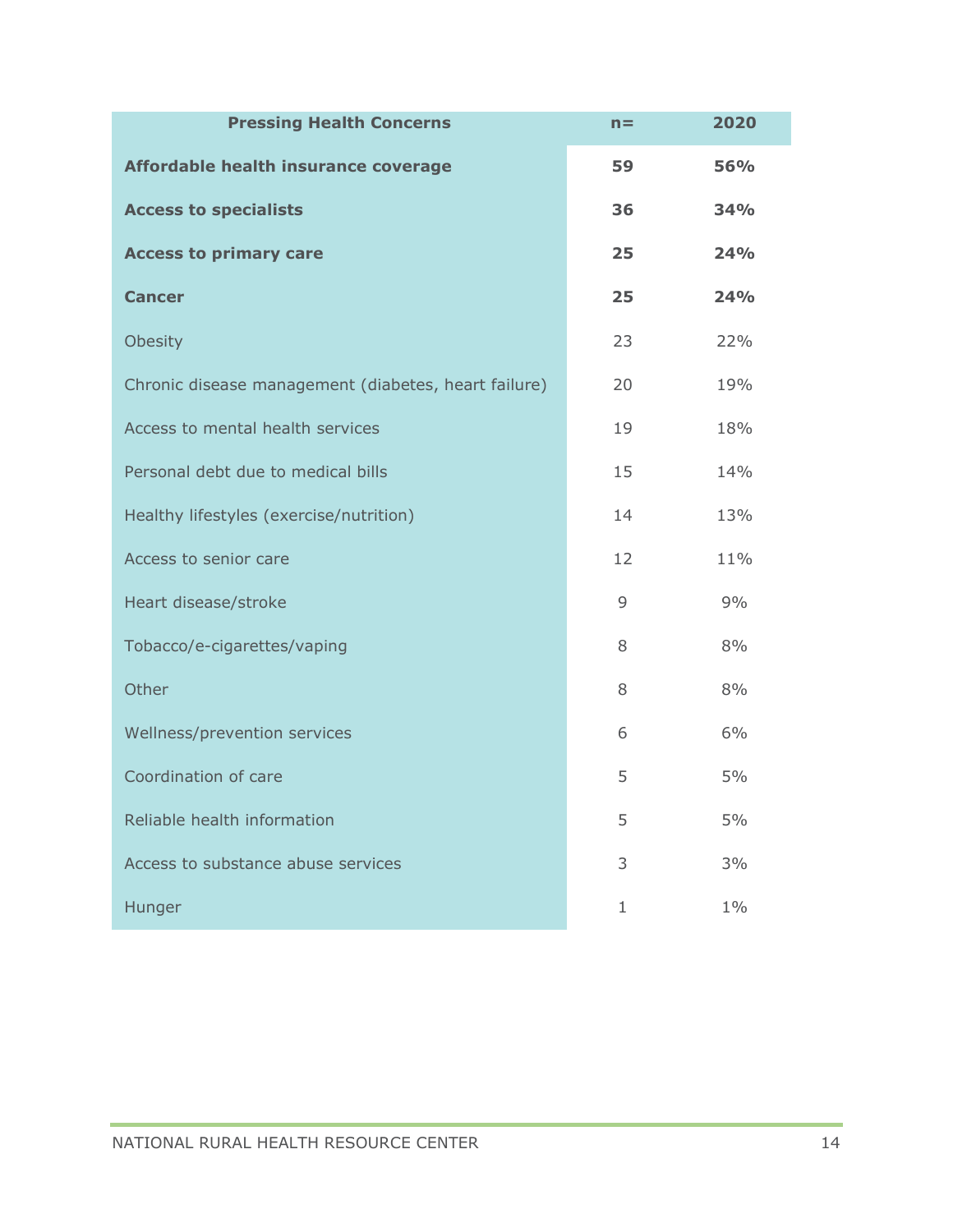| Pressing Health Concerns | n= | 2020 |
|---|---|---|
| **Affordable health insurance coverage** | **59** | **56%** |
| **Access to specialists** | **36** | **34%** |
| **Access to primary care** | **25** | **24%** |
| **Cancer** | **25** | **24%** |
| Obesity | 23 | 22% |
| Chronic disease management (diabetes, heart failure) | 20 | 19% |
| Access to mental health services | 19 | 18% |
| Personal debt due to medical bills | 15 | 14% |
| Healthy lifestyles (exercise/nutrition) | 14 | 13% |
| Access to senior care | 12 | 11% |
| Heart disease/stroke | 9 | 9% |
| Tobacco/e-cigarettes/vaping | 8 | 8% |
| Other | 8 | 8% |
| Wellness/prevention services | 6 | 6% |
| Coordination of care | 5 | 5% |
| Reliable health information | 5 | 5% |
| Access to substance abuse services | 3 | 3% |
| Hunger | 1 | 1% |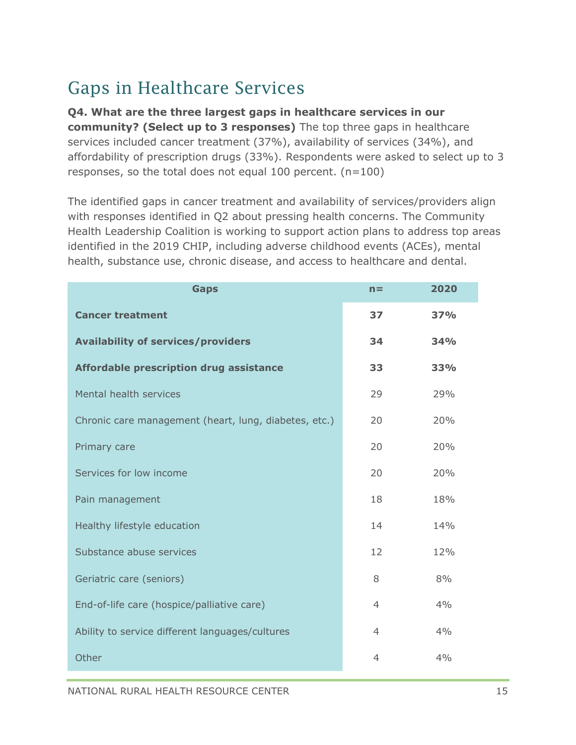## Gaps in Healthcare Services

**Q4. What are the three largest gaps in healthcare services in our community? (Select up to 3 responses)** The top three gaps in healthcare services included cancer treatment (37%), availability of services (34%), and affordability of prescription drugs (33%). Respondents were asked to select up to 3 responses, so the total does not equal 100 percent. (n=100)

The identified gaps in cancer treatment and availability of services/providers align with responses identified in Q2 about pressing health concerns. The Community Health Leadership Coalition is working to support action plans to address top areas identified in the 2019 CHIP, including adverse childhood events (ACEs), mental health, substance use, chronic disease, and access to healthcare and dental.

| Gaps | n= | 2020 |
|---|---|---|
| **Cancer treatment** | **37** | **37%** |
| **Availability of services/providers** | **34** | **34%** |
| **Affordable prescription drug assistance** | **33** | **33%** |
| Mental health services | 29 | 29% |
| Chronic care management (heart, lung, diabetes, etc.) | 20 | 20% |
| Primary care | 20 | 20% |
| Services for low income | 20 | 20% |
| Pain management | 18 | 18% |
| Healthy lifestyle education | 14 | 14% |
| Substance abuse services | 12 | 12% |
| Geriatric care (seniors) | 8 | 8% |
| End-of-life care (hospice/palliative care) | 4 | 4% |
| Ability to service different languages/cultures | 4 | 4% |
| Other | 4 | 4% |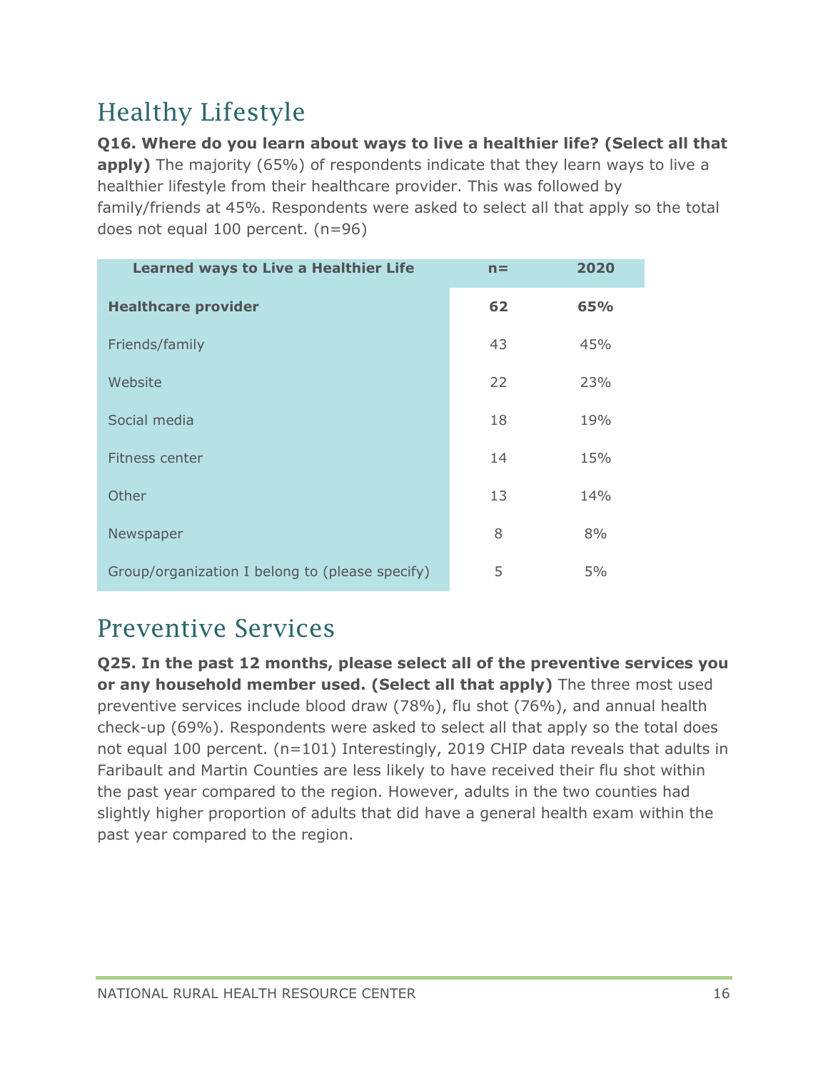# Healthy Lifestyle

**Q16. Where do you learn about ways to live a healthier life? (Select all that apply)** The majority (65%) of respondents indicate that they learn ways to live a healthier lifestyle from their healthcare provider. This was followed by family/friends at 45%. Respondents were asked to select all that apply so the total does not equal 100 percent. (n=96)

| Learned ways to Live a Healthier Life | n= | 2020 |
|---|---|---|
| **Healthcare provider** | **62** | **65%** |
| Friends/family | 43 | 45% |
| Website | 22 | 23% |
| Social media | 18 | 19% |
| Fitness center | 14 | 15% |
| Other | 13 | 14% |
| Newspaper | 8 | 8% |
| Group/organization I belong to (please specify) | 5 | 5% |

# Preventive Services

**Q25. In the past 12 months, please select all of the preventive services you or any household member used. (Select all that apply)** The three most used preventive services include blood draw (78%), flu shot (76%), and annual health check-up (69%). Respondents were asked to select all that apply so the total does not equal 100 percent. (n=101) Interestingly, 2019 CHIP data reveals that adults in Faribault and Martin Counties are less likely to have received their flu shot within the past year compared to the region. However, adults in the two counties had slightly higher proportion of adults that did have a general health exam within the past year compared to the region.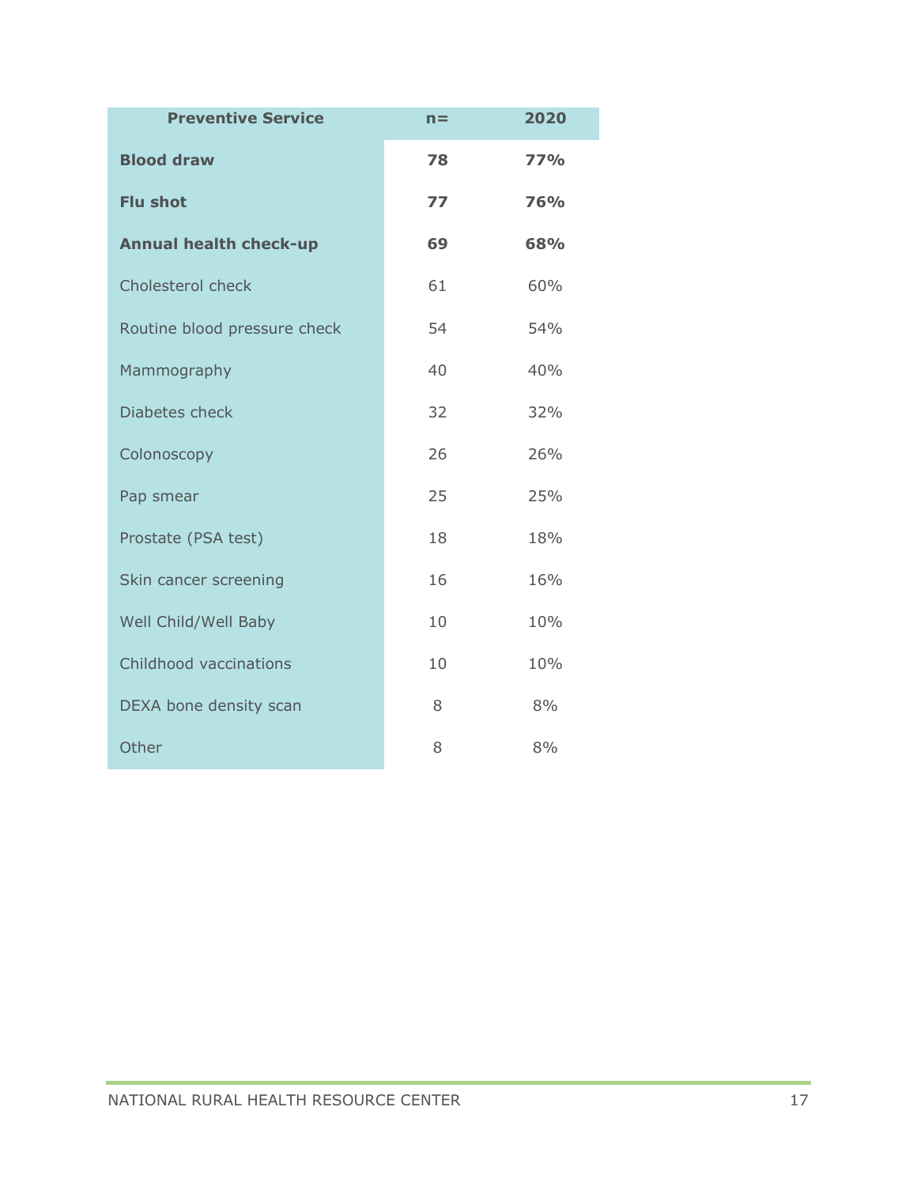| Preventive Service | n= | 2020 |
|---|---|---|
| **Blood draw** | **78** | **77%** |
| **Flu shot** | **77** | **76%** |
| **Annual health check-up** | **69** | **68%** |
| Cholesterol check | 61 | 60% |
| Routine blood pressure check | 54 | 54% |
| Mammography | 40 | 40% |
| Diabetes check | 32 | 32% |
| Colonoscopy | 26 | 26% |
| Pap smear | 25 | 25% |
| Prostate (PSA test) | 18 | 18% |
| Skin cancer screening | 16 | 16% |
| Well Child/Well Baby | 10 | 10% |
| Childhood vaccinations | 10 | 10% |
| DEXA bone density scan | 8 | 8% |
| Other | 8 | 8% |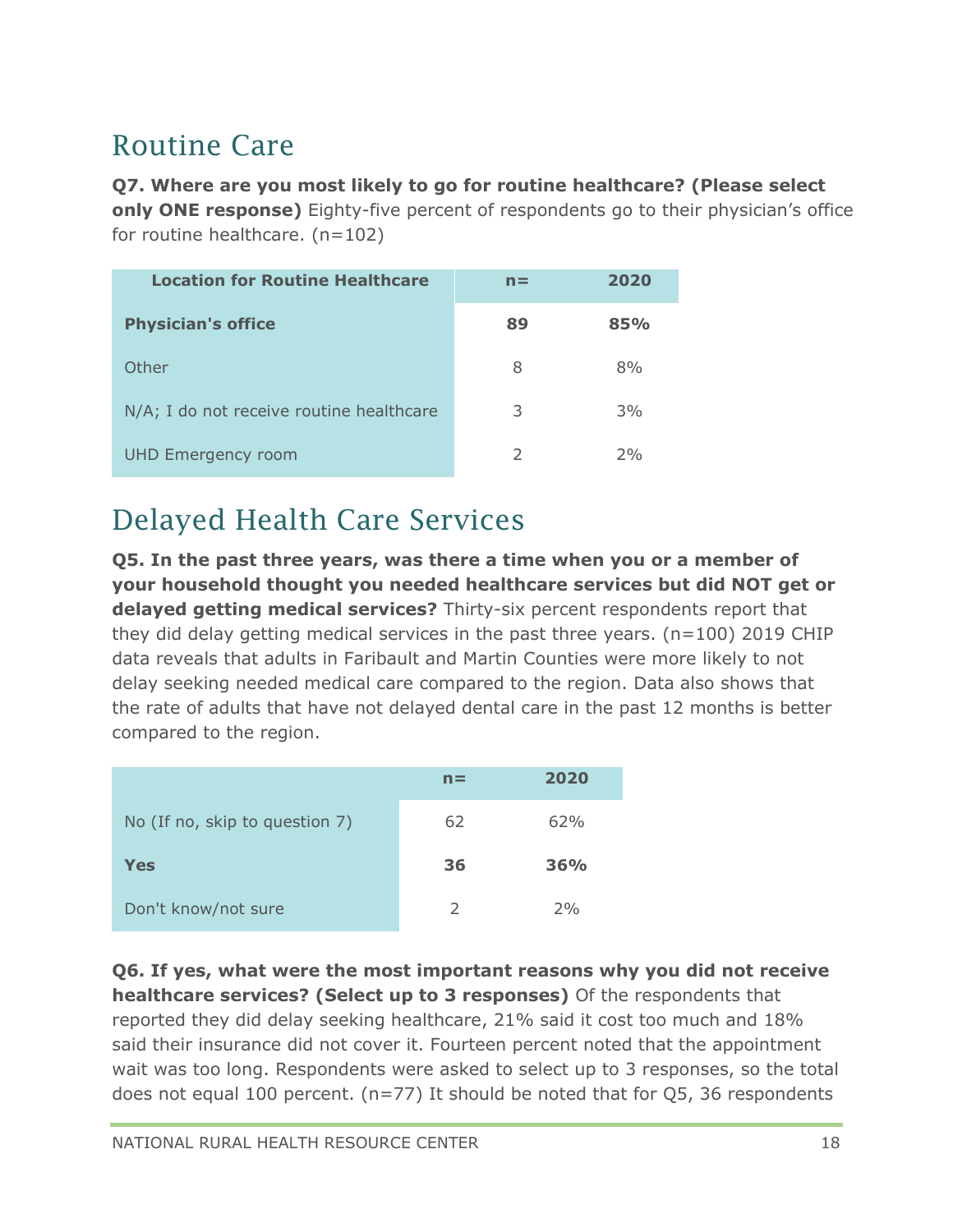## Routine Care

**Q7. Where are you most likely to go for routine healthcare? (Please select only ONE response)** Eighty-five percent of respondents go to their physician's office for routine healthcare. (n=102)

| Location for Routine Healthcare | n= | 2020 |
|---|---|---|
| **Physician's office** | **89** | **85%** |
| Other | 8 | 8% |
| N/A; I do not receive routine healthcare | 3 | 3% |
| UHD Emergency room | 2 | 2% |

## Delayed Health Care Services

**Q5. In the past three years, was there a time when you or a member of your household thought you needed healthcare services but did NOT get or delayed getting medical services?** Thirty-six percent respondents report that they did delay getting medical services in the past three years. (n=100) 2019 CHIP data reveals that adults in Faribault and Martin Counties were more likely to not delay seeking needed medical care compared to the region. Data also shows that the rate of adults that have not delayed dental care in the past 12 months is better compared to the region.

| | n= | 2020 |
|---|---|---|
| No (If no, skip to question 7) | 62 | 62% |
| **Yes** | **36** | **36%** |
| Don't know/not sure | 2 | 2% |

**Q6. If yes, what were the most important reasons why you did not receive healthcare services? (Select up to 3 responses)** Of the respondents that reported they did delay seeking healthcare, 21% said it cost too much and 18% said their insurance did not cover it. Fourteen percent noted that the appointment wait was too long. Respondents were asked to select up to 3 responses, so the total does not equal 100 percent. (n=77) It should be noted that for Q5, 36 respondents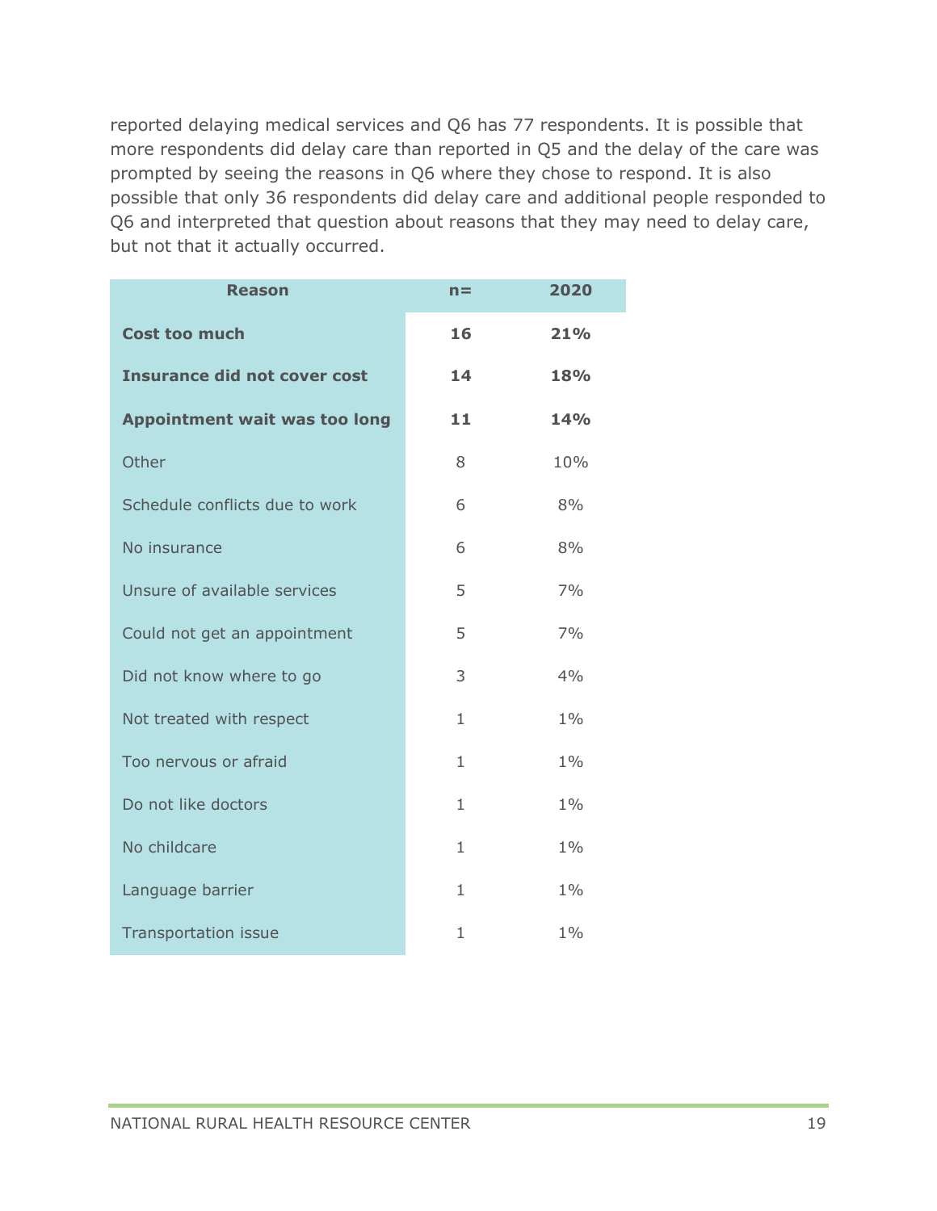reported delaying medical services and Q6 has 77 respondents. It is possible that more respondents did delay care than reported in Q5 and the delay of the care was prompted by seeing the reasons in Q6 where they chose to respond. It is also possible that only 36 respondents did delay care and additional people responded to Q6 and interpreted that question about reasons that they may need to delay care, but not that it actually occurred.

| Reason | n= | 2020 |
|---|---|---|
| **Cost too much** | **16** | **21%** |
| **Insurance did not cover cost** | **14** | **18%** |
| **Appointment wait was too long** | **11** | **14%** |
| Other | 8 | 10% |
| Schedule conflicts due to work | 6 | 8% |
| No insurance | 6 | 8% |
| Unsure of available services | 5 | 7% |
| Could not get an appointment | 5 | 7% |
| Did not know where to go | 3 | 4% |
| Not treated with respect | 1 | 1% |
| Too nervous or afraid | 1 | 1% |
| Do not like doctors | 1 | 1% |
| No childcare | 1 | 1% |
| Language barrier | 1 | 1% |
| Transportation issue | 1 | 1% |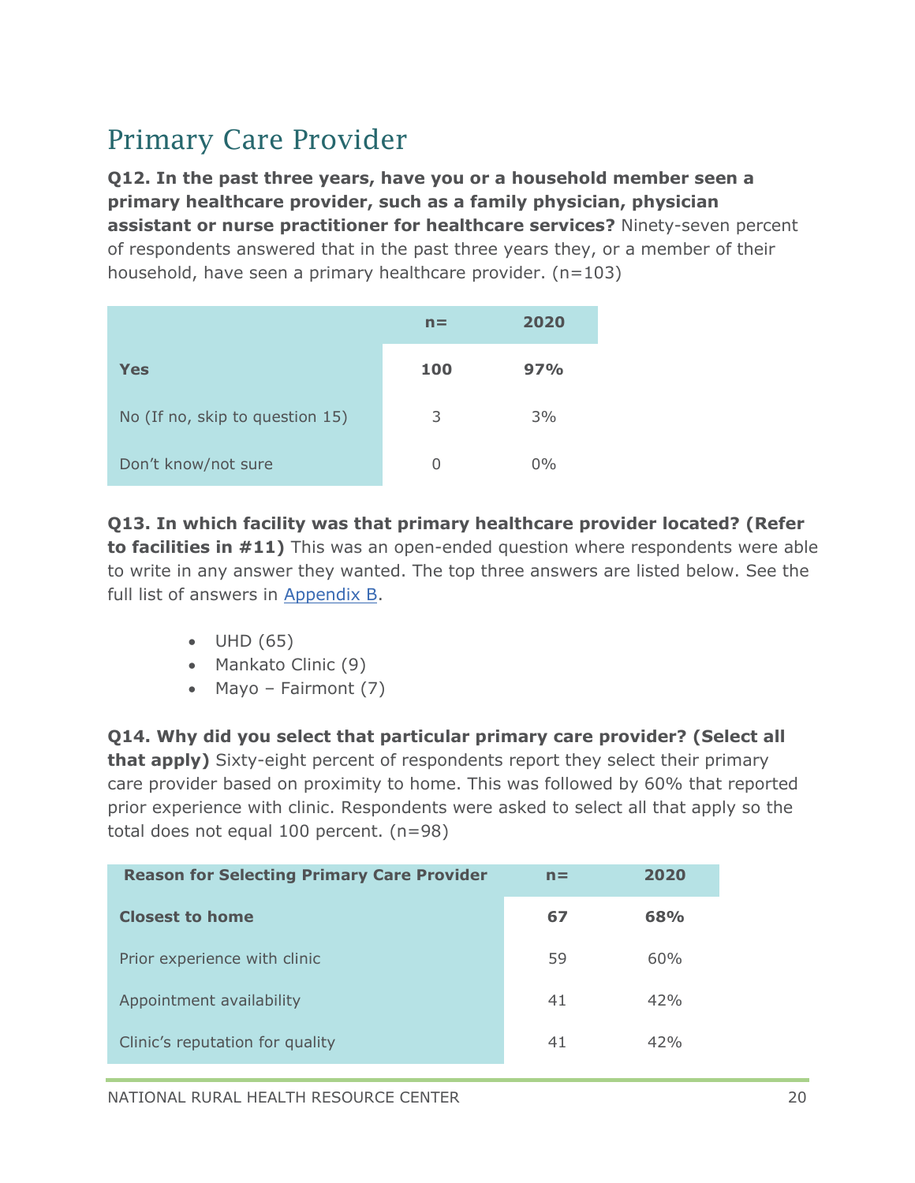## Primary Care Provider

**Q12. In the past three years, have you or a household member seen a primary healthcare provider, such as a family physician, physician assistant or nurse practitioner for healthcare services?** Ninety-seven percent of respondents answered that in the past three years they, or a member of their household, have seen a primary healthcare provider. (n=103)

| | n= | 2020 |
|---|---|---|
| **Yes** | **100** | **97%** |
| No (If no, skip to question 15) | 3 | 3% |
| Don't know/not sure | 0 | 0% |

**Q13. In which facility was that primary healthcare provider located? (Refer to facilities in #11)** This was an open-ended question where respondents were able to write in any answer they wanted. The top three answers are listed below. See the full list of answers in Appendix B.

- UHD (65)
- Mankato Clinic (9)
- Mayo – Fairmont (7)

**Q14. Why did you select that particular primary care provider? (Select all that apply)** Sixty-eight percent of respondents report they select their primary care provider based on proximity to home. This was followed by 60% that reported prior experience with clinic. Respondents were asked to select all that apply so the total does not equal 100 percent. (n=98)

| Reason for Selecting Primary Care Provider | n= | 2020 |
|---|---|---|
| **Closest to home** | **67** | **68%** |
| Prior experience with clinic | 59 | 60% |
| Appointment availability | 41 | 42% |
| Clinic's reputation for quality | 41 | 42% |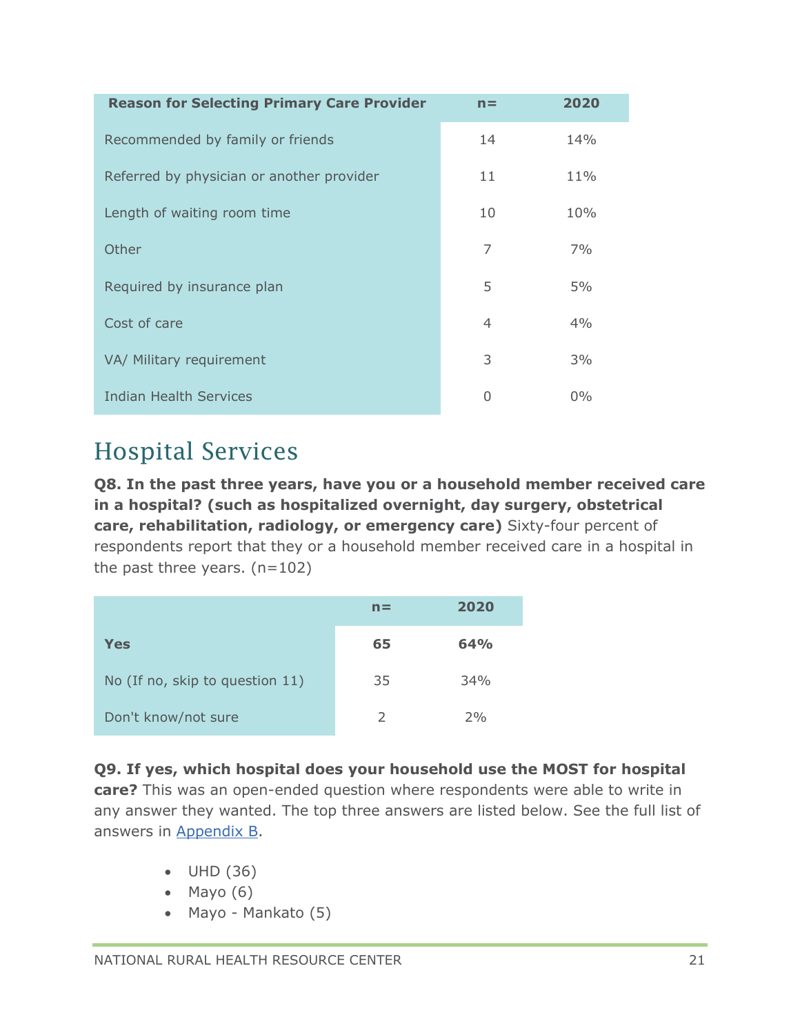| Reason for Selecting Primary Care Provider | n= | 2020 |
|---|---|---|
| Recommended by family or friends | 14 | 14% |
| Referred by physician or another provider | 11 | 11% |
| Length of waiting room time | 10 | 10% |
| Other | 7 | 7% |
| Required by insurance plan | 5 | 5% |
| Cost of care | 4 | 4% |
| VA/ Military requirement | 3 | 3% |
| Indian Health Services | 0 | 0% |

## Hospital Services

**Q8. In the past three years, have you or a household member received care in a hospital? (such as hospitalized overnight, day surgery, obstetrical care, rehabilitation, radiology, or emergency care)** Sixty-four percent of respondents report that they or a household member received care in a hospital in the past three years. (n=102)

| | n= | 2020 |
|---|---|---|
| **Yes** | **65** | **64%** |
| No (If no, skip to question 11) | 35 | 34% |
| Don't know/not sure | 2 | 2% |

**Q9. If yes, which hospital does your household use the MOST for hospital care?** This was an open-ended question where respondents were able to write in any answer they wanted. The top three answers are listed below. See the full list of answers in Appendix B.

- UHD (36)
- Mayo (6)
- Mayo - Mankato (5)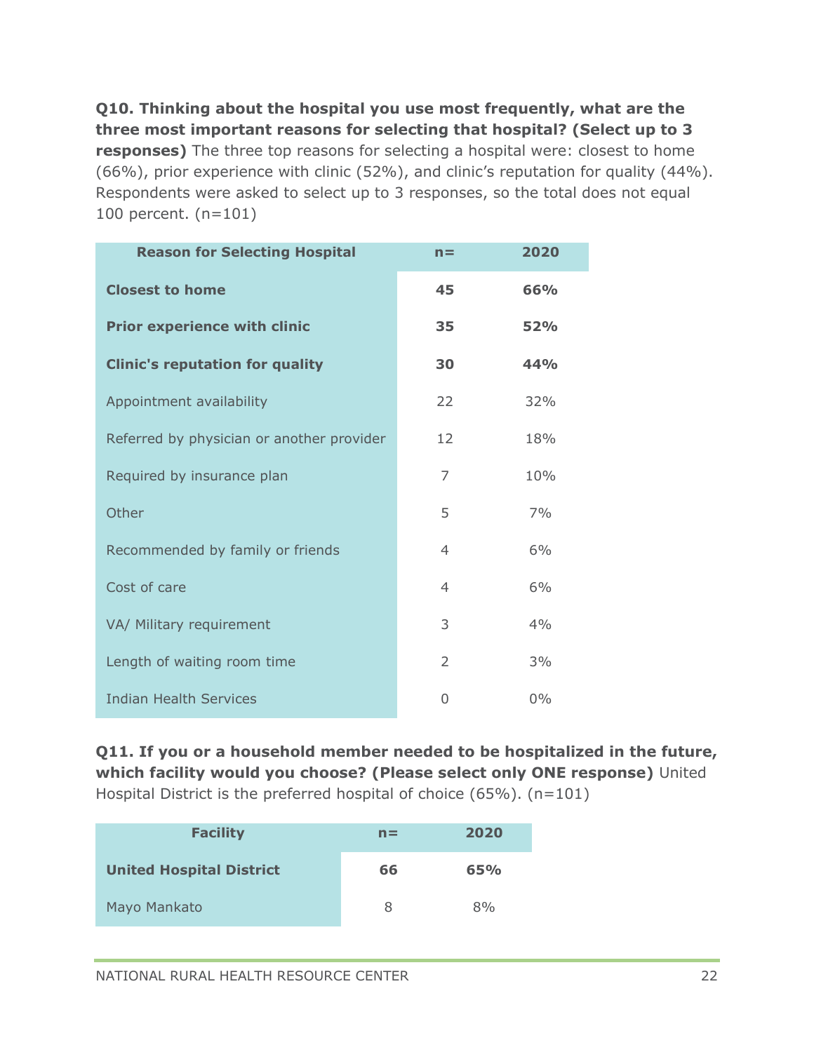**Q10. Thinking about the hospital you use most frequently, what are the three most important reasons for selecting that hospital? (Select up to 3 responses)** The three top reasons for selecting a hospital were: closest to home (66%), prior experience with clinic (52%), and clinic's reputation for quality (44%). Respondents were asked to select up to 3 responses, so the total does not equal 100 percent. (n=101)

| Reason for Selecting Hospital | n= | 2020 |
|---|---|---|
| **Closest to home** | **45** | **66%** |
| **Prior experience with clinic** | **35** | **52%** |
| **Clinic's reputation for quality** | **30** | **44%** |
| Appointment availability | 22 | 32% |
| Referred by physician or another provider | 12 | 18% |
| Required by insurance plan | 7 | 10% |
| Other | 5 | 7% |
| Recommended by family or friends | 4 | 6% |
| Cost of care | 4 | 6% |
| VA/ Military requirement | 3 | 4% |
| Length of waiting room time | 2 | 3% |
| Indian Health Services | 0 | 0% |

**Q11. If you or a household member needed to be hospitalized in the future, which facility would you choose? (Please select only ONE response)** United Hospital District is the preferred hospital of choice (65%). (n=101)

| Facility | n= | 2020 |
|---|---|---|
| **United Hospital District** | **66** | **65%** |
| Mayo Mankato | 8 | 8% |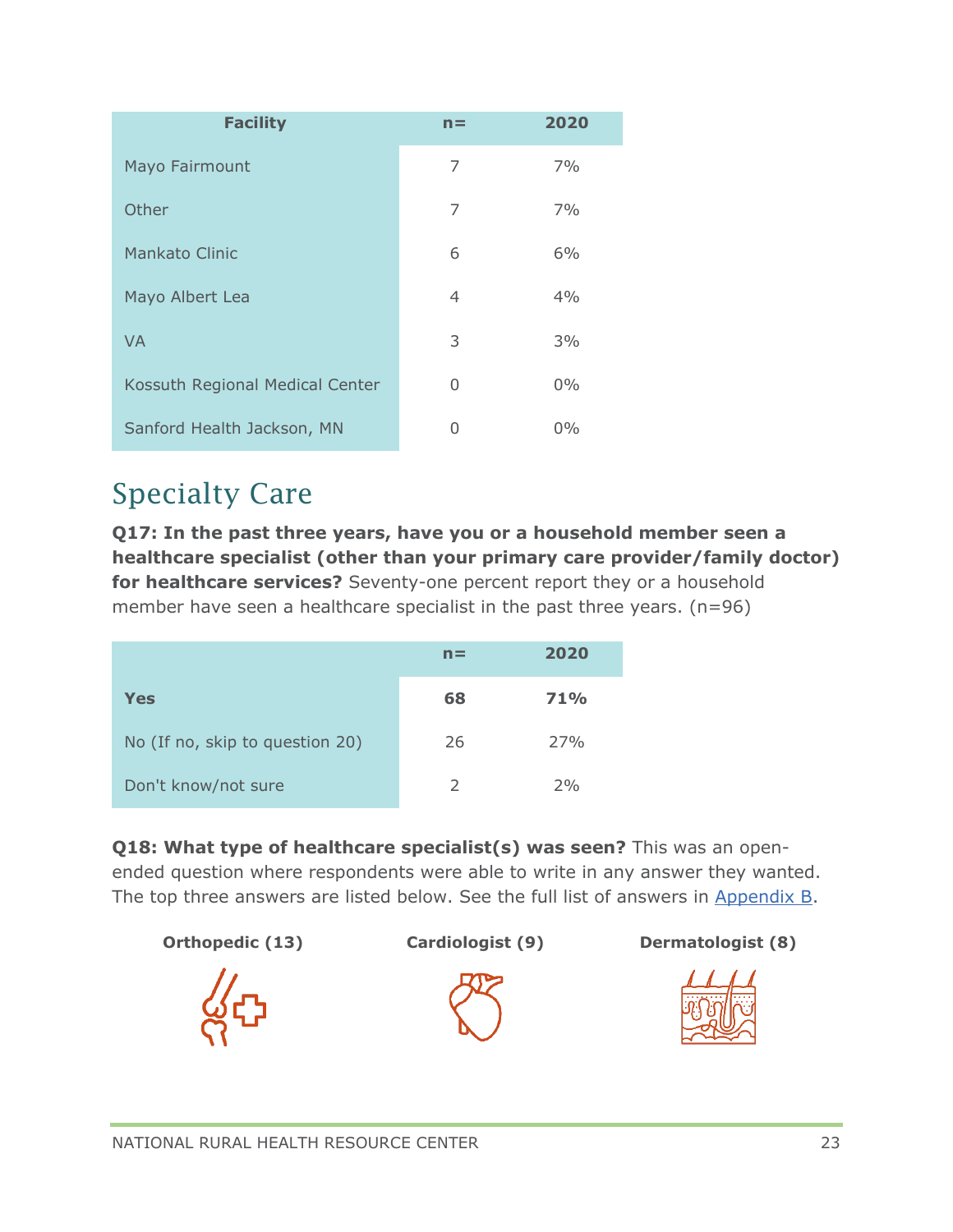| Facility | n= | 2020 |
|---|---|---|
| Mayo Fairmount | 7 | 7% |
| Other | 7 | 7% |
| Mankato Clinic | 6 | 6% |
| Mayo Albert Lea | 4 | 4% |
| VA | 3 | 3% |
| Kossuth Regional Medical Center | 0 | 0% |
| Sanford Health Jackson, MN | 0 | 0% |

## Specialty Care

**Q17: In the past three years, have you or a household member seen a healthcare specialist (other than your primary care provider/family doctor) for healthcare services?** Seventy-one percent report they or a household member have seen a healthcare specialist in the past three years. (n=96)

| | n= | 2020 |
|---|---|---|
| **Yes** | **68** | **71%** |
| No (If no, skip to question 20) | 26 | 27% |
| Don't know/not sure | 2 | 2% |

**Q18: What type of healthcare specialist(s) was seen?** This was an open-ended question where respondents were able to write in any answer they wanted. The top three answers are listed below. See the full list of answers in Appendix B.

**Orthopedic (13)** **Cardiologist (9)** **Dermatologist (8)**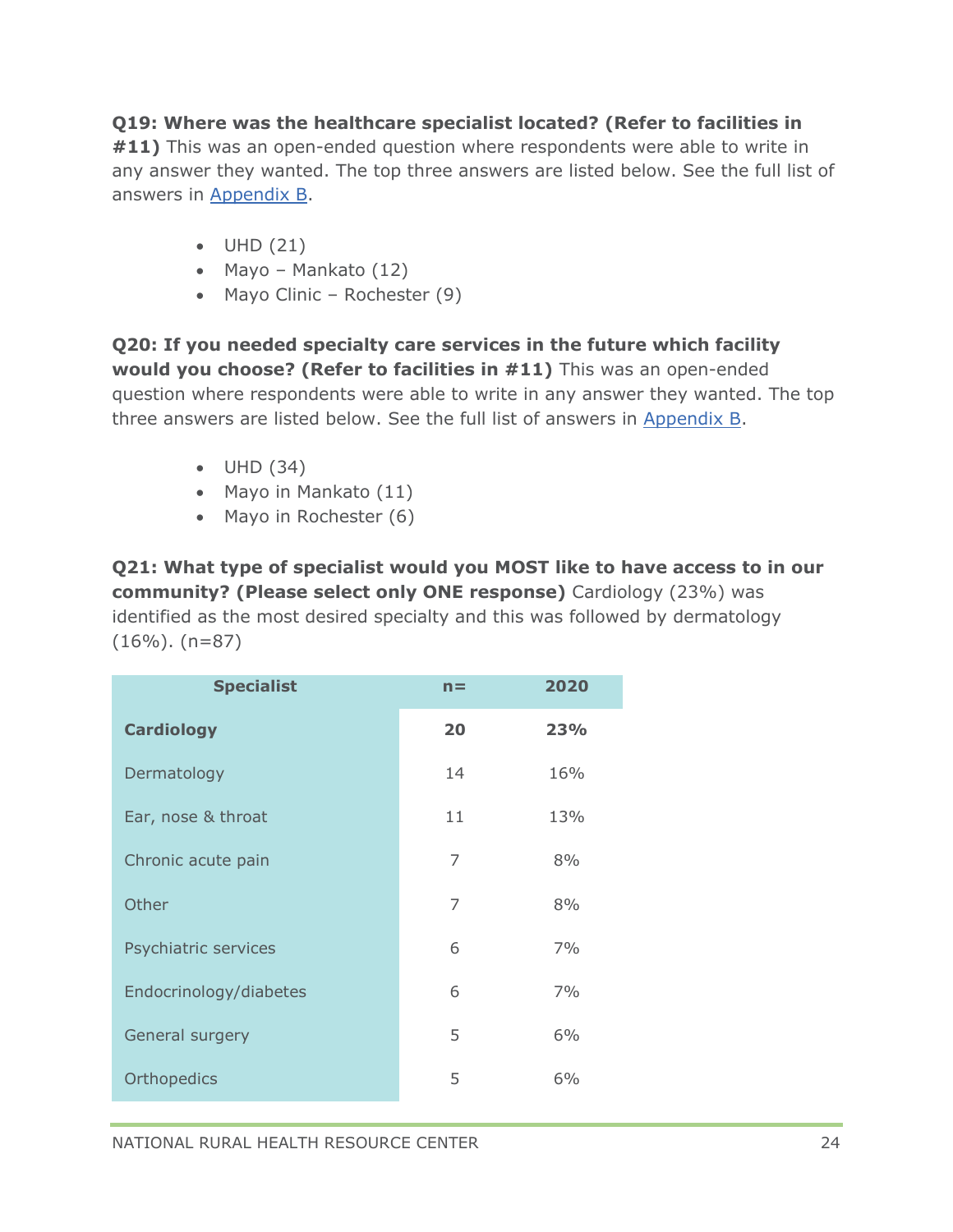**Q19: Where was the healthcare specialist located? (Refer to facilities in #11)** This was an open-ended question where respondents were able to write in any answer they wanted. The top three answers are listed below. See the full list of answers in [Appendix B](#).

- UHD (21)
- Mayo – Mankato (12)
- Mayo Clinic – Rochester (9)

**Q20: If you needed specialty care services in the future which facility would you choose? (Refer to facilities in #11)** This was an open-ended question where respondents were able to write in any answer they wanted. The top three answers are listed below. See the full list of answers in [Appendix B](#).

- UHD (34)
- Mayo in Mankato (11)
- Mayo in Rochester (6)

**Q21: What type of specialist would you MOST like to have access to in our community? (Please select only ONE response)** Cardiology (23%) was identified as the most desired specialty and this was followed by dermatology (16%). (n=87)

| Specialist | n= | 2020 |
|---|---|---|
| **Cardiology** | **20** | **23%** |
| Dermatology | 14 | 16% |
| Ear, nose & throat | 11 | 13% |
| Chronic acute pain | 7 | 8% |
| Other | 7 | 8% |
| Psychiatric services | 6 | 7% |
| Endocrinology/diabetes | 6 | 7% |
| General surgery | 5 | 6% |
| Orthopedics | 5 | 6% |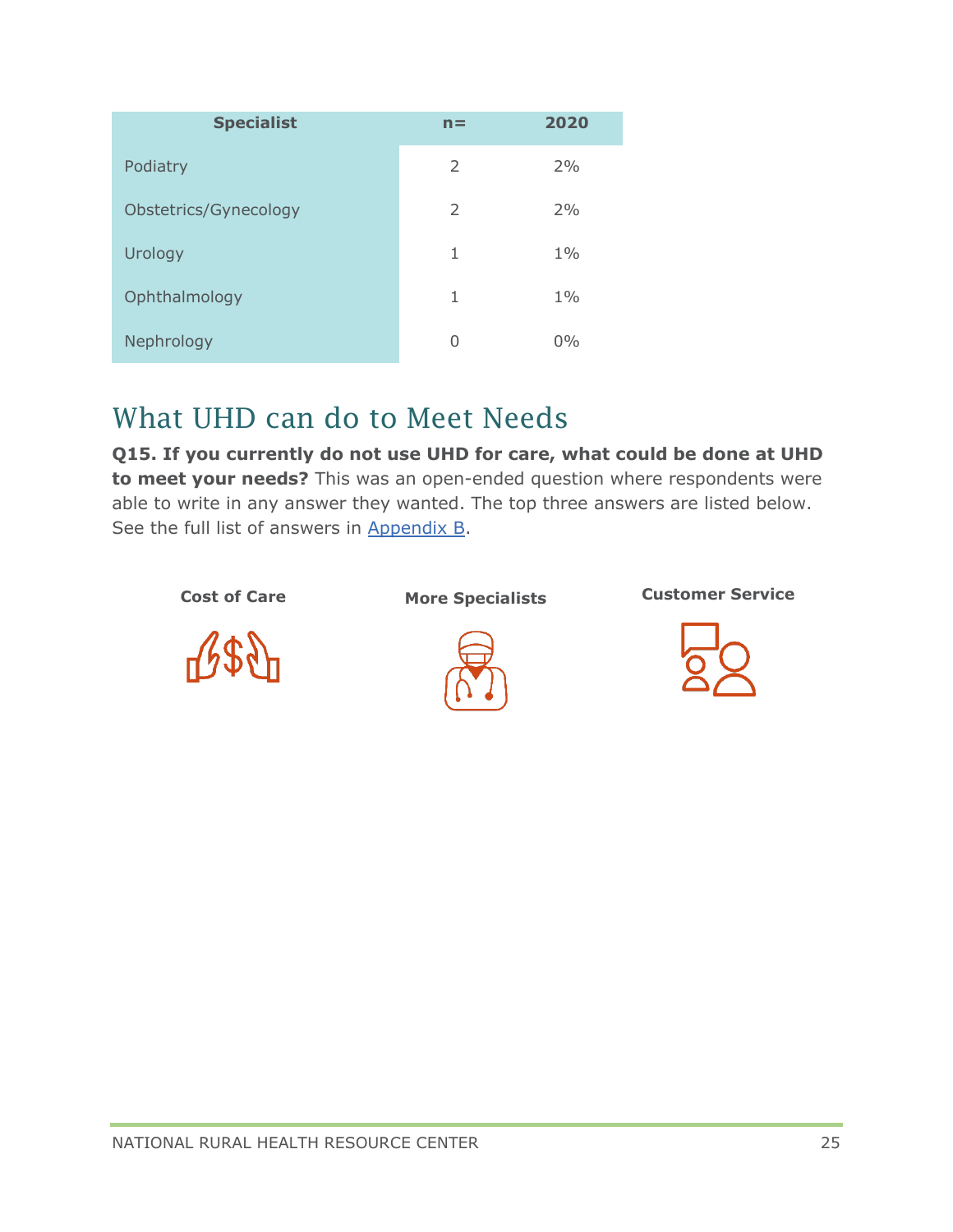| Specialist | n= | 2020 |
|---|---|---|
| Podiatry | 2 | 2% |
| Obstetrics/Gynecology | 2 | 2% |
| Urology | 1 | 1% |
| Ophthalmology | 1 | 1% |
| Nephrology | 0 | 0% |

## What UHD can do to Meet Needs

**Q15. If you currently do not use UHD for care, what could be done at UHD to meet your needs?** This was an open-ended question where respondents were able to write in any answer they wanted. The top three answers are listed below. See the full list of answers in [Appendix B](#).

**Cost of Care**

**More Specialists**

**Customer Service**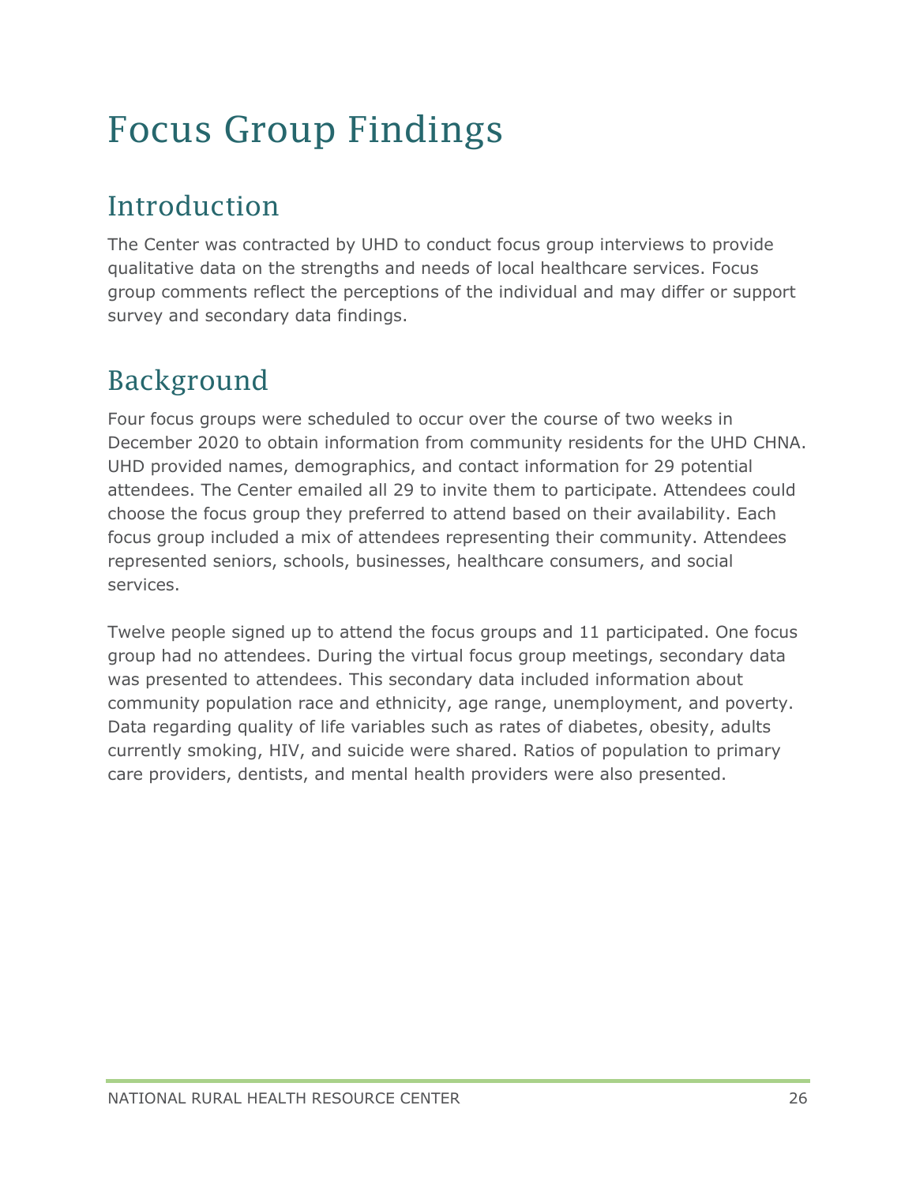# Focus Group Findings

## Introduction

The Center was contracted by UHD to conduct focus group interviews to provide qualitative data on the strengths and needs of local healthcare services. Focus group comments reflect the perceptions of the individual and may differ or support survey and secondary data findings.

## Background

Four focus groups were scheduled to occur over the course of two weeks in December 2020 to obtain information from community residents for the UHD CHNA. UHD provided names, demographics, and contact information for 29 potential attendees. The Center emailed all 29 to invite them to participate. Attendees could choose the focus group they preferred to attend based on their availability. Each focus group included a mix of attendees representing their community. Attendees represented seniors, schools, businesses, healthcare consumers, and social services.

Twelve people signed up to attend the focus groups and 11 participated. One focus group had no attendees. During the virtual focus group meetings, secondary data was presented to attendees. This secondary data included information about community population race and ethnicity, age range, unemployment, and poverty. Data regarding quality of life variables such as rates of diabetes, obesity, adults currently smoking, HIV, and suicide were shared. Ratios of population to primary care providers, dentists, and mental health providers were also presented.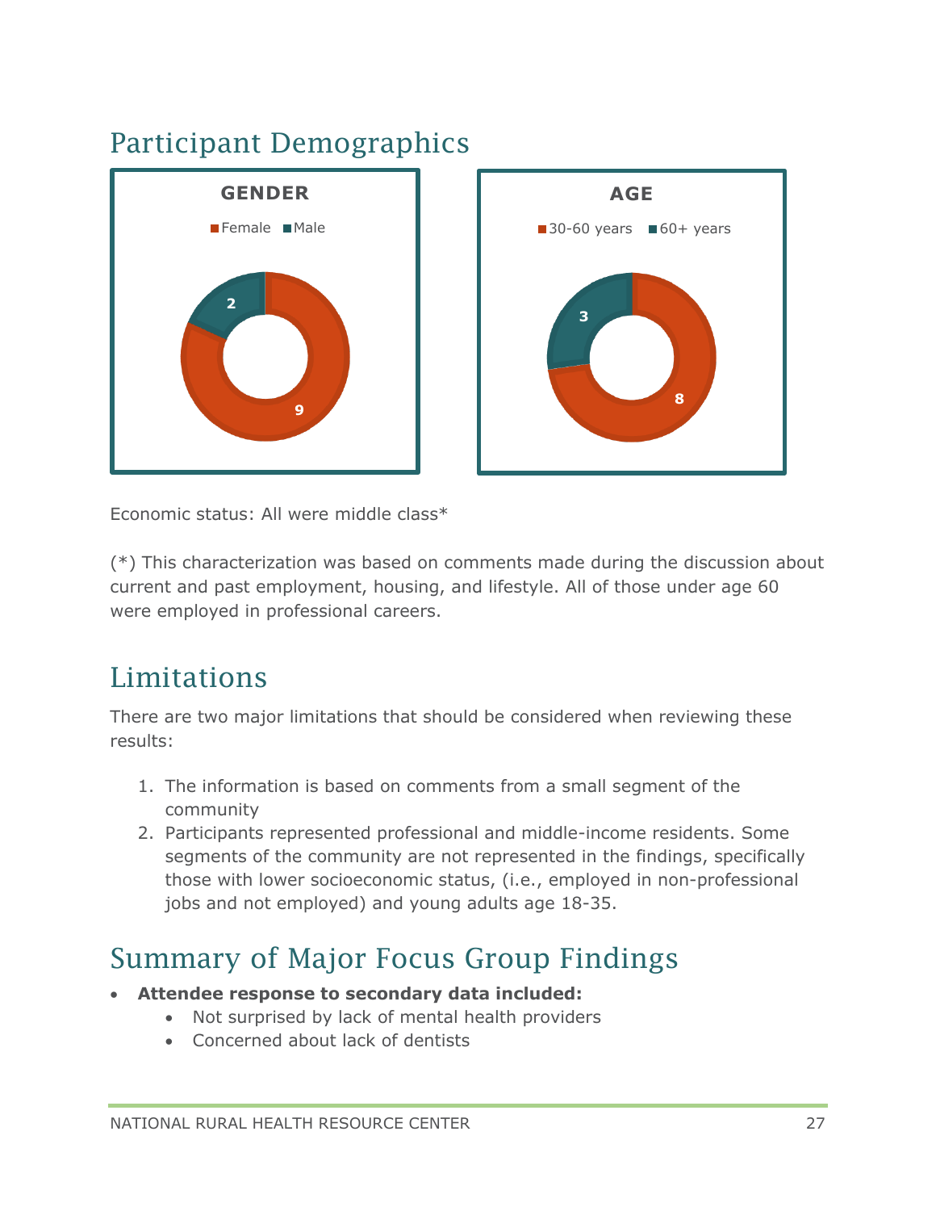## Participant Demographics

**GENDER**

Female: 9
Male: 2

**AGE**

30-60 years: 8
60+ years: 3

Economic status: All were middle class*

(*) This characterization was based on comments made during the discussion about current and past employment, housing, and lifestyle. All of those under age 60 were employed in professional careers.

## Limitations

There are two major limitations that should be considered when reviewing these results:

1. The information is based on comments from a small segment of the community
2. Participants represented professional and middle-income residents. Some segments of the community are not represented in the findings, specifically those with lower socioeconomic status, (i.e., employed in non-professional jobs and not employed) and young adults age 18-35.

## Summary of Major Focus Group Findings

- **Attendee response to secondary data included:**
  - Not surprised by lack of mental health providers
  - Concerned about lack of dentists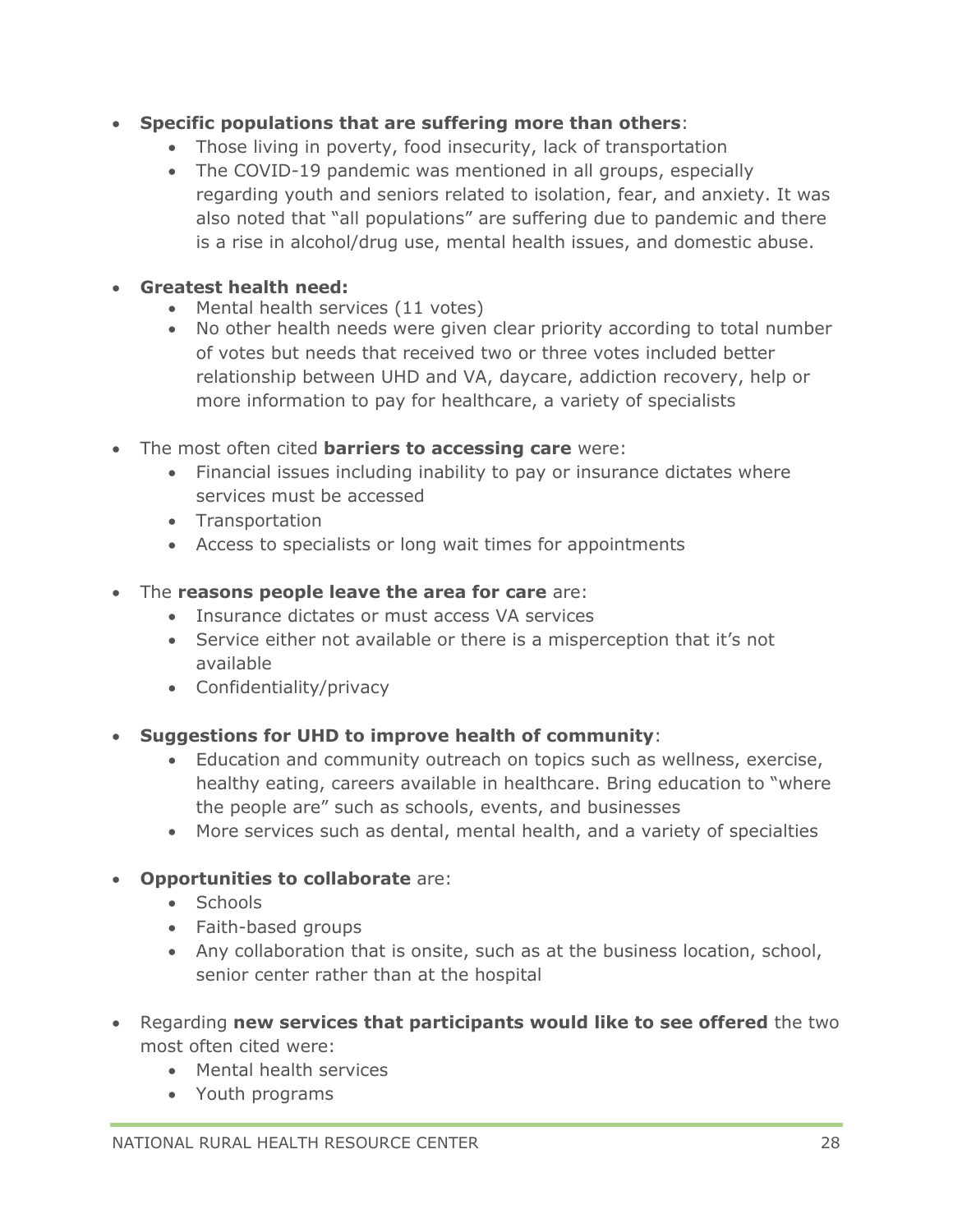- **Specific populations that are suffering more than others**:
    - Those living in poverty, food insecurity, lack of transportation
    - The COVID-19 pandemic was mentioned in all groups, especially regarding youth and seniors related to isolation, fear, and anxiety. It was also noted that "all populations" are suffering due to pandemic and there is a rise in alcohol/drug use, mental health issues, and domestic abuse.

- **Greatest health need:**
    - Mental health services (11 votes)
    - No other health needs were given clear priority according to total number of votes but needs that received two or three votes included better relationship between UHD and VA, daycare, addiction recovery, help or more information to pay for healthcare, a variety of specialists

- The most often cited **barriers to accessing care** were:
    - Financial issues including inability to pay or insurance dictates where services must be accessed
    - Transportation
    - Access to specialists or long wait times for appointments

- The **reasons people leave the area for care** are:
    - Insurance dictates or must access VA services
    - Service either not available or there is a misperception that it's not available
    - Confidentiality/privacy

- **Suggestions for UHD to improve health of community**:
    - Education and community outreach on topics such as wellness, exercise, healthy eating, careers available in healthcare. Bring education to "where the people are" such as schools, events, and businesses
    - More services such as dental, mental health, and a variety of specialties

- **Opportunities to collaborate** are:
    - Schools
    - Faith-based groups
    - Any collaboration that is onsite, such as at the business location, school, senior center rather than at the hospital

- Regarding **new services that participants would like to see offered** the two most often cited were:
    - Mental health services
    - Youth programs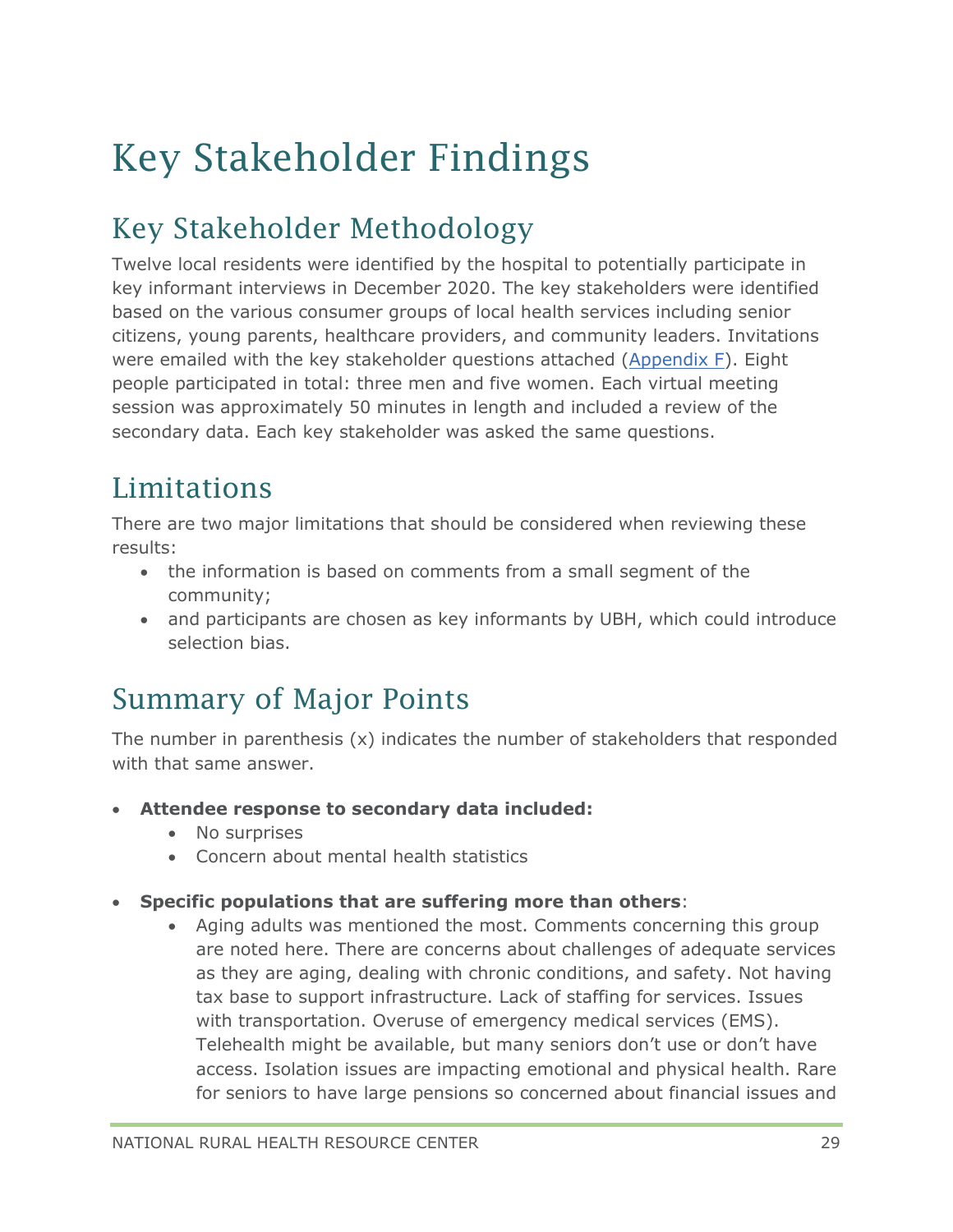# Key Stakeholder Findings

## Key Stakeholder Methodology

Twelve local residents were identified by the hospital to potentially participate in key informant interviews in December 2020. The key stakeholders were identified based on the various consumer groups of local health services including senior citizens, young parents, healthcare providers, and community leaders. Invitations were emailed with the key stakeholder questions attached ([Appendix F](#)). Eight people participated in total: three men and five women. Each virtual meeting session was approximately 50 minutes in length and included a review of the secondary data. Each key stakeholder was asked the same questions.

## Limitations

There are two major limitations that should be considered when reviewing these results:

- the information is based on comments from a small segment of the community;
- and participants are chosen as key informants by UBH, which could introduce selection bias.

## Summary of Major Points

The number in parenthesis (x) indicates the number of stakeholders that responded with that same answer.

- **Attendee response to secondary data included:**
  - No surprises
  - Concern about mental health statistics
- **Specific populations that are suffering more than others**:
  - Aging adults was mentioned the most. Comments concerning this group are noted here. There are concerns about challenges of adequate services as they are aging, dealing with chronic conditions, and safety. Not having tax base to support infrastructure. Lack of staffing for services. Issues with transportation. Overuse of emergency medical services (EMS). Telehealth might be available, but many seniors don't use or don't have access. Isolation issues are impacting emotional and physical health. Rare for seniors to have large pensions so concerned about financial issues and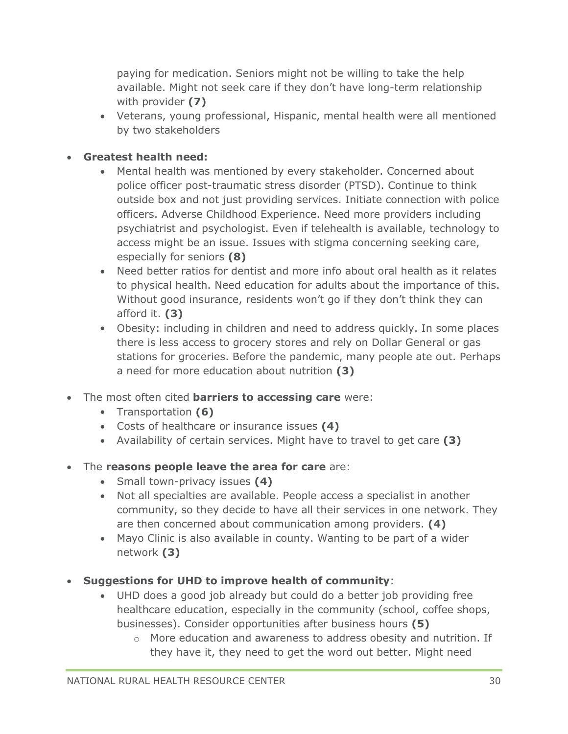paying for medication. Seniors might not be willing to take the help available. Might not seek care if they don't have long-term relationship with provider **(7)**
  - Veterans, young professional, Hispanic, mental health were all mentioned by two stakeholders

- **Greatest health need:**
  - Mental health was mentioned by every stakeholder. Concerned about police officer post-traumatic stress disorder (PTSD). Continue to think outside box and not just providing services. Initiate connection with police officers. Adverse Childhood Experience. Need more providers including psychiatrist and psychologist. Even if telehealth is available, technology to access might be an issue. Issues with stigma concerning seeking care, especially for seniors **(8)**
  - Need better ratios for dentist and more info about oral health as it relates to physical health. Need education for adults about the importance of this. Without good insurance, residents won't go if they don't think they can afford it. **(3)**
  - Obesity: including in children and need to address quickly. In some places there is less access to grocery stores and rely on Dollar General or gas stations for groceries. Before the pandemic, many people ate out. Perhaps a need for more education about nutrition **(3)**

- The most often cited **barriers to accessing care** were:
  - Transportation **(6)**
  - Costs of healthcare or insurance issues **(4)**
  - Availability of certain services. Might have to travel to get care **(3)**

- The **reasons people leave the area for care** are:
  - Small town-privacy issues **(4)**
  - Not all specialties are available. People access a specialist in another community, so they decide to have all their services in one network. They are then concerned about communication among providers. **(4)**
  - Mayo Clinic is also available in county. Wanting to be part of a wider network **(3)**

- **Suggestions for UHD to improve health of community**:
  - UHD does a good job already but could do a better job providing free healthcare education, especially in the community (school, coffee shops, businesses). Consider opportunities after business hours **(5)**
    - More education and awareness to address obesity and nutrition. If they have it, they need to get the word out better. Might need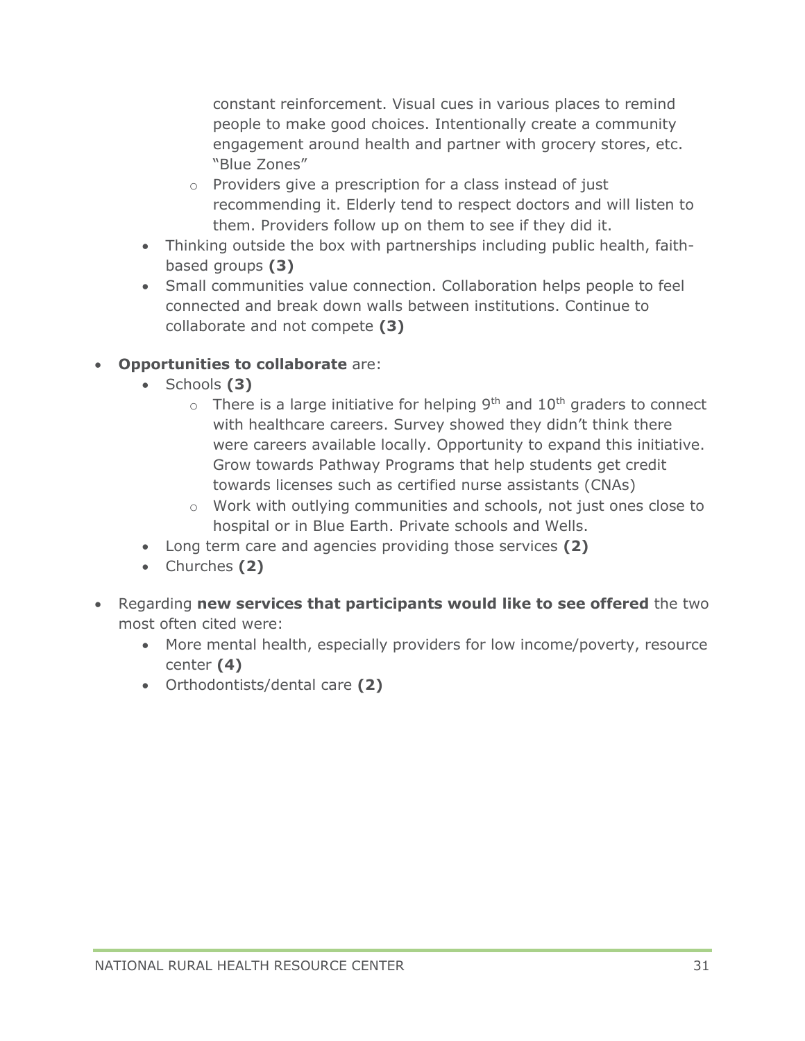constant reinforcement. Visual cues in various places to remind people to make good choices. Intentionally create a community engagement around health and partner with grocery stores, etc. "Blue Zones"
    - Providers give a prescription for a class instead of just recommending it. Elderly tend to respect doctors and will listen to them. Providers follow up on them to see if they did it.
  - Thinking outside the box with partnerships including public health, faith-based groups **(3)**
  - Small communities value connection. Collaboration helps people to feel connected and break down walls between institutions. Continue to collaborate and not compete **(3)**

- **Opportunities to collaborate** are:
  - Schools **(3)**
    - There is a large initiative for helping 9th and 10th graders to connect with healthcare careers. Survey showed they didn't think there were careers available locally. Opportunity to expand this initiative. Grow towards Pathway Programs that help students get credit towards licenses such as certified nurse assistants (CNAs)
    - Work with outlying communities and schools, not just ones close to hospital or in Blue Earth. Private schools and Wells.
  - Long term care and agencies providing those services **(2)**
  - Churches **(2)**

- Regarding **new services that participants would like to see offered** the two most often cited were:
  - More mental health, especially providers for low income/poverty, resource center **(4)**
  - Orthodontists/dental care **(2)**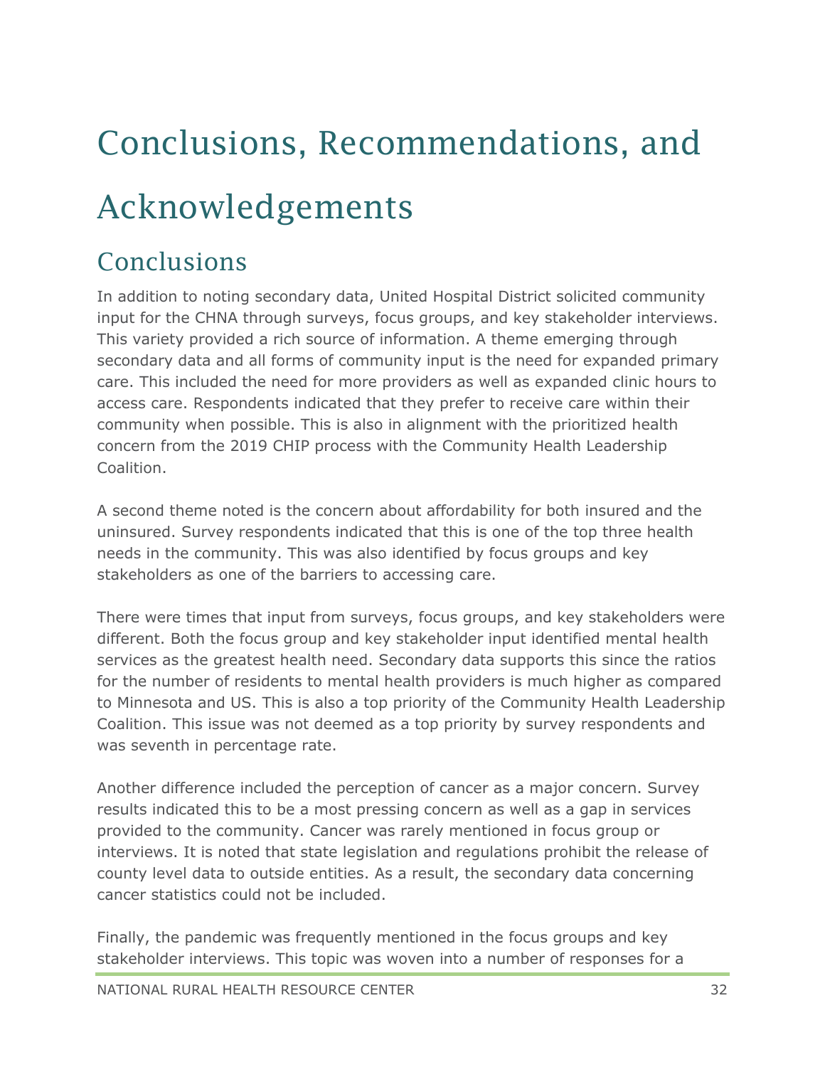# Conclusions, Recommendations, and Acknowledgements

## Conclusions

In addition to noting secondary data, United Hospital District solicited community input for the CHNA through surveys, focus groups, and key stakeholder interviews. This variety provided a rich source of information. A theme emerging through secondary data and all forms of community input is the need for expanded primary care. This included the need for more providers as well as expanded clinic hours to access care. Respondents indicated that they prefer to receive care within their community when possible. This is also in alignment with the prioritized health concern from the 2019 CHIP process with the Community Health Leadership Coalition.

A second theme noted is the concern about affordability for both insured and the uninsured. Survey respondents indicated that this is one of the top three health needs in the community. This was also identified by focus groups and key stakeholders as one of the barriers to accessing care.

There were times that input from surveys, focus groups, and key stakeholders were different. Both the focus group and key stakeholder input identified mental health services as the greatest health need. Secondary data supports this since the ratios for the number of residents to mental health providers is much higher as compared to Minnesota and US. This is also a top priority of the Community Health Leadership Coalition. This issue was not deemed as a top priority by survey respondents and was seventh in percentage rate.

Another difference included the perception of cancer as a major concern. Survey results indicated this to be a most pressing concern as well as a gap in services provided to the community. Cancer was rarely mentioned in focus group or interviews. It is noted that state legislation and regulations prohibit the release of county level data to outside entities. As a result, the secondary data concerning cancer statistics could not be included.

Finally, the pandemic was frequently mentioned in the focus groups and key stakeholder interviews. This topic was woven into a number of responses for a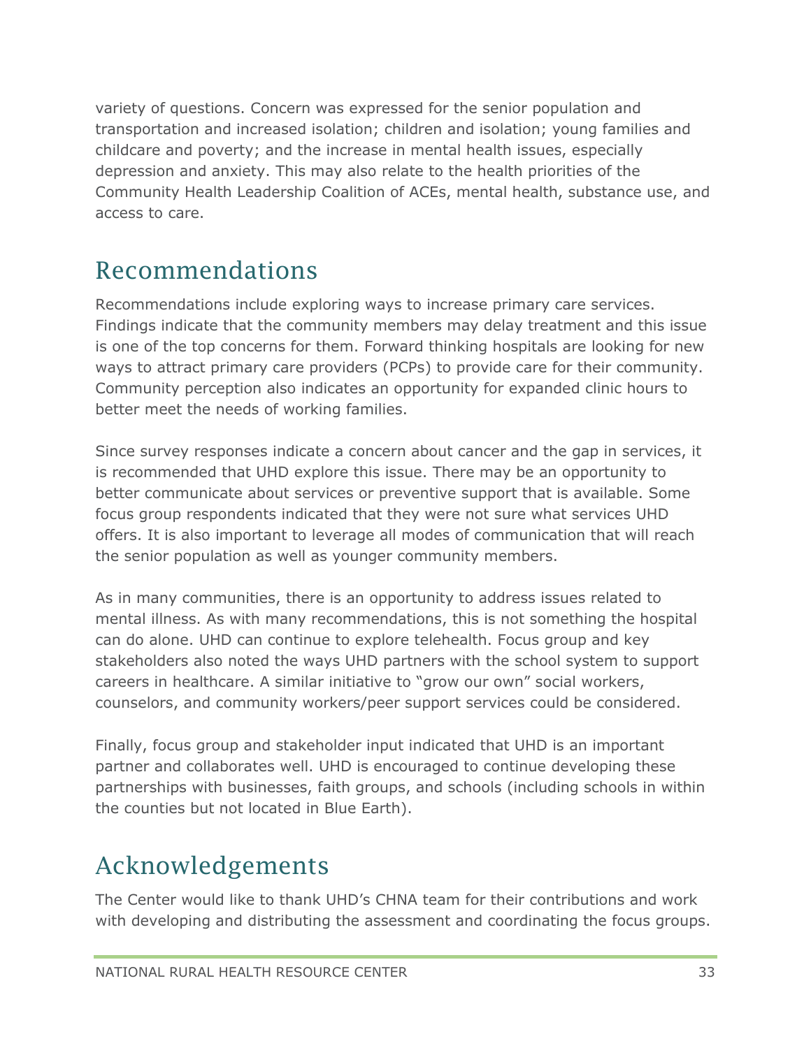variety of questions. Concern was expressed for the senior population and transportation and increased isolation; children and isolation; young families and childcare and poverty; and the increase in mental health issues, especially depression and anxiety. This may also relate to the health priorities of the Community Health Leadership Coalition of ACEs, mental health, substance use, and access to care.

## Recommendations

Recommendations include exploring ways to increase primary care services. Findings indicate that the community members may delay treatment and this issue is one of the top concerns for them. Forward thinking hospitals are looking for new ways to attract primary care providers (PCPs) to provide care for their community. Community perception also indicates an opportunity for expanded clinic hours to better meet the needs of working families.

Since survey responses indicate a concern about cancer and the gap in services, it is recommended that UHD explore this issue. There may be an opportunity to better communicate about services or preventive support that is available. Some focus group respondents indicated that they were not sure what services UHD offers. It is also important to leverage all modes of communication that will reach the senior population as well as younger community members.

As in many communities, there is an opportunity to address issues related to mental illness. As with many recommendations, this is not something the hospital can do alone. UHD can continue to explore telehealth. Focus group and key stakeholders also noted the ways UHD partners with the school system to support careers in healthcare. A similar initiative to "grow our own" social workers, counselors, and community workers/peer support services could be considered.

Finally, focus group and stakeholder input indicated that UHD is an important partner and collaborates well. UHD is encouraged to continue developing these partnerships with businesses, faith groups, and schools (including schools in within the counties but not located in Blue Earth).

## Acknowledgements

The Center would like to thank UHD's CHNA team for their contributions and work with developing and distributing the assessment and coordinating the focus groups.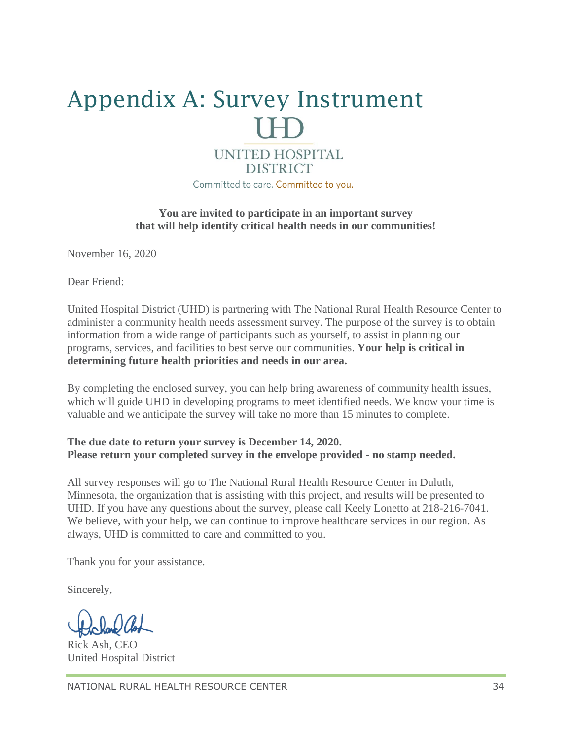# Appendix A: Survey Instrument

UHD

UNITED HOSPITAL DISTRICT

Committed to care. Committed to you.

**You are invited to participate in an important survey that will help identify critical health needs in our communities!**

November 16, 2020

Dear Friend:

United Hospital District (UHD) is partnering with The National Rural Health Resource Center to administer a community health needs assessment survey. The purpose of the survey is to obtain information from a wide range of participants such as yourself, to assist in planning our programs, services, and facilities to best serve our communities. **Your help is critical in determining future health priorities and needs in our area.**

By completing the enclosed survey, you can help bring awareness of community health issues, which will guide UHD in developing programs to meet identified needs. We know your time is valuable and we anticipate the survey will take no more than 15 minutes to complete.

**The due date to return your survey is December 14, 2020.**
**Please return your completed survey in the envelope provided - no stamp needed.**

All survey responses will go to The National Rural Health Resource Center in Duluth, Minnesota, the organization that is assisting with this project, and results will be presented to UHD. If you have any questions about the survey, please call Keely Lonetto at 218-216-7041. We believe, with your help, we can continue to improve healthcare services in our region. As always, UHD is committed to care and committed to you.

Thank you for your assistance.

Sincerely,

Rick Ash, CEO
United Hospital District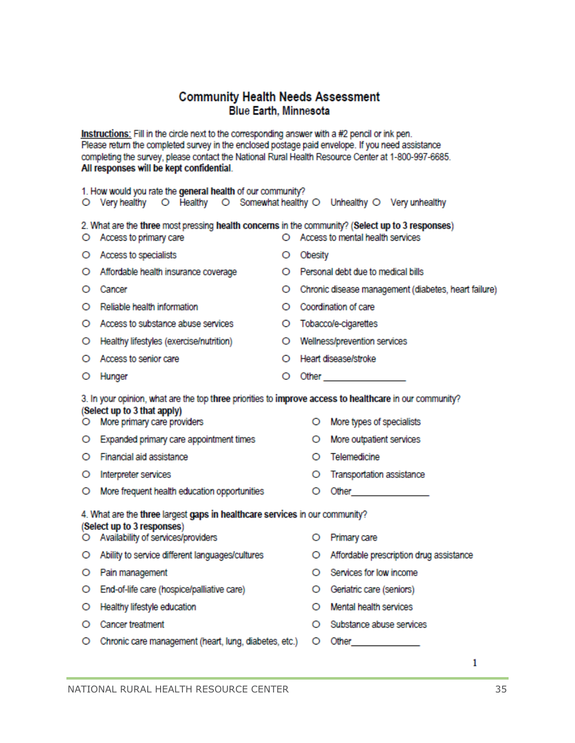## Community Health Needs Assessment
### Blue Earth, Minnesota

**Instructions:** Fill in the circle next to the corresponding answer with a #2 pencil or ink pen. Please return the completed survey in the enclosed postage paid envelope. If you need assistance completing the survey, please contact the National Rural Health Resource Center at 1-800-997-6685. **All responses will be kept confidential.**

1. How would you rate the **general health** of our community?

○ Very healthy ○ Healthy ○ Somewhat healthy ○ Unhealthy ○ Very unhealthy

2. What are the **three** most pressing **health concerns** in the community? (**Select up to 3 responses**)

- ○ Access to primary care
- ○ Access to specialists
- ○ Affordable health insurance coverage
- ○ Cancer
- ○ Reliable health information
- ○ Access to substance abuse services
- ○ Healthy lifestyles (exercise/nutrition)
- ○ Access to senior care
- ○ Hunger
- ○ Access to mental health services
- ○ Obesity
- ○ Personal debt due to medical bills
- ○ Chronic disease management (diabetes, heart failure)
- ○ Coordination of care
- ○ Tobacco/e-cigarettes
- ○ Wellness/prevention services
- ○ Heart disease/stroke
- ○ Other _______________

3. In your opinion, what are the top **three** priorities to **improve access to healthcare** in our community? (**Select up to 3 that apply)**

- ○ More primary care providers
- ○ Expanded primary care appointment times
- ○ Financial aid assistance
- ○ Interpreter services
- ○ More frequent health education opportunities
- ○ More types of specialists
- ○ More outpatient services
- ○ Telemedicine
- ○ Transportation assistance
- ○ Other_______________

4. What are the **three** largest **gaps in healthcare services** in our community? (**Select up to 3 responses**)

- ○ Availability of services/providers
- ○ Ability to service different languages/cultures
- ○ Pain management
- ○ End-of-life care (hospice/palliative care)
- ○ Healthy lifestyle education
- ○ Cancer treatment
- ○ Chronic care management (heart, lung, diabetes, etc.)
- ○ Primary care
- ○ Affordable prescription drug assistance
- ○ Services for low income
- ○ Geriatric care (seniors)
- ○ Mental health services
- ○ Substance abuse services
- ○ Other_______________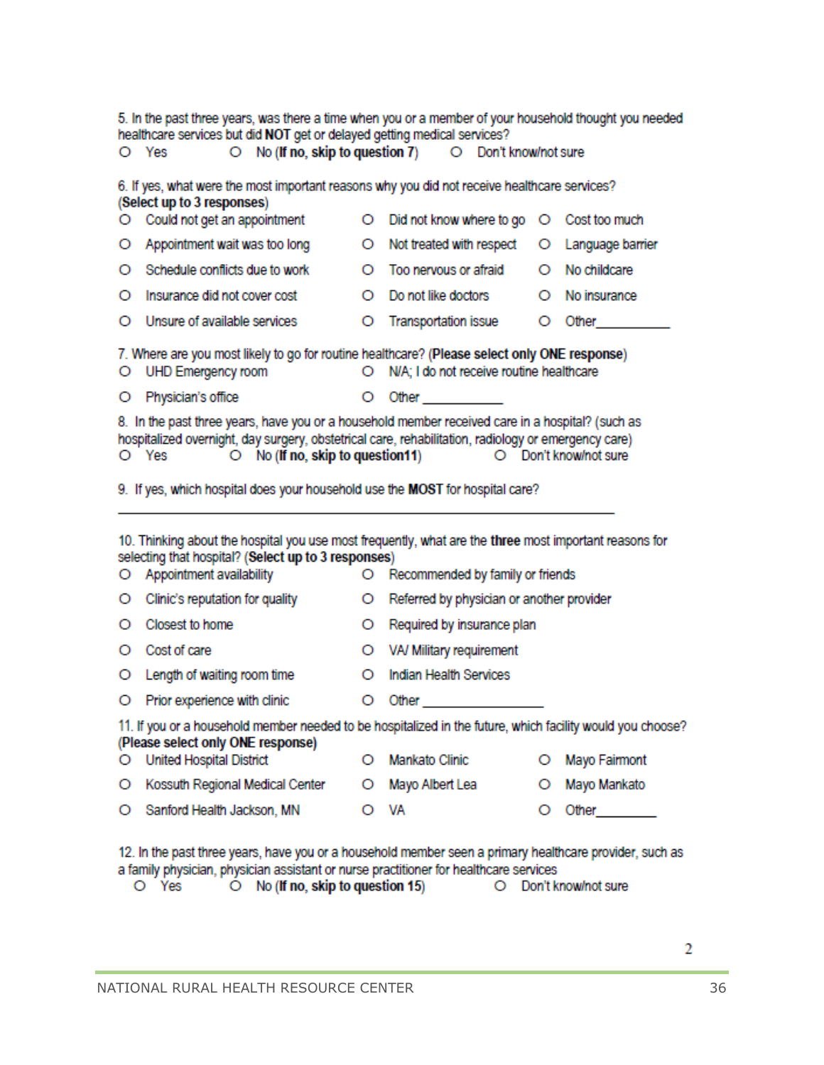5. In the past three years, was there a time when you or a member of your household thought you needed healthcare services but did **NOT** get or delayed getting medical services?

- O Yes
- O No (**If no, skip to question 7**)
- O Don't know/not sure

6. If yes, what were the most important reasons why you did not receive healthcare services? (**Select up to 3 responses**)

- O Could not get an appointment
- O Appointment wait was too long
- O Schedule conflicts due to work
- O Insurance did not cover cost
- O Unsure of available services
- O Did not know where to go
- O Not treated with respect
- O Too nervous or afraid
- O Do not like doctors
- O Transportation issue
- O Cost too much
- O Language barrier
- O No childcare
- O No insurance
- O Other__________

7. Where are you most likely to go for routine healthcare? (**Please select only ONE response**)

- O UHD Emergency room
- O Physician's office
- O N/A; I do not receive routine healthcare
- O Other __________

8. In the past three years, have you or a household member received care in a hospital? (such as hospitalized overnight, day surgery, obstetrical care, rehabilitation, radiology or emergency care)

- O Yes
- O No (**If no, skip to question11**)
- O Don't know/not sure

9. If yes, which hospital does your household use the **MOST** for hospital care?

______________________________________________________________

10. Thinking about the hospital you use most frequently, what are the **three** most important reasons for selecting that hospital? (**Select up to 3 responses**)

- O Appointment availability
- O Clinic's reputation for quality
- O Closest to home
- O Cost of care
- O Length of waiting room time
- O Prior experience with clinic
- O Recommended by family or friends
- O Referred by physician or another provider
- O Required by insurance plan
- O VA/ Military requirement
- O Indian Health Services
- O Other ________________

11. If you or a household member needed to be hospitalized in the future, which facility would you choose? (**Please select only ONE response**)

- O United Hospital District
- O Kossuth Regional Medical Center
- O Sanford Health Jackson, MN
- O Mankato Clinic
- O Mayo Albert Lea
- O VA
- O Mayo Fairmont
- O Mayo Mankato
- O Other________

12. In the past three years, have you or a household member seen a primary healthcare provider, such as a family physician, physician assistant or nurse practitioner for healthcare services

- O Yes
- O No (**If no, skip to question 15**)
- O Don't know/not sure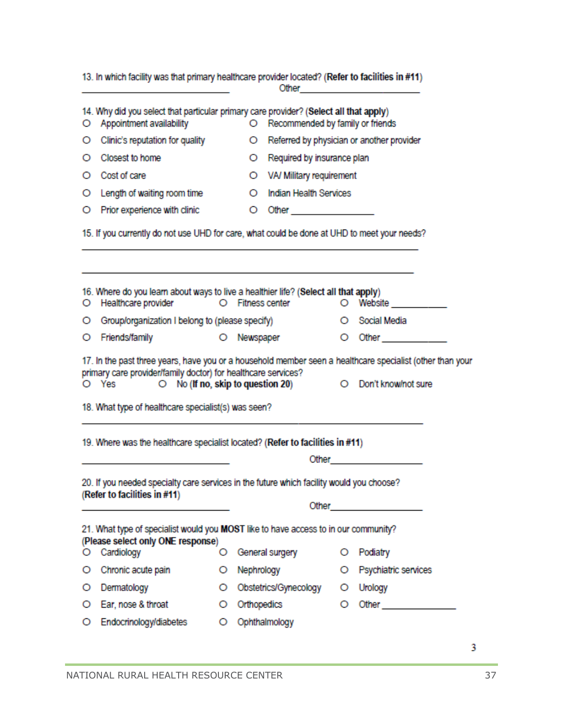13. In which facility was that primary healthcare provider located? (**Refer to facilities in #11**)

_______________________ Other_________________

14. Why did you select that particular primary care provider? (**Select all that apply**)

- O Appointment availability
- O Clinic's reputation for quality
- O Closest to home
- O Cost of care
- O Length of waiting room time
- O Prior experience with clinic
- O Recommended by family or friends
- O Referred by physician or another provider
- O Required by insurance plan
- O VA/ Military requirement
- O Indian Health Services
- O Other _______________

15. If you currently do not use UHD for care, what could be done at UHD to meet your needs?

_____________________________________________________

_____________________________________________________

16. Where do you learn about ways to live a healthier life? (**Select all that apply**)

- O Healthcare provider
- O Fitness center
- O Website __________
- O Group/organization I belong to (please specify)
- O Social Media
- O Friends/family
- O Newspaper
- O Other ___________

17. In the past three years, have you or a household member seen a healthcare specialist (other than your primary care provider/family doctor) for healthcare services?

- O Yes
- O No (**If no, skip to question 20**)
- O Don't know/not sure

18. What type of healthcare specialist(s) was seen?

_____________________________________________________

19. Where was the healthcare specialist located? (**Refer to facilities in #11**)

_______________________ Other_________________

20. If you needed specialty care services in the future which facility would you choose? (**Refer to facilities in #11**)

_______________________ Other_________________

21. What type of specialist would you **MOST** like to have access to in our community? (**Please select only ONE response**)

- O Cardiology
- O Chronic acute pain
- O Dermatology
- O Ear, nose & throat
- O Endocrinology/diabetes
- O General surgery
- O Nephrology
- O Obstetrics/Gynecology
- O Orthopedics
- O Ophthalmology
- O Podiatry
- O Psychiatric services
- O Urology
- O Other _____________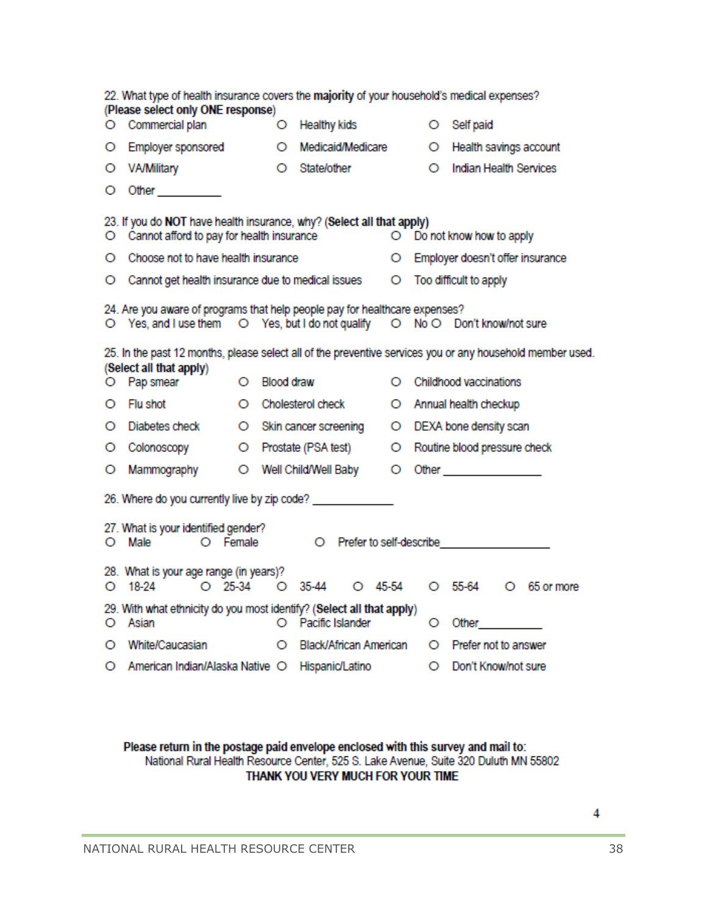22. What type of health insurance covers the **majority** of your household's medical expenses? (**Please select only ONE response**)

- O Commercial plan
- O Healthy kids
- O Self paid
- O Employer sponsored
- O Medicaid/Medicare
- O Health savings account
- O VA/Military
- O State/other
- O Indian Health Services
- O Other __________

23. If you do **NOT** have health insurance, why? (**Select all that apply**)

- O Cannot afford to pay for health insurance
- O Do not know how to apply
- O Choose not to have health insurance
- O Employer doesn't offer insurance
- O Cannot get health insurance due to medical issues
- O Too difficult to apply

24. Are you aware of programs that help people pay for healthcare expenses?

O Yes, and I use them O Yes, but I do not qualify O No O Don't know/not sure

25. In the past 12 months, please select all of the preventive services you or any household member used. (**Select all that apply**)

- O Pap smear
- O Blood draw
- O Childhood vaccinations
- O Flu shot
- O Cholesterol check
- O Annual health checkup
- O Diabetes check
- O Skin cancer screening
- O DEXA bone density scan
- O Colonoscopy
- O Prostate (PSA test)
- O Routine blood pressure check
- O Mammography
- O Well Child/Well Baby
- O Other ______________

26. Where do you currently live by zip code? ____________

27. What is your identified gender?

O Male O Female O Prefer to self-describe________________

28. What is your age range (in years)?

O 18-24 O 25-34 O 35-44 O 45-54 O 55-64 O 65 or more

29. With what ethnicity do you most identify? (**Select all that apply**)

- O Asian
- O Pacific Islander
- O Other__________
- O White/Caucasian
- O Black/African American
- O Prefer not to answer
- O American Indian/Alaska Native
- O Hispanic/Latino
- O Don't Know/not sure

**Please return in the postage paid envelope enclosed with this survey and mail to:**
National Rural Health Resource Center, 525 S. Lake Avenue, Suite 320 Duluth MN 55802
**THANK YOU VERY MUCH FOR YOUR TIME**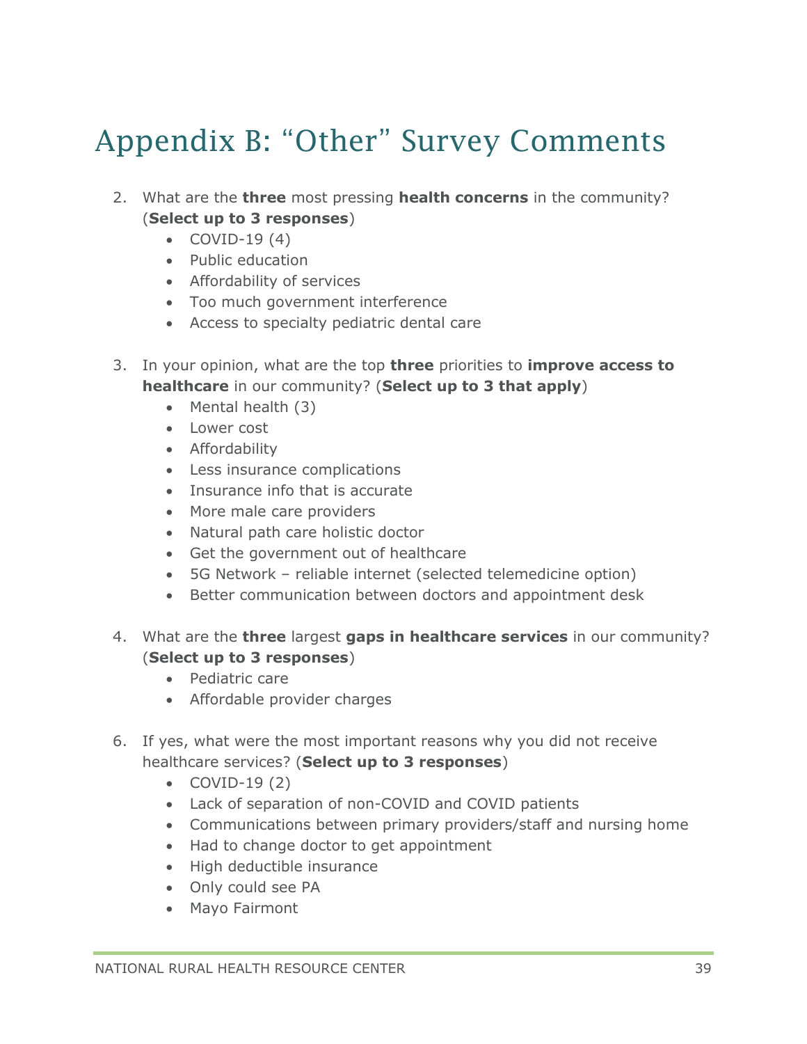# Appendix B: "Other" Survey Comments

2. What are the **three** most pressing **health concerns** in the community? (**Select up to 3 responses**)
    - COVID-19 (4)
    - Public education
    - Affordability of services
    - Too much government interference
    - Access to specialty pediatric dental care

3. In your opinion, what are the top **three** priorities to **improve access to healthcare** in our community? (**Select up to 3 that apply**)
    - Mental health (3)
    - Lower cost
    - Affordability
    - Less insurance complications
    - Insurance info that is accurate
    - More male care providers
    - Natural path care holistic doctor
    - Get the government out of healthcare
    - 5G Network – reliable internet (selected telemedicine option)
    - Better communication between doctors and appointment desk

4. What are the **three** largest **gaps in healthcare services** in our community? (**Select up to 3 responses**)
    - Pediatric care
    - Affordable provider charges

6. If yes, what were the most important reasons why you did not receive healthcare services? (**Select up to 3 responses**)
    - COVID-19 (2)
    - Lack of separation of non-COVID and COVID patients
    - Communications between primary providers/staff and nursing home
    - Had to change doctor to get appointment
    - High deductible insurance
    - Only could see PA
    - Mayo Fairmont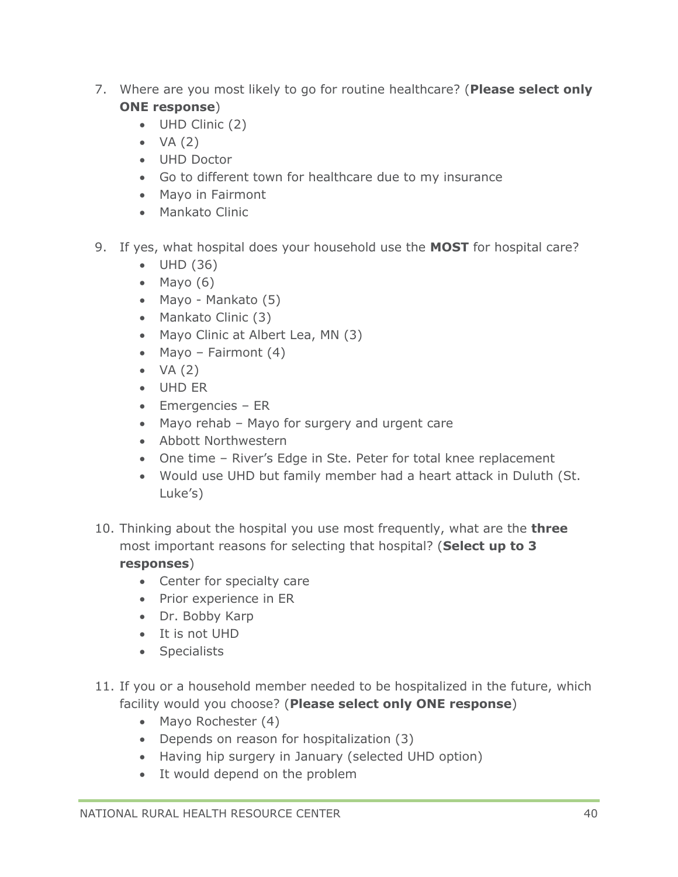7. Where are you most likely to go for routine healthcare? (**Please select only ONE response**)
   - UHD Clinic (2)
   - VA (2)
   - UHD Doctor
   - Go to different town for healthcare due to my insurance
   - Mayo in Fairmont
   - Mankato Clinic

9. If yes, what hospital does your household use the **MOST** for hospital care?
   - UHD (36)
   - Mayo (6)
   - Mayo - Mankato (5)
   - Mankato Clinic (3)
   - Mayo Clinic at Albert Lea, MN (3)
   - Mayo – Fairmont (4)
   - VA (2)
   - UHD ER
   - Emergencies – ER
   - Mayo rehab – Mayo for surgery and urgent care
   - Abbott Northwestern
   - One time – River's Edge in Ste. Peter for total knee replacement
   - Would use UHD but family member had a heart attack in Duluth (St. Luke's)

10. Thinking about the hospital you use most frequently, what are the **three** most important reasons for selecting that hospital? (**Select up to 3 responses**)
    - Center for specialty care
    - Prior experience in ER
    - Dr. Bobby Karp
    - It is not UHD
    - Specialists

11. If you or a household member needed to be hospitalized in the future, which facility would you choose? (**Please select only ONE response**)
    - Mayo Rochester (4)
    - Depends on reason for hospitalization (3)
    - Having hip surgery in January (selected UHD option)
    - It would depend on the problem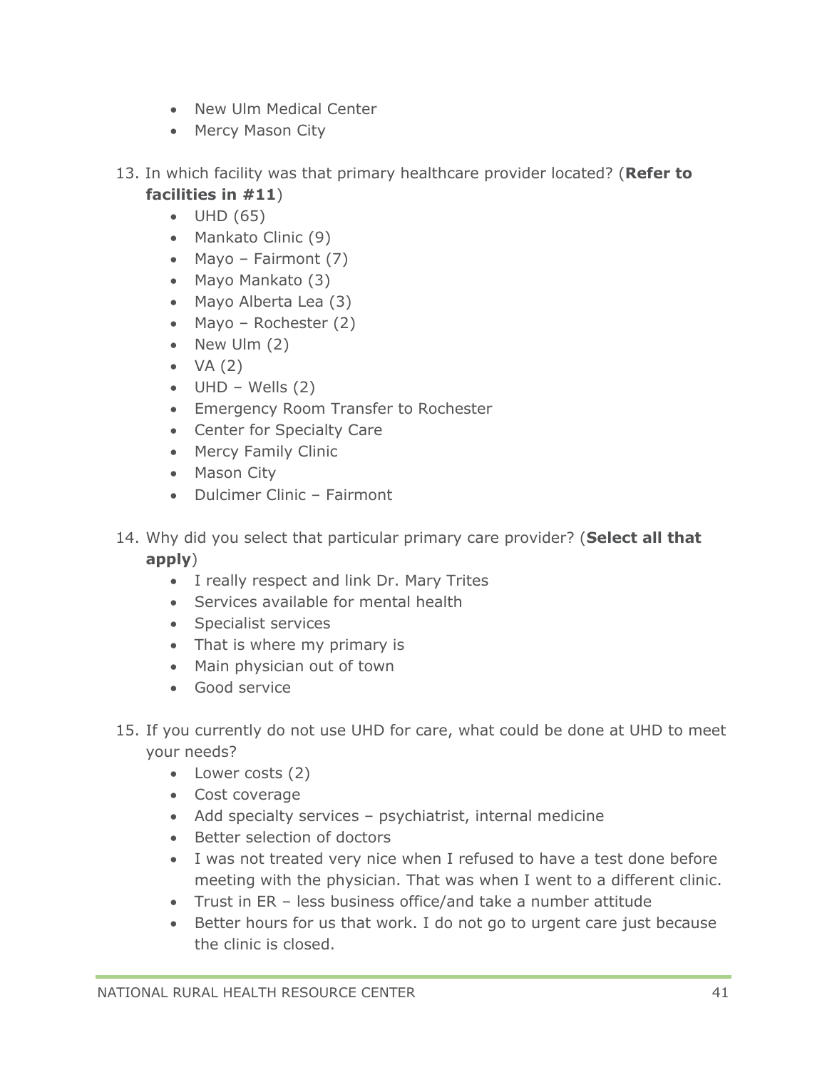- New Ulm Medical Center
- Mercy Mason City

13. In which facility was that primary healthcare provider located? (**Refer to facilities in #11**)
    - UHD (65)
    - Mankato Clinic (9)
    - Mayo – Fairmont (7)
    - Mayo Mankato (3)
    - Mayo Alberta Lea (3)
    - Mayo – Rochester (2)
    - New Ulm (2)
    - VA (2)
    - UHD – Wells (2)
    - Emergency Room Transfer to Rochester
    - Center for Specialty Care
    - Mercy Family Clinic
    - Mason City
    - Dulcimer Clinic – Fairmont

14. Why did you select that particular primary care provider? (**Select all that apply**)
    - I really respect and link Dr. Mary Trites
    - Services available for mental health
    - Specialist services
    - That is where my primary is
    - Main physician out of town
    - Good service

15. If you currently do not use UHD for care, what could be done at UHD to meet your needs?
    - Lower costs (2)
    - Cost coverage
    - Add specialty services – psychiatrist, internal medicine
    - Better selection of doctors
    - I was not treated very nice when I refused to have a test done before meeting with the physician. That was when I went to a different clinic.
    - Trust in ER – less business office/and take a number attitude
    - Better hours for us that work. I do not go to urgent care just because the clinic is closed.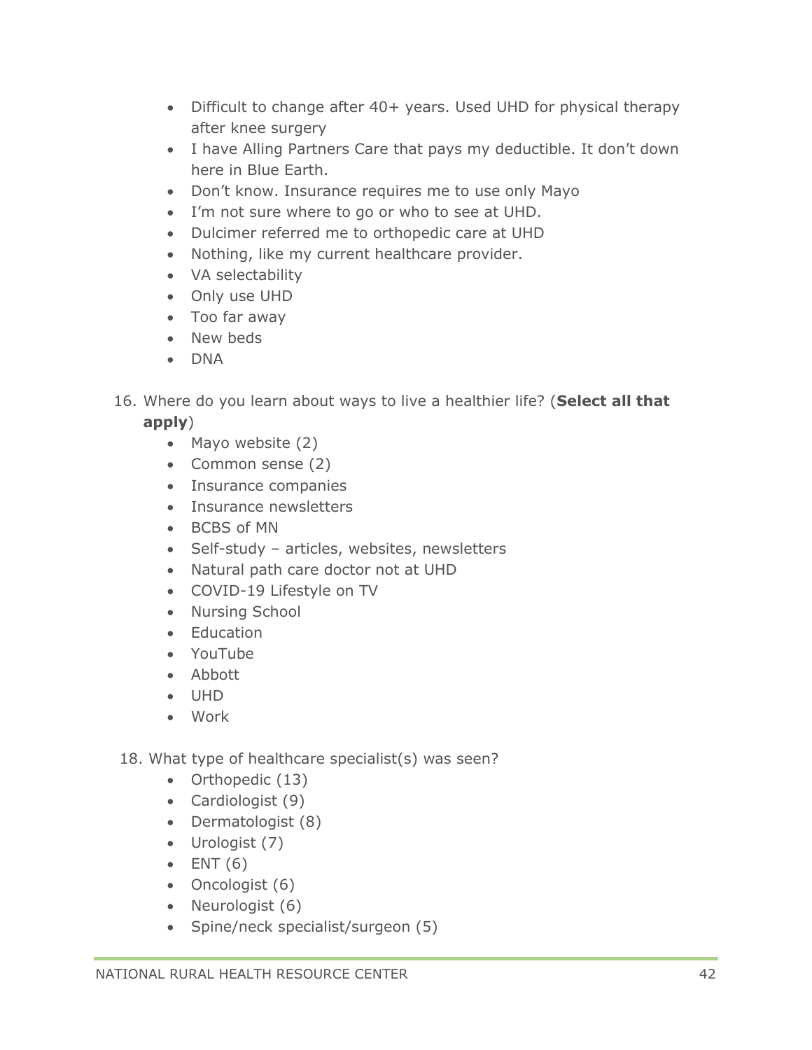- Difficult to change after 40+ years. Used UHD for physical therapy after knee surgery
- I have Alling Partners Care that pays my deductible. It don't down here in Blue Earth.
- Don't know. Insurance requires me to use only Mayo
- I'm not sure where to go or who to see at UHD.
- Dulcimer referred me to orthopedic care at UHD
- Nothing, like my current healthcare provider.
- VA selectability
- Only use UHD
- Too far away
- New beds
- DNA

16. Where do you learn about ways to live a healthier life? (**Select all that apply**)
    - Mayo website (2)
    - Common sense (2)
    - Insurance companies
    - Insurance newsletters
    - BCBS of MN
    - Self-study – articles, websites, newsletters
    - Natural path care doctor not at UHD
    - COVID-19 Lifestyle on TV
    - Nursing School
    - Education
    - YouTube
    - Abbott
    - UHD
    - Work

18. What type of healthcare specialist(s) was seen?
    - Orthopedic (13)
    - Cardiologist (9)
    - Dermatologist (8)
    - Urologist (7)
    - ENT (6)
    - Oncologist (6)
    - Neurologist (6)
    - Spine/neck specialist/surgeon (5)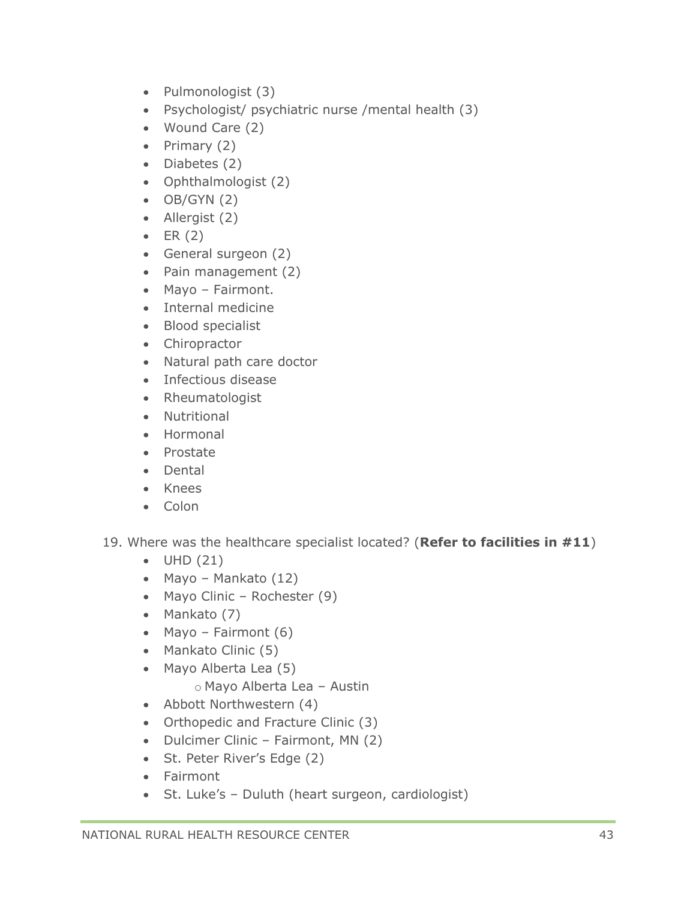- Pulmonologist (3)
- Psychologist/ psychiatric nurse /mental health (3)
- Wound Care (2)
- Primary (2)
- Diabetes (2)
- Ophthalmologist (2)
- OB/GYN (2)
- Allergist (2)
- ER (2)
- General surgeon (2)
- Pain management (2)
- Mayo – Fairmont.
- Internal medicine
- Blood specialist
- Chiropractor
- Natural path care doctor
- Infectious disease
- Rheumatologist
- Nutritional
- Hormonal
- Prostate
- Dental
- Knees
- Colon

19. Where was the healthcare specialist located? (**Refer to facilities in #11**)
    - UHD (21)
    - Mayo – Mankato (12)
    - Mayo Clinic – Rochester (9)
    - Mankato (7)
    - Mayo – Fairmont (6)
    - Mankato Clinic (5)
    - Mayo Alberta Lea (5)
        - Mayo Alberta Lea – Austin
    - Abbott Northwestern (4)
    - Orthopedic and Fracture Clinic (3)
    - Dulcimer Clinic – Fairmont, MN (2)
    - St. Peter River's Edge (2)
    - Fairmont
    - St. Luke's – Duluth (heart surgeon, cardiologist)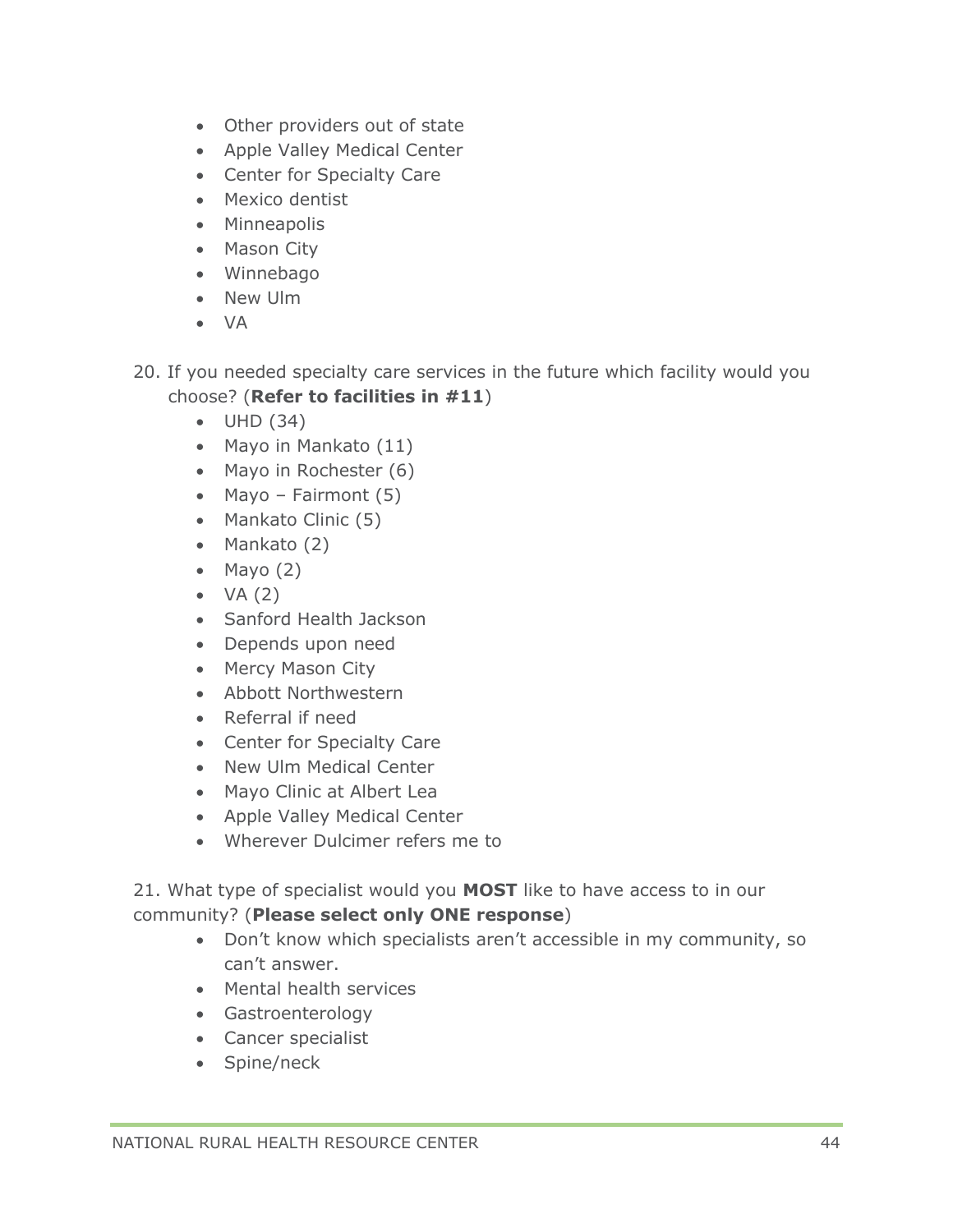- Other providers out of state
- Apple Valley Medical Center
- Center for Specialty Care
- Mexico dentist
- Minneapolis
- Mason City
- Winnebago
- New Ulm
- VA

20. If you needed specialty care services in the future which facility would you choose? (**Refer to facilities in #11**)
    - UHD (34)
    - Mayo in Mankato (11)
    - Mayo in Rochester (6)
    - Mayo – Fairmont (5)
    - Mankato Clinic (5)
    - Mankato (2)
    - Mayo (2)
    - VA (2)
    - Sanford Health Jackson
    - Depends upon need
    - Mercy Mason City
    - Abbott Northwestern
    - Referral if need
    - Center for Specialty Care
    - New Ulm Medical Center
    - Mayo Clinic at Albert Lea
    - Apple Valley Medical Center
    - Wherever Dulcimer refers me to

21. What type of specialist would you **MOST** like to have access to in our community? (**Please select only ONE response**)
    - Don't know which specialists aren't accessible in my community, so can't answer.
    - Mental health services
    - Gastroenterology
    - Cancer specialist
    - Spine/neck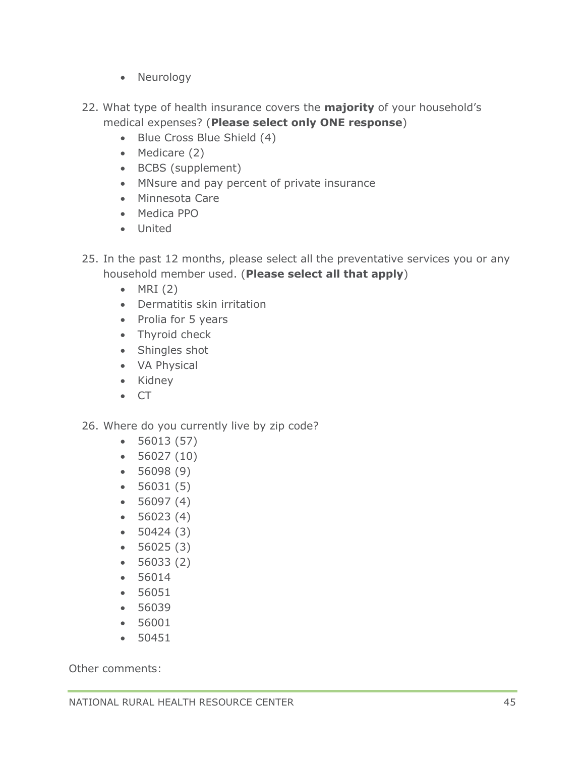- Neurology

22. What type of health insurance covers the **majority** of your household's medical expenses? (**Please select only ONE response**)
    - Blue Cross Blue Shield (4)
    - Medicare (2)
    - BCBS (supplement)
    - MNsure and pay percent of private insurance
    - Minnesota Care
    - Medica PPO
    - United

25. In the past 12 months, please select all the preventative services you or any household member used. (**Please select all that apply**)
    - MRI (2)
    - Dermatitis skin irritation
    - Prolia for 5 years
    - Thyroid check
    - Shingles shot
    - VA Physical
    - Kidney
    - CT

26. Where do you currently live by zip code?
    - 56013 (57)
    - 56027 (10)
    - 56098 (9)
    - 56031 (5)
    - 56097 (4)
    - 56023 (4)
    - 50424 (3)
    - 56025 (3)
    - 56033 (2)
    - 56014
    - 56051
    - 56039
    - 56001
    - 50451

Other comments: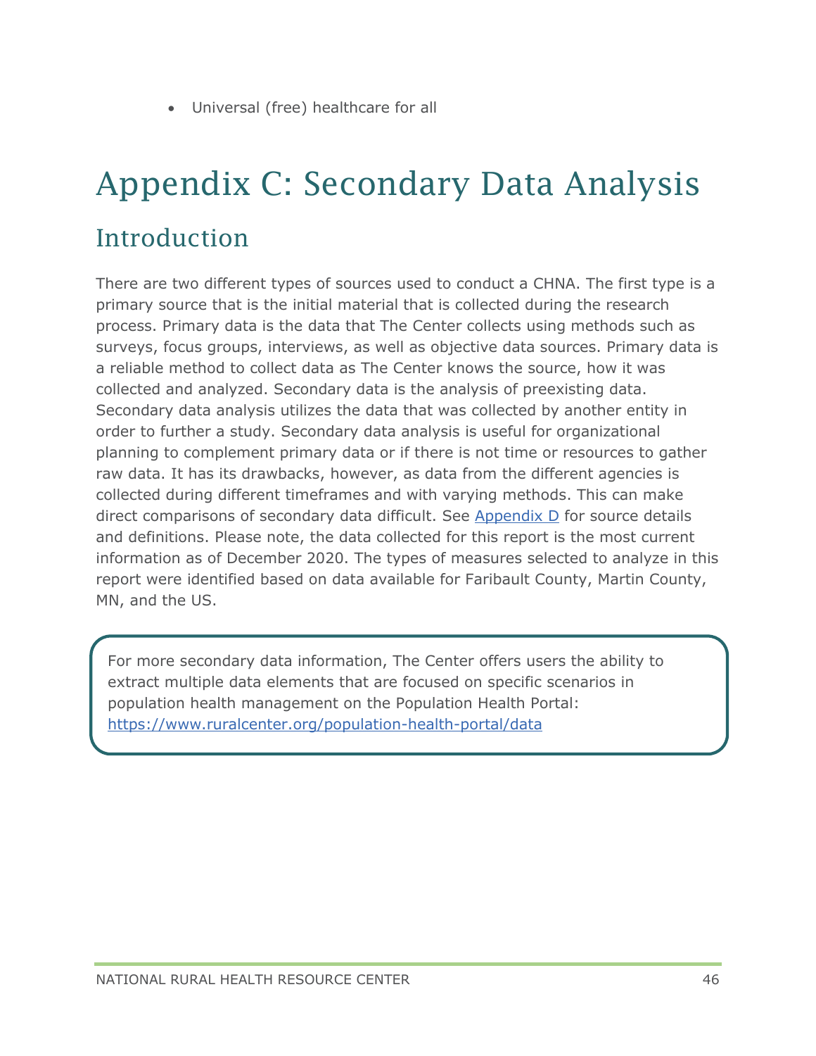- Universal (free) healthcare for all

# Appendix C: Secondary Data Analysis

## Introduction

There are two different types of sources used to conduct a CHNA. The first type is a primary source that is the initial material that is collected during the research process. Primary data is the data that The Center collects using methods such as surveys, focus groups, interviews, as well as objective data sources. Primary data is a reliable method to collect data as The Center knows the source, how it was collected and analyzed. Secondary data is the analysis of preexisting data. Secondary data analysis utilizes the data that was collected by another entity in order to further a study. Secondary data analysis is useful for organizational planning to complement primary data or if there is not time or resources to gather raw data. It has its drawbacks, however, as data from the different agencies is collected during different timeframes and with varying methods. This can make direct comparisons of secondary data difficult. See [Appendix D](#) for source details and definitions. Please note, the data collected for this report is the most current information as of December 2020. The types of measures selected to analyze in this report were identified based on data available for Faribault County, Martin County, MN, and the US.

> For more secondary data information, The Center offers users the ability to extract multiple data elements that are focused on specific scenarios in population health management on the Population Health Portal: [https://www.ruralcenter.org/population-health-portal/data](https://www.ruralcenter.org/population-health-portal/data)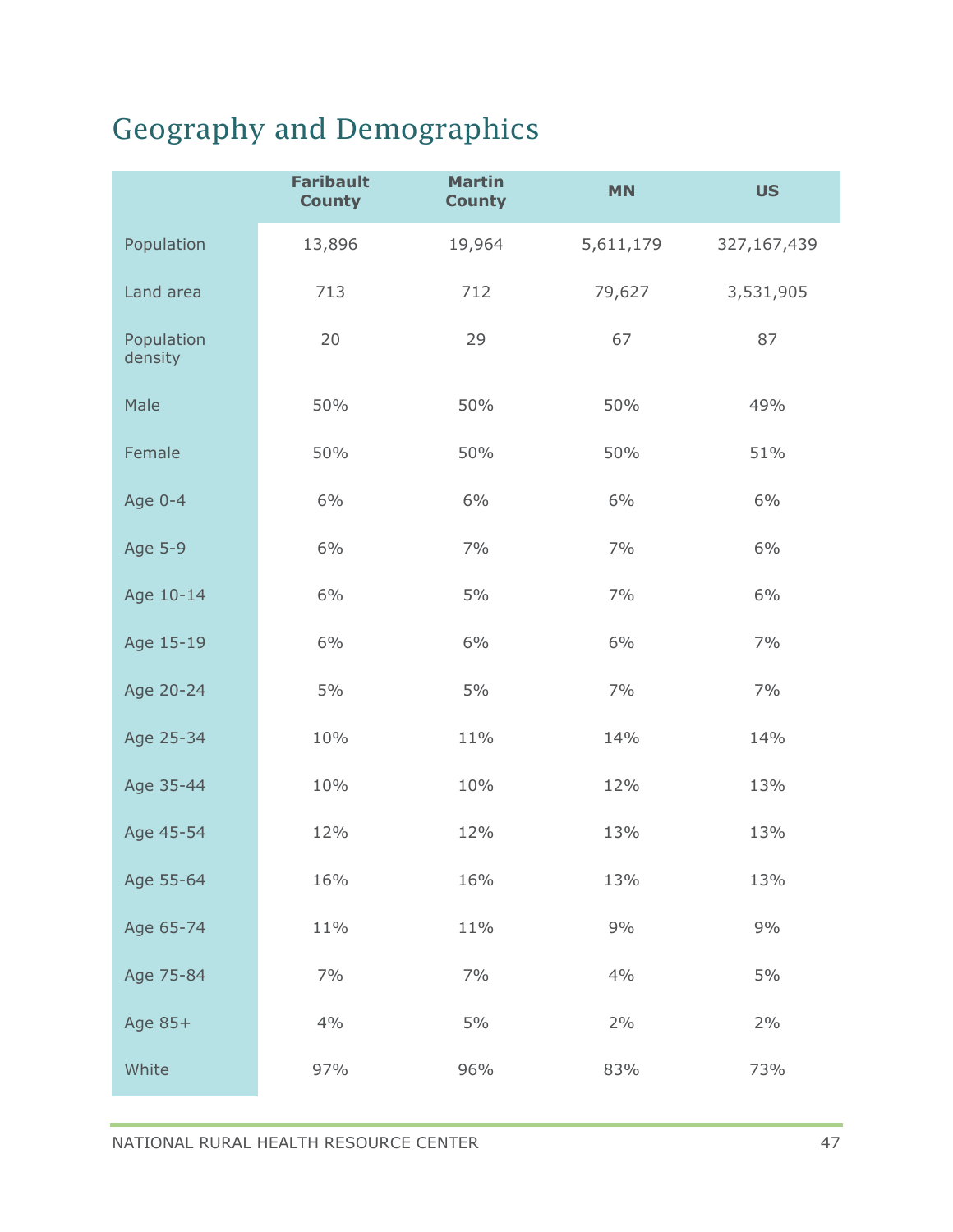## Geography and Demographics

| | Faribault County | Martin County | MN | US |
|---|---|---|---|---|
| Population | 13,896 | 19,964 | 5,611,179 | 327,167,439 |
| Land area | 713 | 712 | 79,627 | 3,531,905 |
| Population density | 20 | 29 | 67 | 87 |
| Male | 50% | 50% | 50% | 49% |
| Female | 50% | 50% | 50% | 51% |
| Age 0-4 | 6% | 6% | 6% | 6% |
| Age 5-9 | 6% | 7% | 7% | 6% |
| Age 10-14 | 6% | 5% | 7% | 6% |
| Age 15-19 | 6% | 6% | 6% | 7% |
| Age 20-24 | 5% | 5% | 7% | 7% |
| Age 25-34 | 10% | 11% | 14% | 14% |
| Age 35-44 | 10% | 10% | 12% | 13% |
| Age 45-54 | 12% | 12% | 13% | 13% |
| Age 55-64 | 16% | 16% | 13% | 13% |
| Age 65-74 | 11% | 11% | 9% | 9% |
| Age 75-84 | 7% | 7% | 4% | 5% |
| Age 85+ | 4% | 5% | 2% | 2% |
| White | 97% | 96% | 83% | 73% |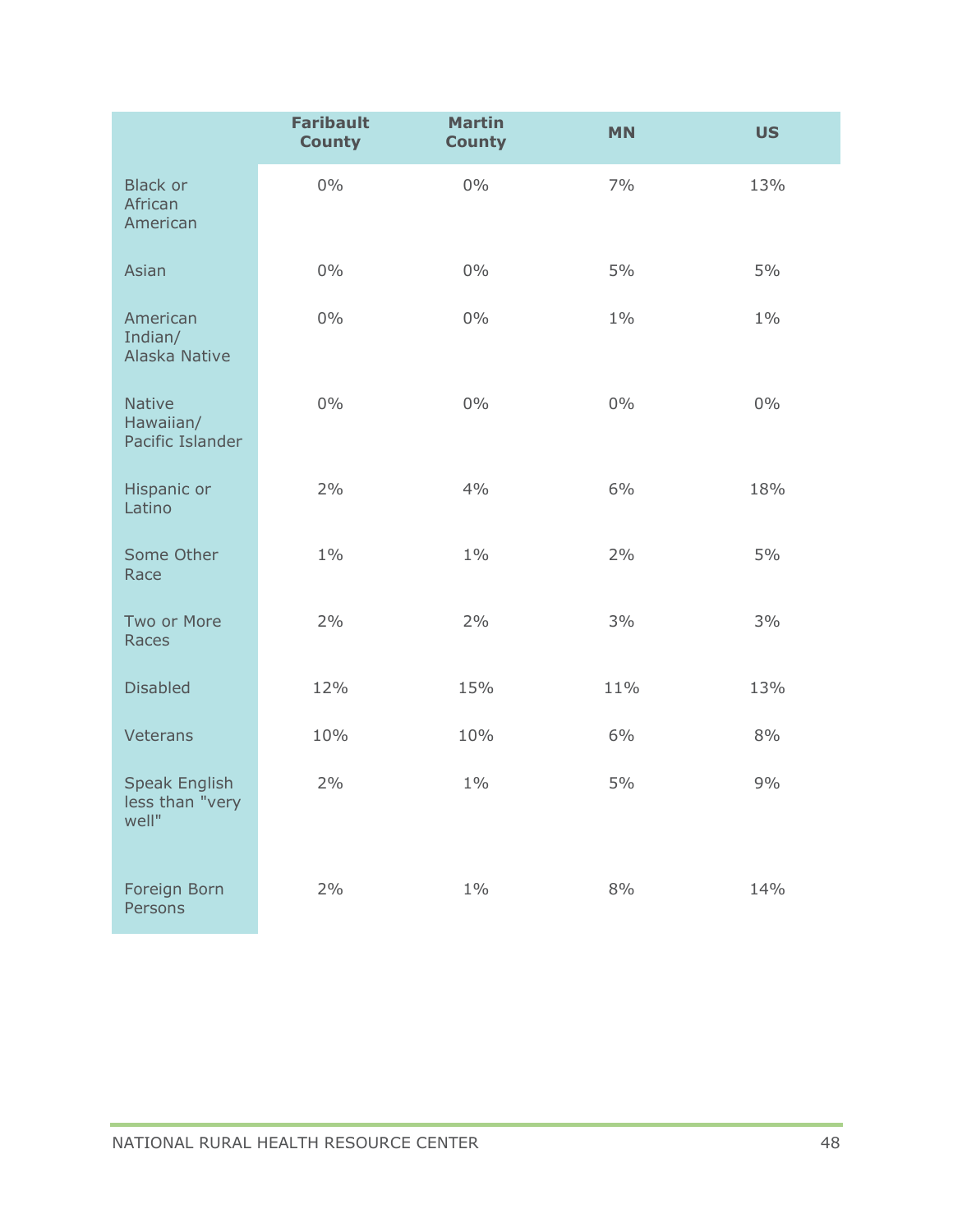| | Faribault County | Martin County | MN | US |
|---|---|---|---|---|
| Black or African American | 0% | 0% | 7% | 13% |
| Asian | 0% | 0% | 5% | 5% |
| American Indian/ Alaska Native | 0% | 0% | 1% | 1% |
| Native Hawaiian/ Pacific Islander | 0% | 0% | 0% | 0% |
| Hispanic or Latino | 2% | 4% | 6% | 18% |
| Some Other Race | 1% | 1% | 2% | 5% |
| Two or More Races | 2% | 2% | 3% | 3% |
| Disabled | 12% | 15% | 11% | 13% |
| Veterans | 10% | 10% | 6% | 8% |
| Speak English less than "very well" | 2% | 1% | 5% | 9% |
| Foreign Born Persons | 2% | 1% | 8% | 14% |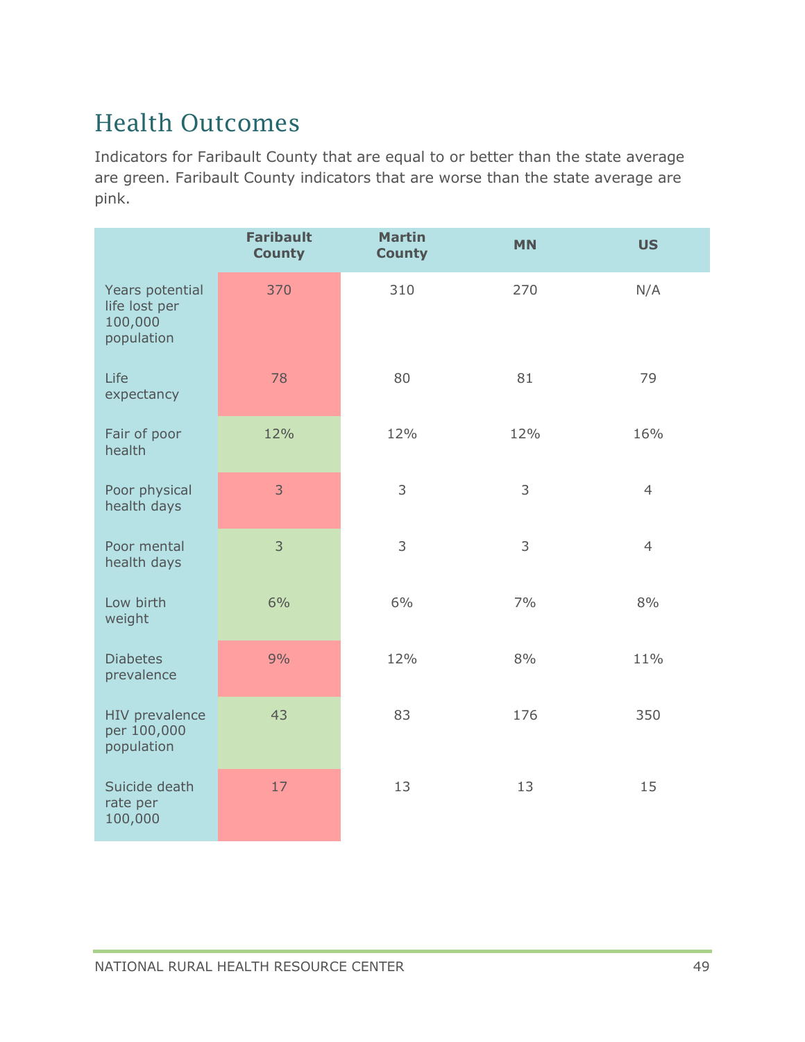# Health Outcomes

Indicators for Faribault County that are equal to or better than the state average are green. Faribault County indicators that are worse than the state average are pink.

| | Faribault County | Martin County | MN | US |
|---|---|---|---|---|
| Years potential life lost per 100,000 population | 370 | 310 | 270 | N/A |
| Life expectancy | 78 | 80 | 81 | 79 |
| Fair of poor health | 12% | 12% | 12% | 16% |
| Poor physical health days | 3 | 3 | 3 | 4 |
| Poor mental health days | 3 | 3 | 3 | 4 |
| Low birth weight | 6% | 6% | 7% | 8% |
| Diabetes prevalence | 9% | 12% | 8% | 11% |
| HIV prevalence per 100,000 population | 43 | 83 | 176 | 350 |
| Suicide death rate per 100,000 | 17 | 13 | 13 | 15 |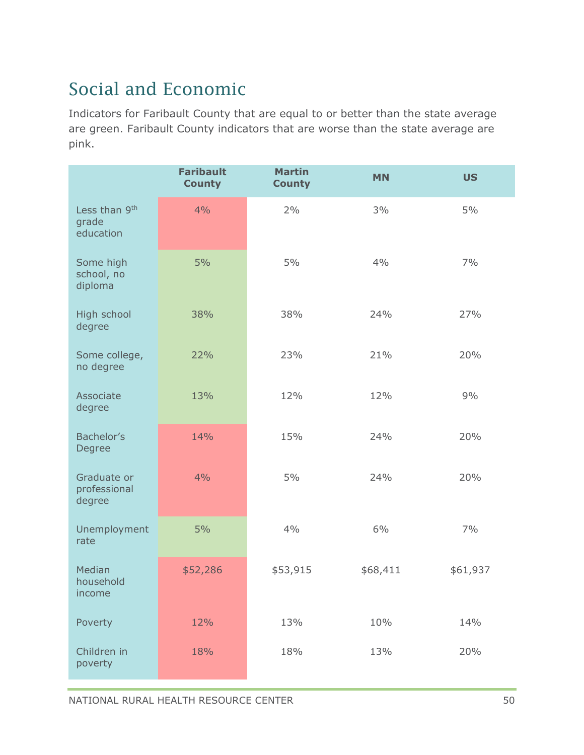## Social and Economic

Indicators for Faribault County that are equal to or better than the state average are green. Faribault County indicators that are worse than the state average are pink.

| | Faribault County | Martin County | MN | US |
|---|---|---|---|---|
| Less than 9th grade education | 4% | 2% | 3% | 5% |
| Some high school, no diploma | 5% | 5% | 4% | 7% |
| High school degree | 38% | 38% | 24% | 27% |
| Some college, no degree | 22% | 23% | 21% | 20% |
| Associate degree | 13% | 12% | 12% | 9% |
| Bachelor's Degree | 14% | 15% | 24% | 20% |
| Graduate or professional degree | 4% | 5% | 24% | 20% |
| Unemployment rate | 5% | 4% | 6% | 7% |
| Median household income | $52,286 | $53,915 | $68,411 | $61,937 |
| Poverty | 12% | 13% | 10% | 14% |
| Children in poverty | 18% | 18% | 13% | 20% |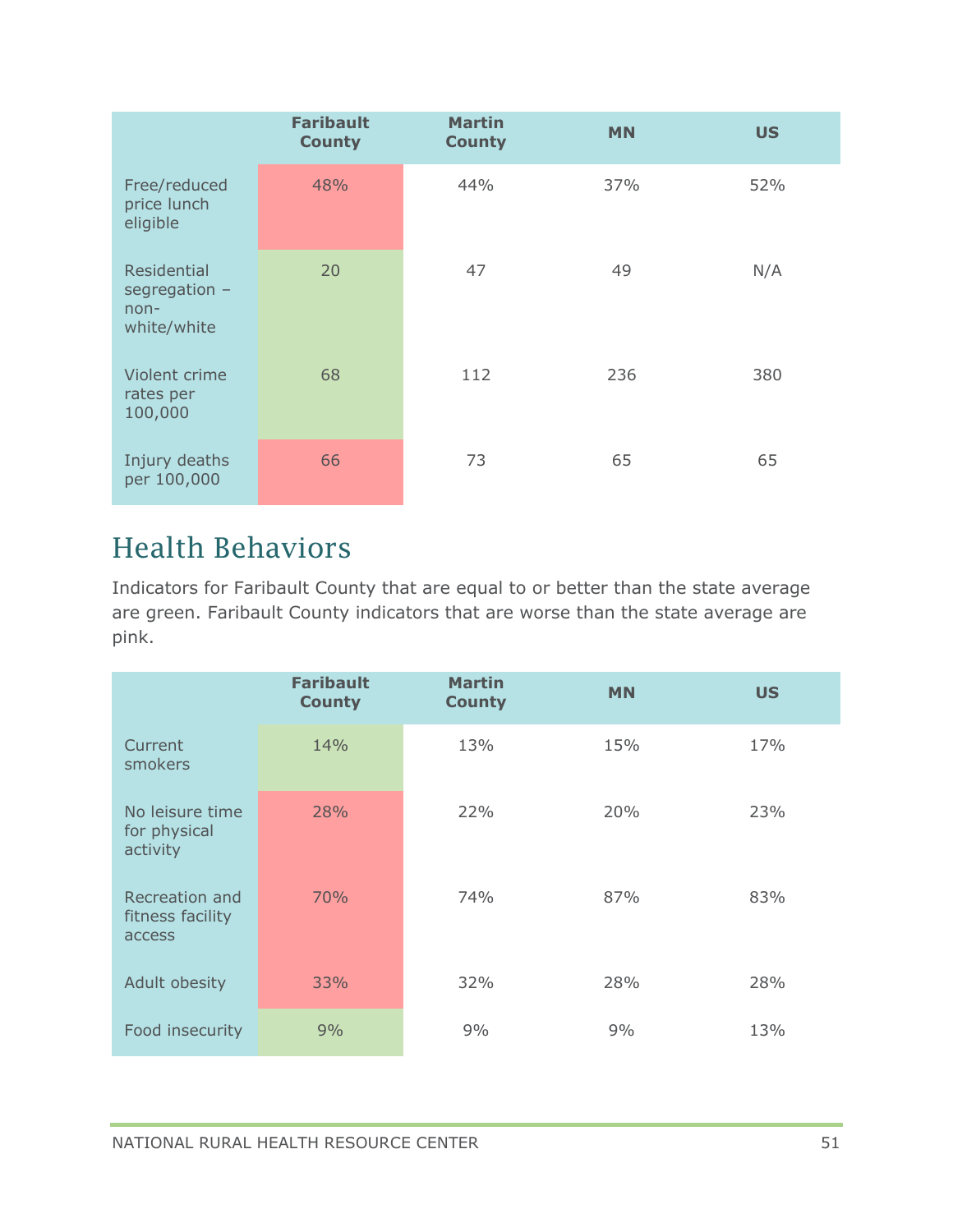| | Faribault County | Martin County | MN | US |
|---|---|---|---|---|
| Free/reduced price lunch eligible | 48% | 44% | 37% | 52% |
| Residential segregation – non-white/white | 20 | 47 | 49 | N/A |
| Violent crime rates per 100,000 | 68 | 112 | 236 | 380 |
| Injury deaths per 100,000 | 66 | 73 | 65 | 65 |

## Health Behaviors

Indicators for Faribault County that are equal to or better than the state average are green. Faribault County indicators that are worse than the state average are pink.

| | Faribault County | Martin County | MN | US |
|---|---|---|---|---|
| Current smokers | 14% | 13% | 15% | 17% |
| No leisure time for physical activity | 28% | 22% | 20% | 23% |
| Recreation and fitness facility access | 70% | 74% | 87% | 83% |
| Adult obesity | 33% | 32% | 28% | 28% |
| Food insecurity | 9% | 9% | 9% | 13% |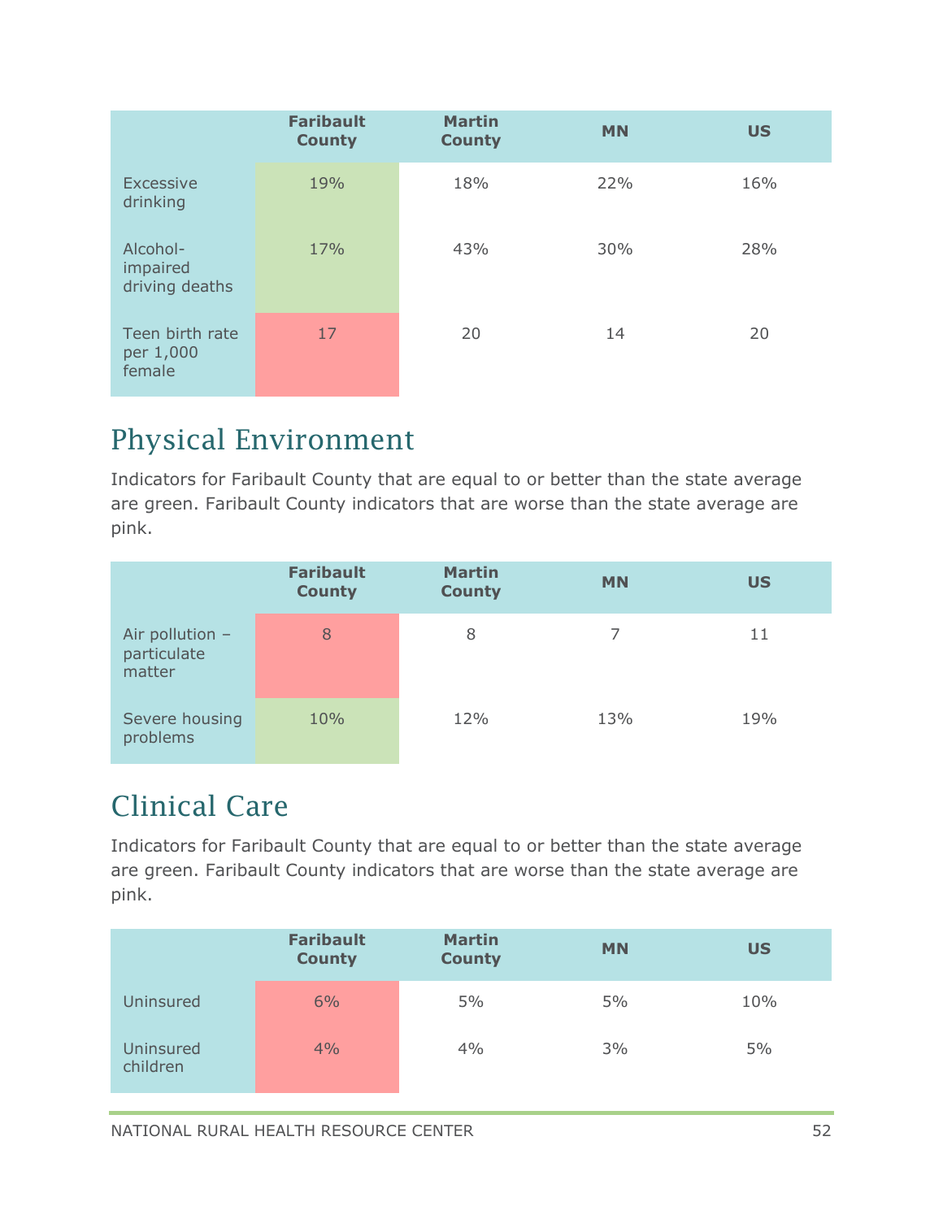| | Faribault County | Martin County | MN | US |
|---|---|---|---|---|
| Excessive drinking | 19% | 18% | 22% | 16% |
| Alcohol-impaired driving deaths | 17% | 43% | 30% | 28% |
| Teen birth rate per 1,000 female | 17 | 20 | 14 | 20 |

## Physical Environment

Indicators for Faribault County that are equal to or better than the state average are green. Faribault County indicators that are worse than the state average are pink.

| | Faribault County | Martin County | MN | US |
|---|---|---|---|---|
| Air pollution – particulate matter | 8 | 8 | 7 | 11 |
| Severe housing problems | 10% | 12% | 13% | 19% |

## Clinical Care

Indicators for Faribault County that are equal to or better than the state average are green. Faribault County indicators that are worse than the state average are pink.

| | Faribault County | Martin County | MN | US |
|---|---|---|---|---|
| Uninsured | 6% | 5% | 5% | 10% |
| Uninsured children | 4% | 4% | 3% | 5% |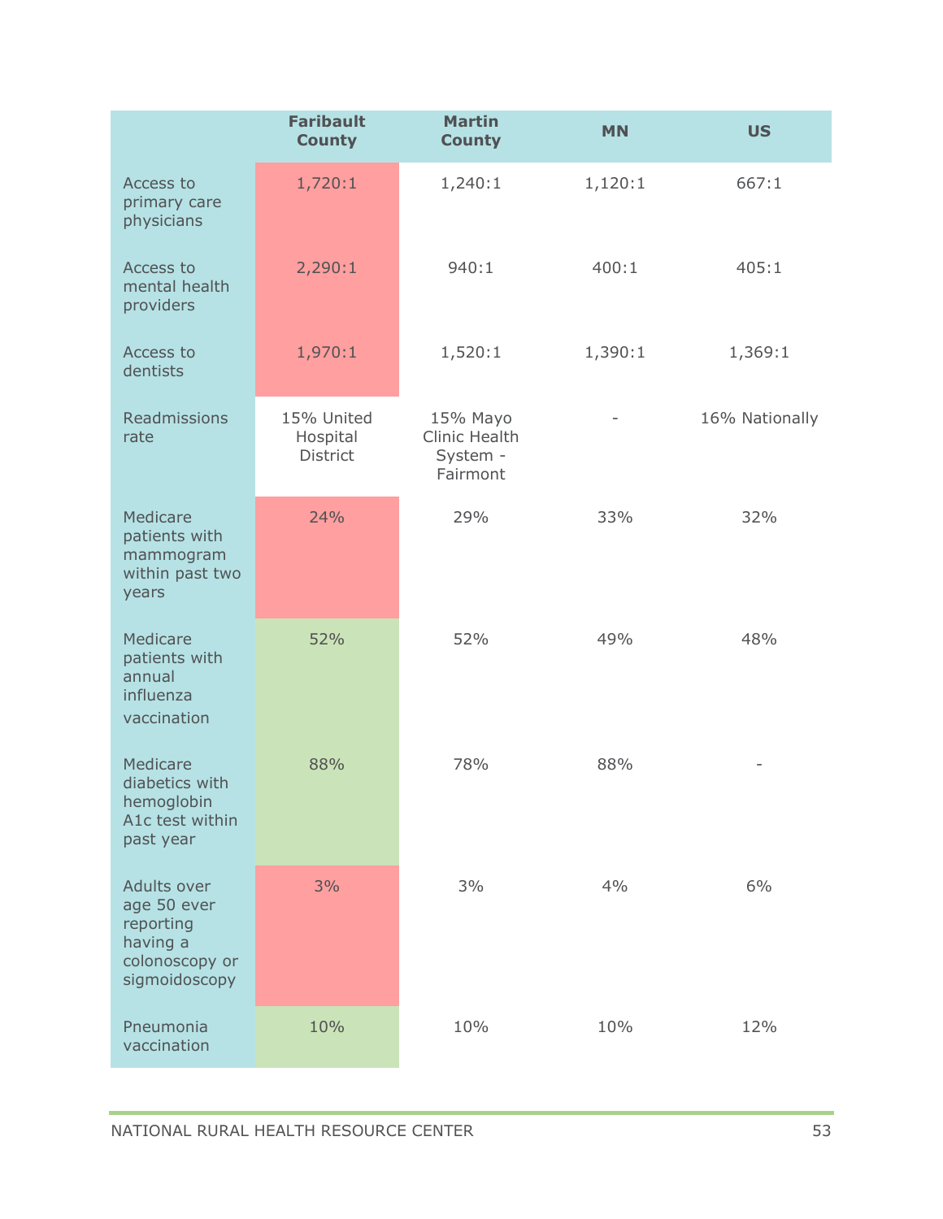| | Faribault County | Martin County | MN | US |
|---|---|---|---|---|
| Access to primary care physicians | 1,720:1 | 1,240:1 | 1,120:1 | 667:1 |
| Access to mental health providers | 2,290:1 | 940:1 | 400:1 | 405:1 |
| Access to dentists | 1,970:1 | 1,520:1 | 1,390:1 | 1,369:1 |
| Readmissions rate | 15% United Hospital District | 15% Mayo Clinic Health System - Fairmont | - | 16% Nationally |
| Medicare patients with mammogram within past two years | 24% | 29% | 33% | 32% |
| Medicare patients with annual influenza vaccination | 52% | 52% | 49% | 48% |
| Medicare diabetics with hemoglobin A1c test within past year | 88% | 78% | 88% | - |
| Adults over age 50 ever reporting having a colonoscopy or sigmoidoscopy | 3% | 3% | 4% | 6% |
| Pneumonia vaccination | 10% | 10% | 10% | 12% |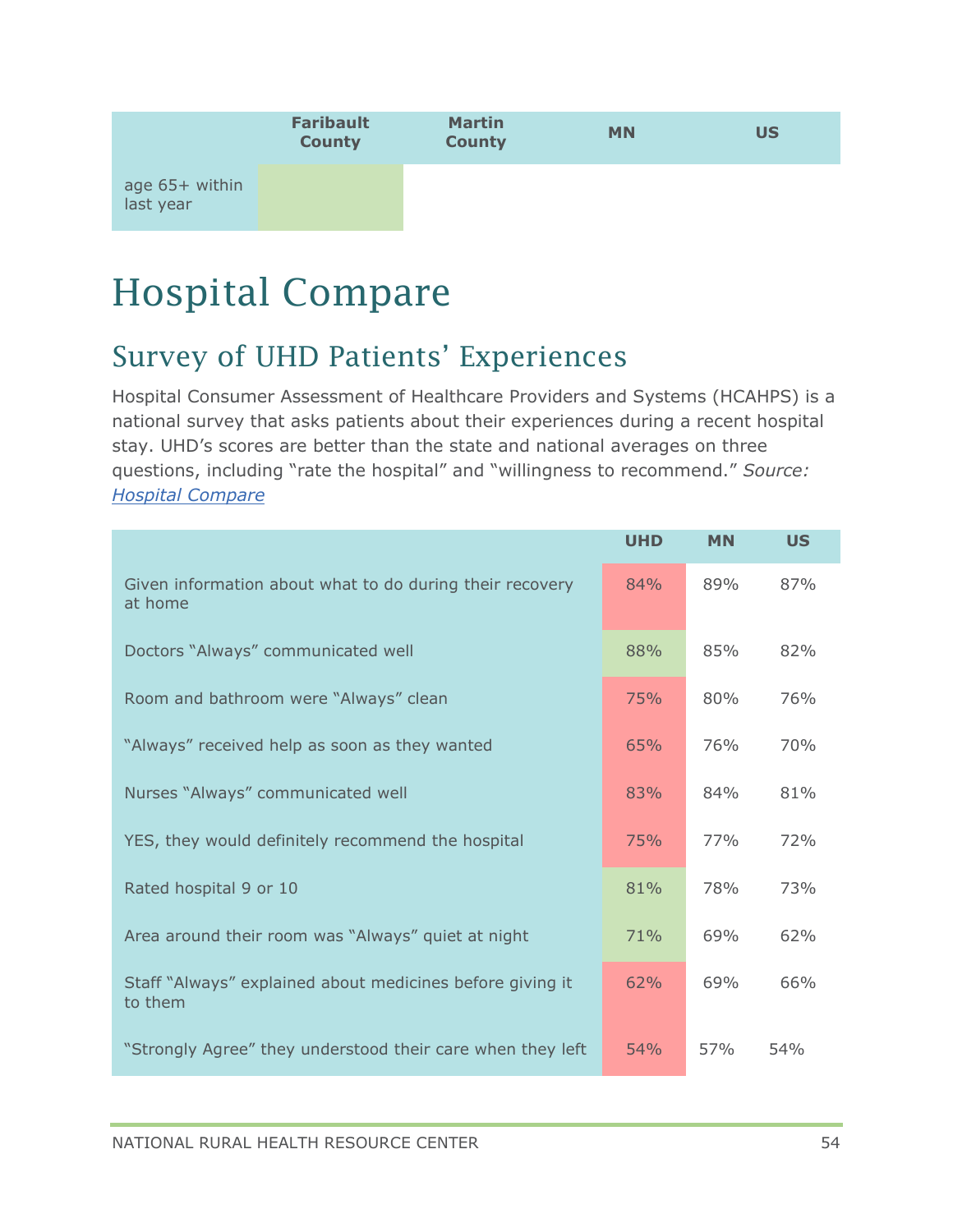| | Faribault County | Martin County | MN | US |
|---|---|---|---|---|
| age 65+ within last year | | | | |

# Hospital Compare

## Survey of UHD Patients' Experiences

Hospital Consumer Assessment of Healthcare Providers and Systems (HCAHPS) is a national survey that asks patients about their experiences during a recent hospital stay. UHD's scores are better than the state and national averages on three questions, including "rate the hospital" and "willingness to recommend." *Source: Hospital Compare*

| | UHD | MN | US |
|---|---|---|---|
| Given information about what to do during their recovery at home | 84% | 89% | 87% |
| Doctors "Always" communicated well | 88% | 85% | 82% |
| Room and bathroom were "Always" clean | 75% | 80% | 76% |
| "Always" received help as soon as they wanted | 65% | 76% | 70% |
| Nurses "Always" communicated well | 83% | 84% | 81% |
| YES, they would definitely recommend the hospital | 75% | 77% | 72% |
| Rated hospital 9 or 10 | 81% | 78% | 73% |
| Area around their room was "Always" quiet at night | 71% | 69% | 62% |
| Staff "Always" explained about medicines before giving it to them | 62% | 69% | 66% |
| "Strongly Agree" they understood their care when they left | 54% | 57% | 54% |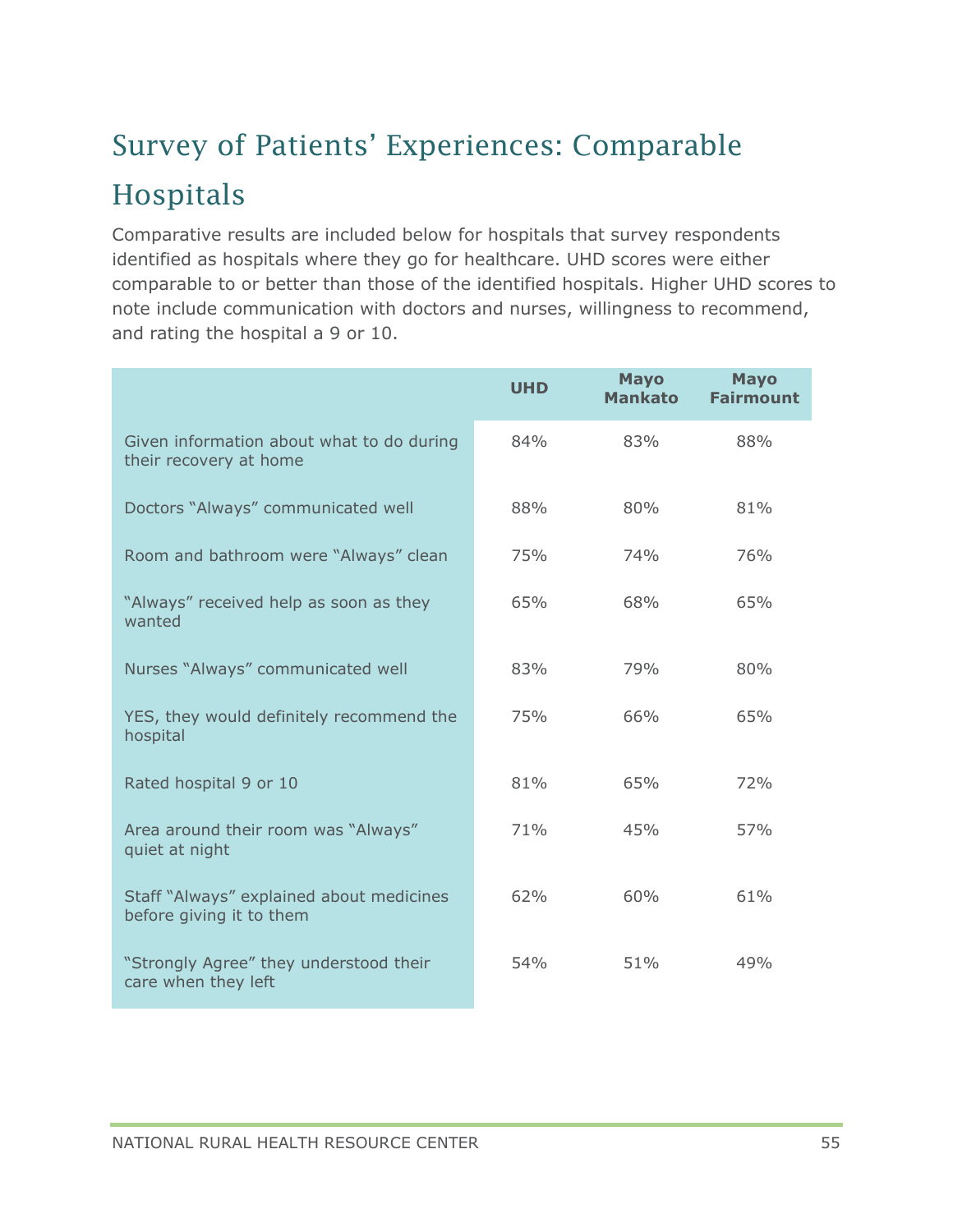# Survey of Patients' Experiences: Comparable Hospitals

Comparative results are included below for hospitals that survey respondents identified as hospitals where they go for healthcare. UHD scores were either comparable to or better than those of the identified hospitals. Higher UHD scores to note include communication with doctors and nurses, willingness to recommend, and rating the hospital a 9 or 10.

| | UHD | Mayo Mankato | Mayo Fairmount |
|---|---|---|---|
| Given information about what to do during their recovery at home | 84% | 83% | 88% |
| Doctors "Always" communicated well | 88% | 80% | 81% |
| Room and bathroom were "Always" clean | 75% | 74% | 76% |
| "Always" received help as soon as they wanted | 65% | 68% | 65% |
| Nurses "Always" communicated well | 83% | 79% | 80% |
| YES, they would definitely recommend the hospital | 75% | 66% | 65% |
| Rated hospital 9 or 10 | 81% | 65% | 72% |
| Area around their room was "Always" quiet at night | 71% | 45% | 57% |
| Staff "Always" explained about medicines before giving it to them | 62% | 60% | 61% |
| "Strongly Agree" they understood their care when they left | 54% | 51% | 49% |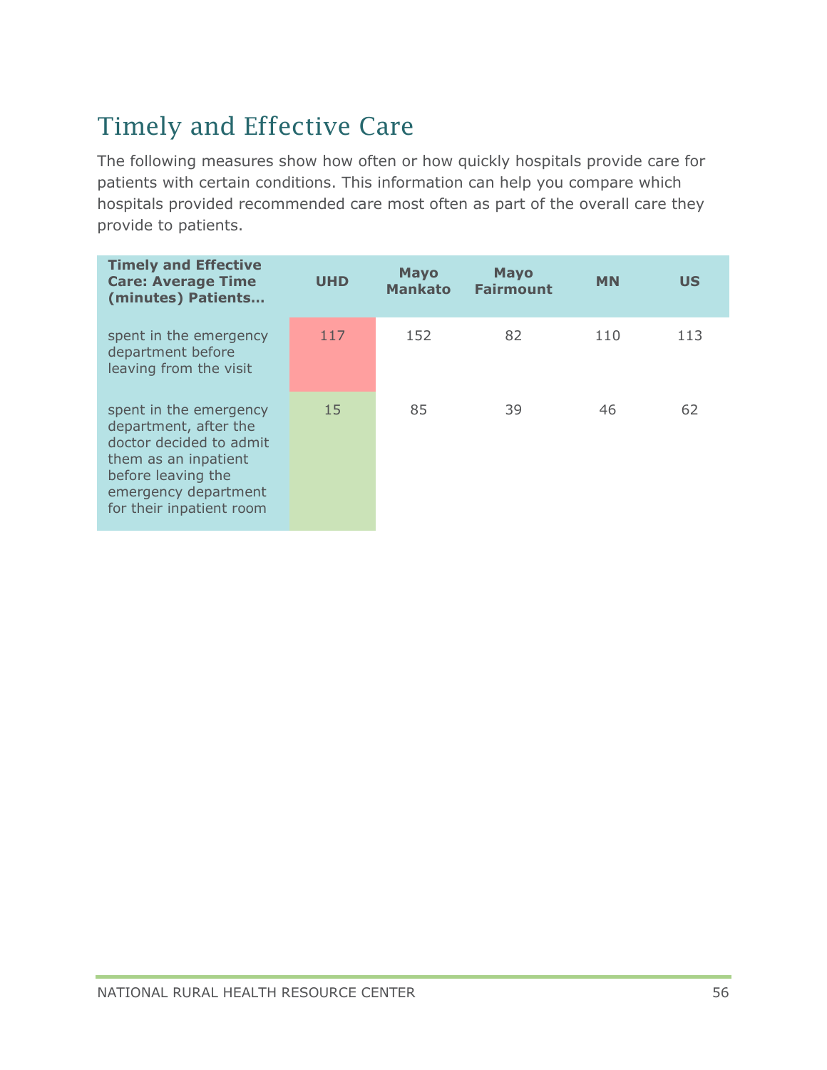## Timely and Effective Care

The following measures show how often or how quickly hospitals provide care for patients with certain conditions. This information can help you compare which hospitals provided recommended care most often as part of the overall care they provide to patients.

| **Timely and Effective Care: Average Time (minutes) Patients…** | **UHD** | **Mayo Mankato** | **Mayo Fairmount** | **MN** | **US** |
|---|---|---|---|---|---|
| spent in the emergency department before leaving from the visit | 117 | 152 | 82 | 110 | 113 |
| spent in the emergency department, after the doctor decided to admit them as an inpatient before leaving the emergency department for their inpatient room | 15 | 85 | 39 | 46 | 62 |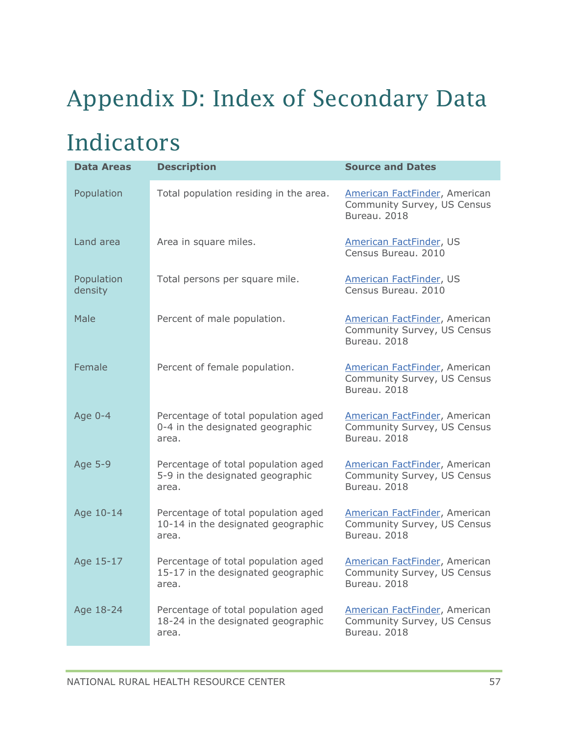# Appendix D: Index of Secondary Data Indicators

| Data Areas | Description | Source and Dates |
|---|---|---|
| Population | Total population residing in the area. | American FactFinder, American Community Survey, US Census Bureau. 2018 |
| Land area | Area in square miles. | American FactFinder, US Census Bureau. 2010 |
| Population density | Total persons per square mile. | American FactFinder, US Census Bureau. 2010 |
| Male | Percent of male population. | American FactFinder, American Community Survey, US Census Bureau. 2018 |
| Female | Percent of female population. | American FactFinder, American Community Survey, US Census Bureau. 2018 |
| Age 0-4 | Percentage of total population aged 0-4 in the designated geographic area. | American FactFinder, American Community Survey, US Census Bureau. 2018 |
| Age 5-9 | Percentage of total population aged 5-9 in the designated geographic area. | American FactFinder, American Community Survey, US Census Bureau. 2018 |
| Age 10-14 | Percentage of total population aged 10-14 in the designated geographic area. | American FactFinder, American Community Survey, US Census Bureau. 2018 |
| Age 15-17 | Percentage of total population aged 15-17 in the designated geographic area. | American FactFinder, American Community Survey, US Census Bureau. 2018 |
| Age 18-24 | Percentage of total population aged 18-24 in the designated geographic area. | American FactFinder, American Community Survey, US Census Bureau. 2018 |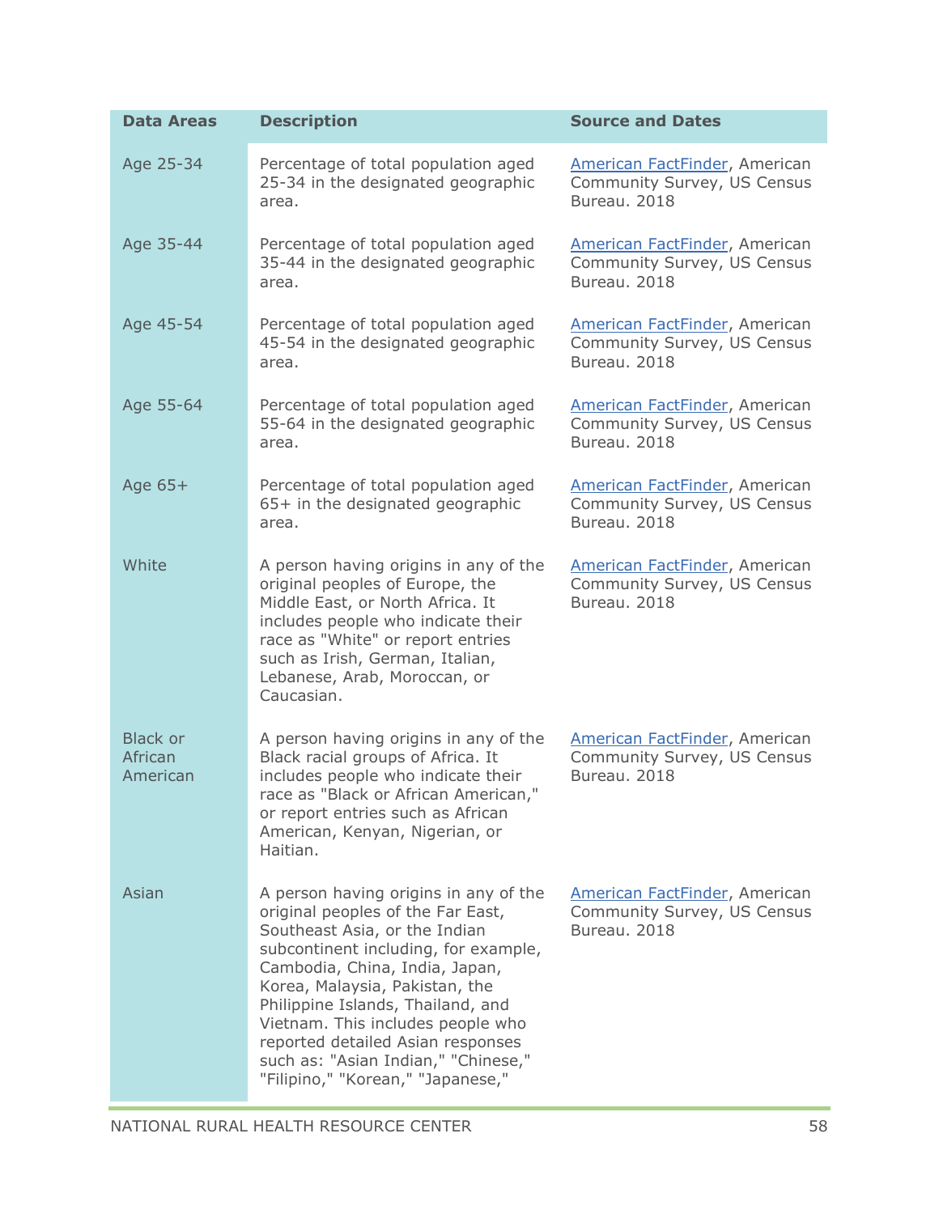| Data Areas | Description | Source and Dates |
|---|---|---|
| Age 25-34 | Percentage of total population aged 25-34 in the designated geographic area. | American FactFinder, American Community Survey, US Census Bureau. 2018 |
| Age 35-44 | Percentage of total population aged 35-44 in the designated geographic area. | American FactFinder, American Community Survey, US Census Bureau. 2018 |
| Age 45-54 | Percentage of total population aged 45-54 in the designated geographic area. | American FactFinder, American Community Survey, US Census Bureau. 2018 |
| Age 55-64 | Percentage of total population aged 55-64 in the designated geographic area. | American FactFinder, American Community Survey, US Census Bureau. 2018 |
| Age 65+ | Percentage of total population aged 65+ in the designated geographic area. | American FactFinder, American Community Survey, US Census Bureau. 2018 |
| White | A person having origins in any of the original peoples of Europe, the Middle East, or North Africa. It includes people who indicate their race as "White" or report entries such as Irish, German, Italian, Lebanese, Arab, Moroccan, or Caucasian. | American FactFinder, American Community Survey, US Census Bureau. 2018 |
| Black or African American | A person having origins in any of the Black racial groups of Africa. It includes people who indicate their race as "Black or African American," or report entries such as African American, Kenyan, Nigerian, or Haitian. | American FactFinder, American Community Survey, US Census Bureau. 2018 |
| Asian | A person having origins in any of the original peoples of the Far East, Southeast Asia, or the Indian subcontinent including, for example, Cambodia, China, India, Japan, Korea, Malaysia, Pakistan, the Philippine Islands, Thailand, and Vietnam. This includes people who reported detailed Asian responses such as: "Asian Indian," "Chinese," "Filipino," "Korean," "Japanese," | American FactFinder, American Community Survey, US Census Bureau. 2018 |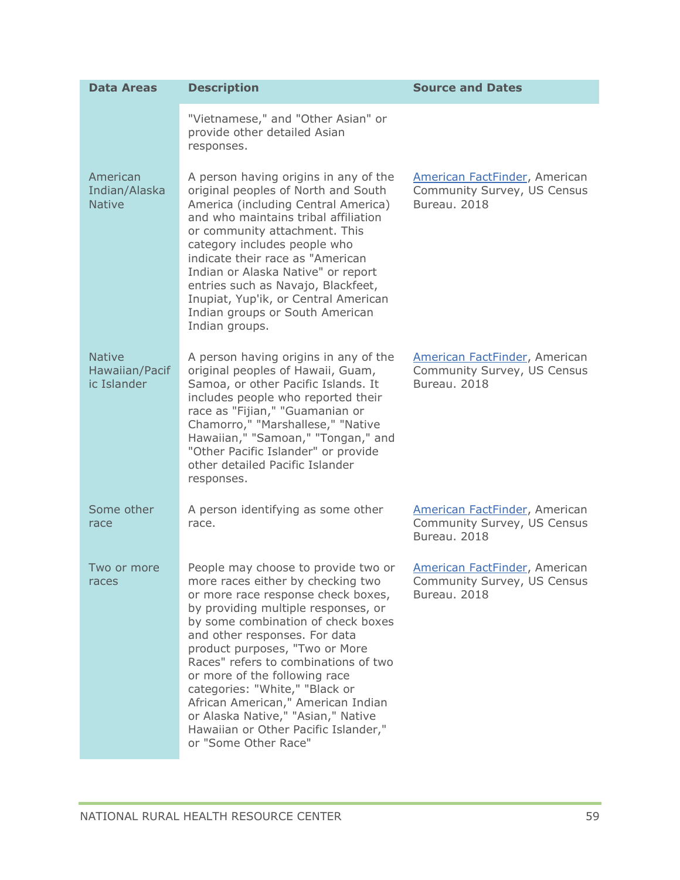| Data Areas | Description | Source and Dates |
|---|---|---|
| | "Vietnamese," and "Other Asian" or provide other detailed Asian responses. | |
| American Indian/Alaska Native | A person having origins in any of the original peoples of North and South America (including Central America) and who maintains tribal affiliation or community attachment. This category includes people who indicate their race as "American Indian or Alaska Native" or report entries such as Navajo, Blackfeet, Inupiat, Yup'ik, or Central American Indian groups or South American Indian groups. | American FactFinder, American Community Survey, US Census Bureau. 2018 |
| Native Hawaiian/Pacific Islander | A person having origins in any of the original peoples of Hawaii, Guam, Samoa, or other Pacific Islands. It includes people who reported their race as "Fijian," "Guamanian or Chamorro," "Marshallese," "Native Hawaiian," "Samoan," "Tongan," and "Other Pacific Islander" or provide other detailed Pacific Islander responses. | American FactFinder, American Community Survey, US Census Bureau. 2018 |
| Some other race | A person identifying as some other race. | American FactFinder, American Community Survey, US Census Bureau. 2018 |
| Two or more races | People may choose to provide two or more races either by checking two or more race response check boxes, by providing multiple responses, or by some combination of check boxes and other responses. For data product purposes, "Two or More Races" refers to combinations of two or more of the following race categories: "White," "Black or African American," American Indian or Alaska Native," "Asian," Native Hawaiian or Other Pacific Islander," or "Some Other Race" | American FactFinder, American Community Survey, US Census Bureau. 2018 |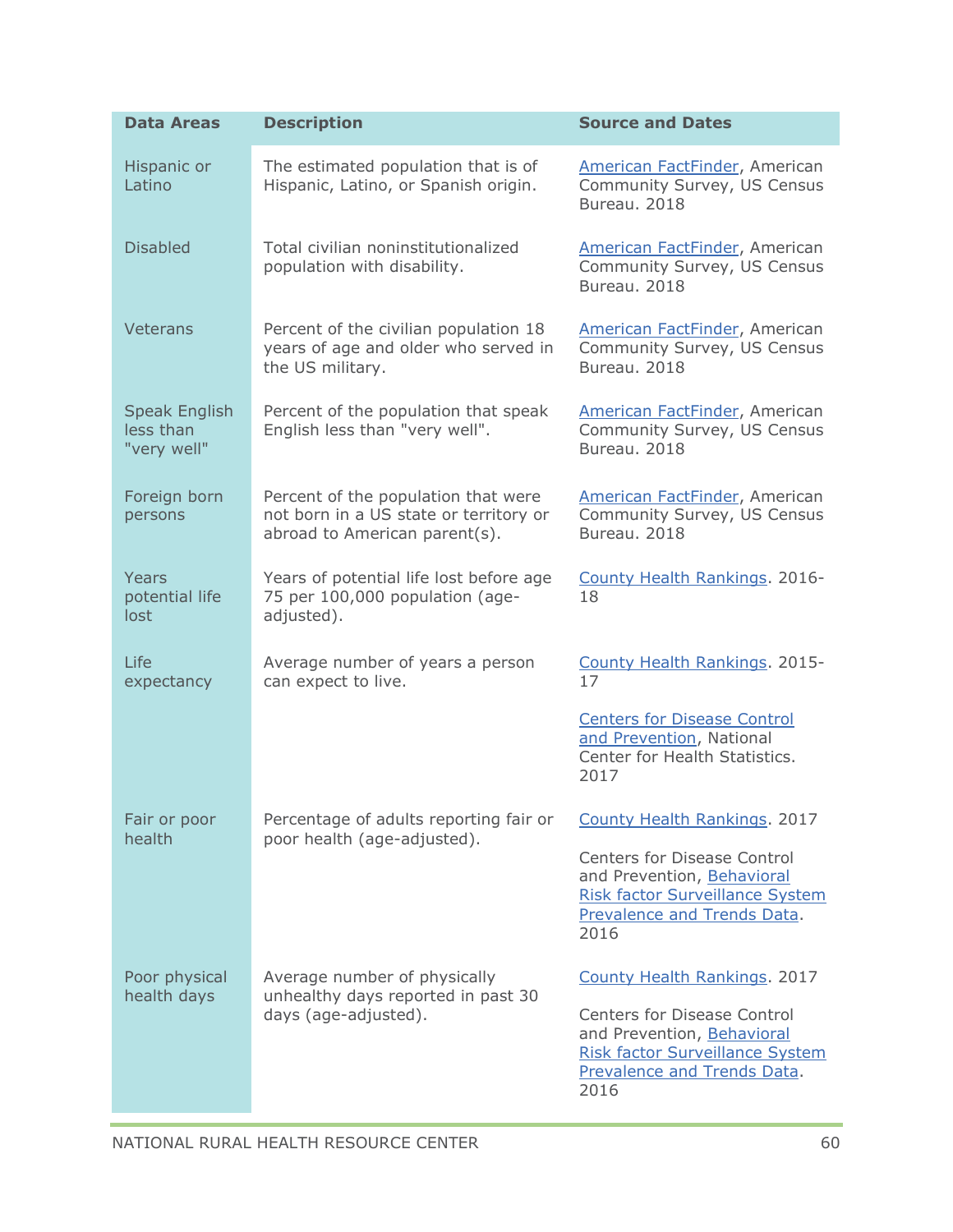| Data Areas | Description | Source and Dates |
| --- | --- | --- |
| Hispanic or Latino | The estimated population that is of Hispanic, Latino, or Spanish origin. | American FactFinder, American Community Survey, US Census Bureau. 2018 |
| Disabled | Total civilian noninstitutionalized population with disability. | American FactFinder, American Community Survey, US Census Bureau. 2018 |
| Veterans | Percent of the civilian population 18 years of age and older who served in the US military. | American FactFinder, American Community Survey, US Census Bureau. 2018 |
| Speak English less than "very well" | Percent of the population that speak English less than "very well". | American FactFinder, American Community Survey, US Census Bureau. 2018 |
| Foreign born persons | Percent of the population that were not born in a US state or territory or abroad to American parent(s). | American FactFinder, American Community Survey, US Census Bureau. 2018 |
| Years potential life lost | Years of potential life lost before age 75 per 100,000 population (age-adjusted). | County Health Rankings. 2016-18 |
| Life expectancy | Average number of years a person can expect to live. | County Health Rankings. 2015-17<br><br>Centers for Disease Control and Prevention, National Center for Health Statistics. 2017 |
| Fair or poor health | Percentage of adults reporting fair or poor health (age-adjusted). | County Health Rankings. 2017<br><br>Centers for Disease Control and Prevention, Behavioral Risk factor Surveillance System Prevalence and Trends Data. 2016 |
| Poor physical health days | Average number of physically unhealthy days reported in past 30 days (age-adjusted). | County Health Rankings. 2017<br><br>Centers for Disease Control and Prevention, Behavioral Risk factor Surveillance System Prevalence and Trends Data. 2016 |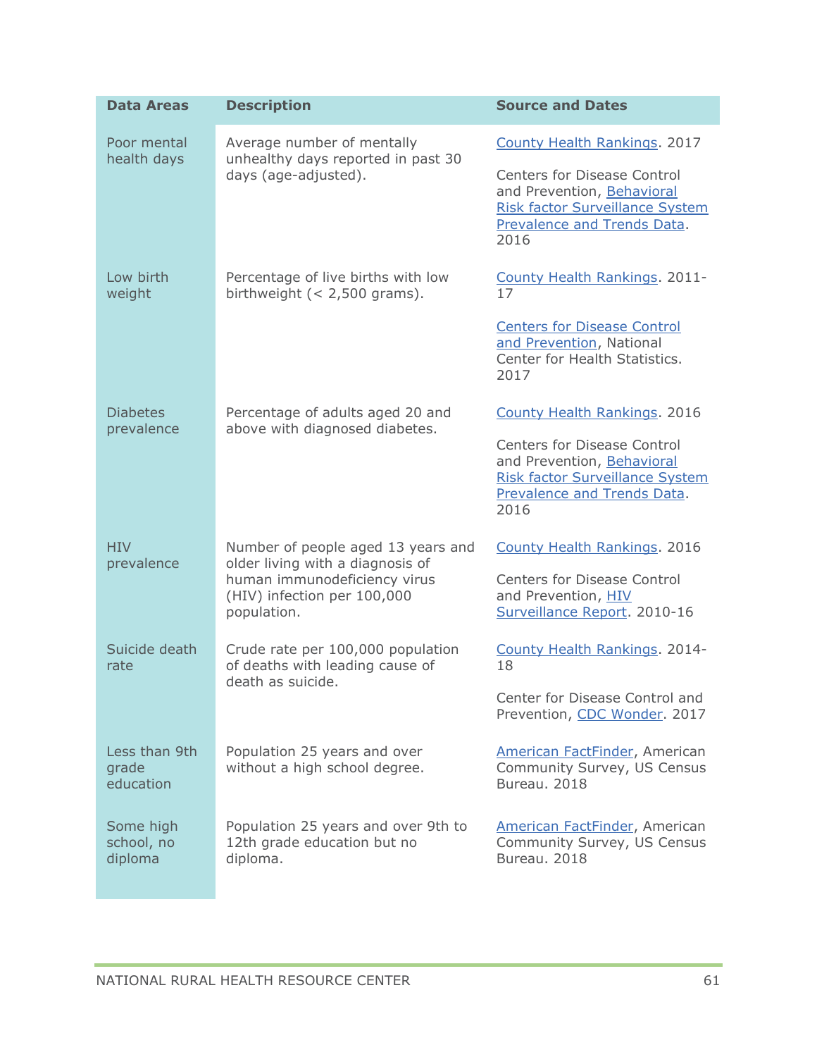| Data Areas | Description | Source and Dates |
|---|---|---|
| Poor mental health days | Average number of mentally unhealthy days reported in past 30 days (age-adjusted). | County Health Rankings. 2017<br><br>Centers for Disease Control and Prevention, Behavioral Risk factor Surveillance System Prevalence and Trends Data. 2016 |
| Low birth weight | Percentage of live births with low birthweight (< 2,500 grams). | County Health Rankings. 2011-17<br><br>Centers for Disease Control and Prevention, National Center for Health Statistics. 2017 |
| Diabetes prevalence | Percentage of adults aged 20 and above with diagnosed diabetes. | County Health Rankings. 2016<br><br>Centers for Disease Control and Prevention, Behavioral Risk factor Surveillance System Prevalence and Trends Data. 2016 |
| HIV prevalence | Number of people aged 13 years and older living with a diagnosis of human immunodeficiency virus (HIV) infection per 100,000 population. | County Health Rankings. 2016<br><br>Centers for Disease Control and Prevention, HIV Surveillance Report. 2010-16 |
| Suicide death rate | Crude rate per 100,000 population of deaths with leading cause of death as suicide. | County Health Rankings. 2014-18<br><br>Center for Disease Control and Prevention, CDC Wonder. 2017 |
| Less than 9th grade education | Population 25 years and over without a high school degree. | American FactFinder, American Community Survey, US Census Bureau. 2018 |
| Some high school, no diploma | Population 25 years and over 9th to 12th grade education but no diploma. | American FactFinder, American Community Survey, US Census Bureau. 2018 |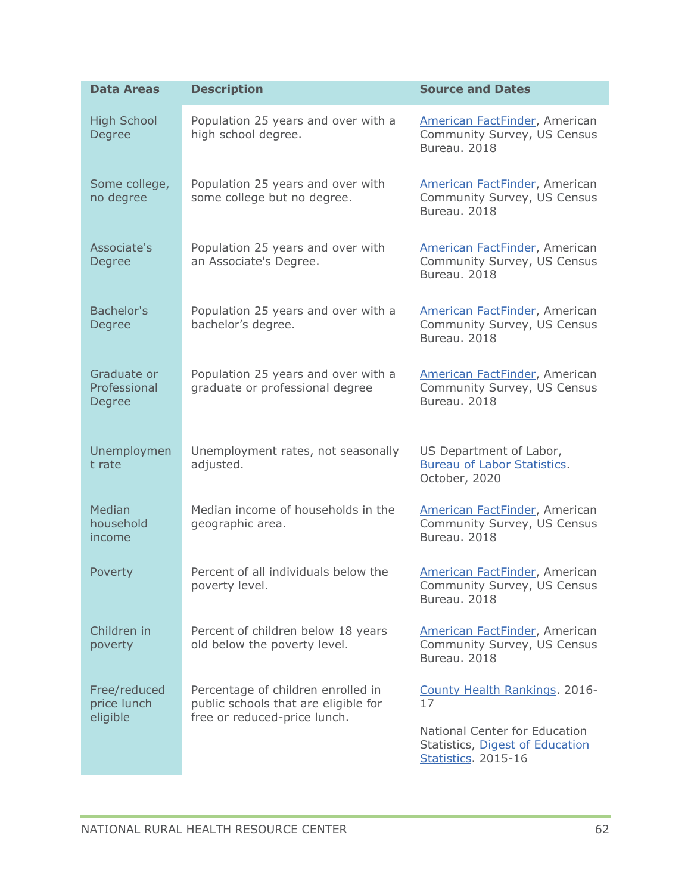| Data Areas | Description | Source and Dates |
| --- | --- | --- |
| High School Degree | Population 25 years and over with a high school degree. | American FactFinder, American Community Survey, US Census Bureau. 2018 |
| Some college, no degree | Population 25 years and over with some college but no degree. | American FactFinder, American Community Survey, US Census Bureau. 2018 |
| Associate's Degree | Population 25 years and over with an Associate's Degree. | American FactFinder, American Community Survey, US Census Bureau. 2018 |
| Bachelor's Degree | Population 25 years and over with a bachelor's degree. | American FactFinder, American Community Survey, US Census Bureau. 2018 |
| Graduate or Professional Degree | Population 25 years and over with a graduate or professional degree | American FactFinder, American Community Survey, US Census Bureau. 2018 |
| Unemployment rate | Unemployment rates, not seasonally adjusted. | US Department of Labor, Bureau of Labor Statistics. October, 2020 |
| Median household income | Median income of households in the geographic area. | American FactFinder, American Community Survey, US Census Bureau. 2018 |
| Poverty | Percent of all individuals below the poverty level. | American FactFinder, American Community Survey, US Census Bureau. 2018 |
| Children in poverty | Percent of children below 18 years old below the poverty level. | American FactFinder, American Community Survey, US Census Bureau. 2018 |
| Free/reduced price lunch eligible | Percentage of children enrolled in public schools that are eligible for free or reduced-price lunch. | County Health Rankings. 2016-17<br><br>National Center for Education Statistics, Digest of Education Statistics. 2015-16 |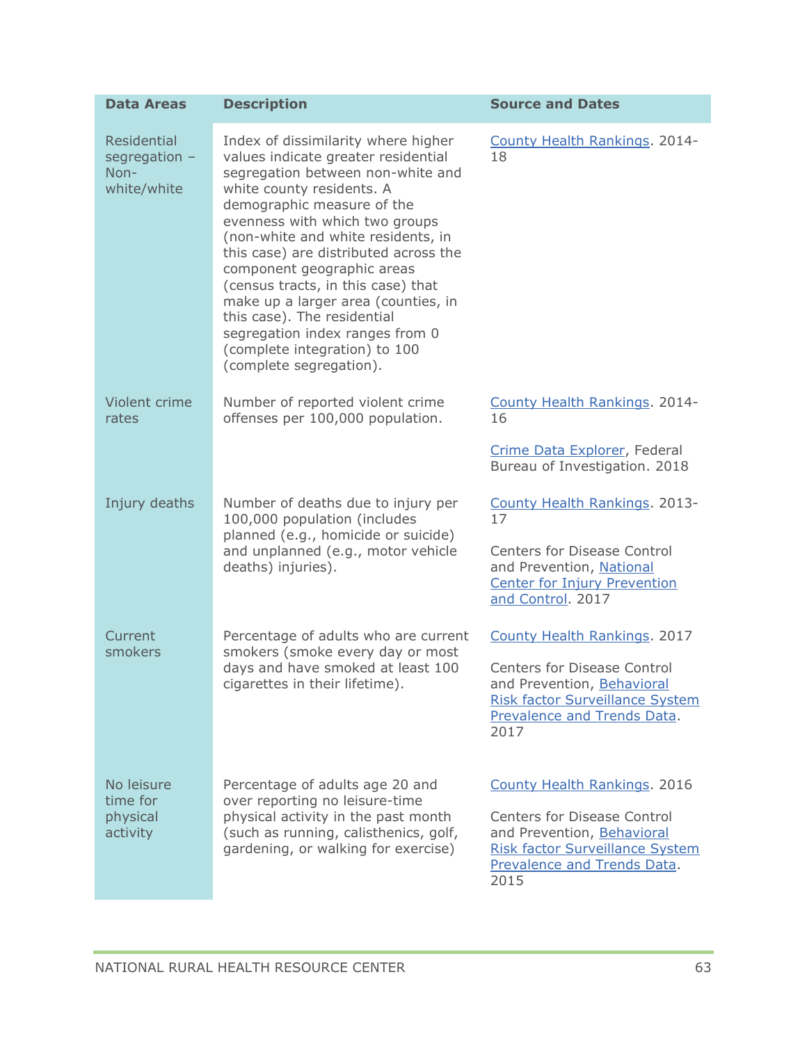| Data Areas | Description | Source and Dates |
| --- | --- | --- |
| Residential segregation – Non-white/white | Index of dissimilarity where higher values indicate greater residential segregation between non-white and white county residents. A demographic measure of the evenness with which two groups (non-white and white residents, in this case) are distributed across the component geographic areas (census tracts, in this case) that make up a larger area (counties, in this case). The residential segregation index ranges from 0 (complete integration) to 100 (complete segregation). | County Health Rankings. 2014-18 |
| Violent crime rates | Number of reported violent crime offenses per 100,000 population. | County Health Rankings. 2014-16<br><br>Crime Data Explorer, Federal Bureau of Investigation. 2018 |
| Injury deaths | Number of deaths due to injury per 100,000 population (includes planned (e.g., homicide or suicide) and unplanned (e.g., motor vehicle deaths) injuries). | County Health Rankings. 2013-17<br><br>Centers for Disease Control and Prevention, National Center for Injury Prevention and Control. 2017 |
| Current smokers | Percentage of adults who are current smokers (smoke every day or most days and have smoked at least 100 cigarettes in their lifetime). | County Health Rankings. 2017<br><br>Centers for Disease Control and Prevention, Behavioral Risk factor Surveillance System Prevalence and Trends Data. 2017 |
| No leisure time for physical activity | Percentage of adults age 20 and over reporting no leisure-time physical activity in the past month (such as running, calisthenics, golf, gardening, or walking for exercise) | County Health Rankings. 2016<br><br>Centers for Disease Control and Prevention, Behavioral Risk factor Surveillance System Prevalence and Trends Data. 2015 |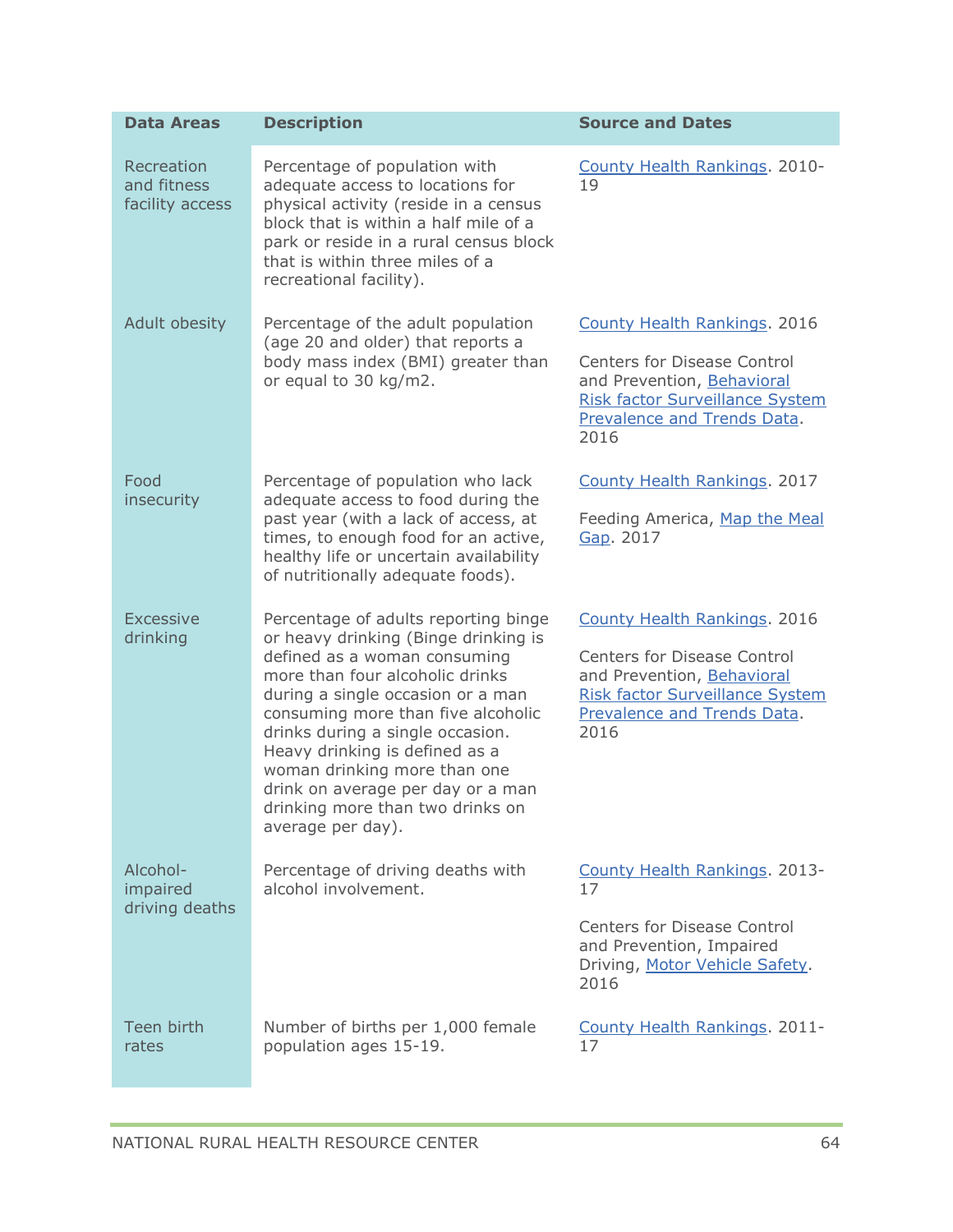| Data Areas | Description | Source and Dates |
|---|---|---|
| Recreation and fitness facility access | Percentage of population with adequate access to locations for physical activity (reside in a census block that is within a half mile of a park or reside in a rural census block that is within three miles of a recreational facility). | County Health Rankings. 2010-19 |
| Adult obesity | Percentage of the adult population (age 20 and older) that reports a body mass index (BMI) greater than or equal to 30 kg/m2. | County Health Rankings. 2016<br><br>Centers for Disease Control and Prevention, Behavioral Risk factor Surveillance System Prevalence and Trends Data. 2016 |
| Food insecurity | Percentage of population who lack adequate access to food during the past year (with a lack of access, at times, to enough food for an active, healthy life or uncertain availability of nutritionally adequate foods). | County Health Rankings. 2017<br><br>Feeding America, Map the Meal Gap. 2017 |
| Excessive drinking | Percentage of adults reporting binge or heavy drinking (Binge drinking is defined as a woman consuming more than four alcoholic drinks during a single occasion or a man consuming more than five alcoholic drinks during a single occasion. Heavy drinking is defined as a woman drinking more than one drink on average per day or a man drinking more than two drinks on average per day). | County Health Rankings. 2016<br><br>Centers for Disease Control and Prevention, Behavioral Risk factor Surveillance System Prevalence and Trends Data. 2016 |
| Alcohol-impaired driving deaths | Percentage of driving deaths with alcohol involvement. | County Health Rankings. 2013-17<br><br>Centers for Disease Control and Prevention, Impaired Driving, Motor Vehicle Safety. 2016 |
| Teen birth rates | Number of births per 1,000 female population ages 15-19. | County Health Rankings. 2011-17 |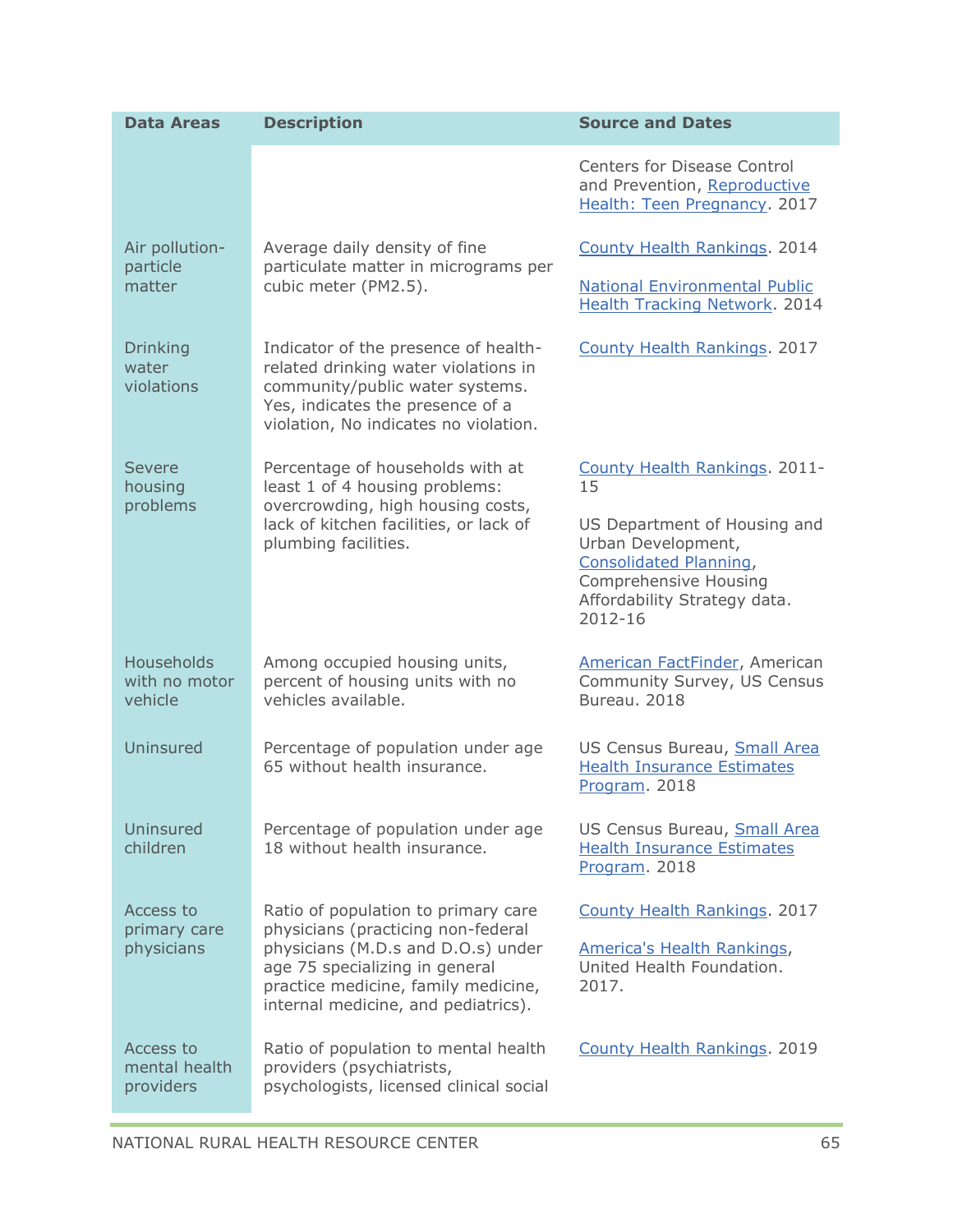| Data Areas | Description | Source and Dates |
|---|---|---|
| | | Centers for Disease Control and Prevention, Reproductive Health: Teen Pregnancy. 2017 |
| Air pollution-particle matter | Average daily density of fine particulate matter in micrograms per cubic meter (PM2.5). | County Health Rankings. 2014<br><br>National Environmental Public Health Tracking Network. 2014 |
| Drinking water violations | Indicator of the presence of health-related drinking water violations in community/public water systems. Yes, indicates the presence of a violation, No indicates no violation. | County Health Rankings. 2017 |
| Severe housing problems | Percentage of households with at least 1 of 4 housing problems: overcrowding, high housing costs, lack of kitchen facilities, or lack of plumbing facilities. | County Health Rankings. 2011-15<br><br>US Department of Housing and Urban Development, Consolidated Planning, Comprehensive Housing Affordability Strategy data. 2012-16 |
| Households with no motor vehicle | Among occupied housing units, percent of housing units with no vehicles available. | American FactFinder, American Community Survey, US Census Bureau. 2018 |
| Uninsured | Percentage of population under age 65 without health insurance. | US Census Bureau, Small Area Health Insurance Estimates Program. 2018 |
| Uninsured children | Percentage of population under age 18 without health insurance. | US Census Bureau, Small Area Health Insurance Estimates Program. 2018 |
| Access to primary care physicians | Ratio of population to primary care physicians (practicing non-federal physicians (M.D.s and D.O.s) under age 75 specializing in general practice medicine, family medicine, internal medicine, and pediatrics). | County Health Rankings. 2017<br><br>America's Health Rankings, United Health Foundation. 2017. |
| Access to mental health providers | Ratio of population to mental health providers (psychiatrists, psychologists, licensed clinical social | County Health Rankings. 2019 |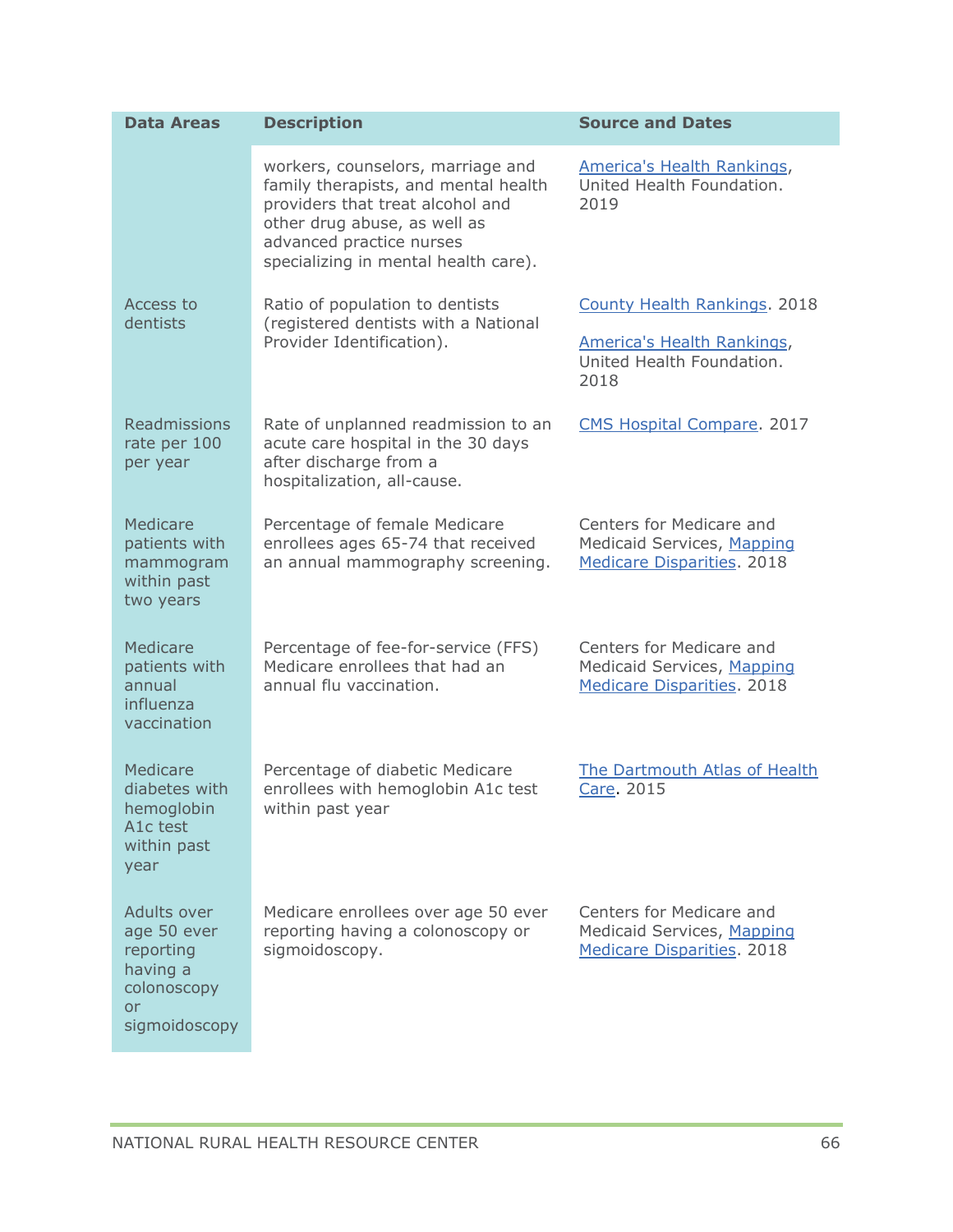| Data Areas | Description | Source and Dates |
|---|---|---|
| | workers, counselors, marriage and family therapists, and mental health providers that treat alcohol and other drug abuse, as well as advanced practice nurses specializing in mental health care). | America's Health Rankings, United Health Foundation. 2019 |
| Access to dentists | Ratio of population to dentists (registered dentists with a National Provider Identification). | County Health Rankings. 2018<br><br>America's Health Rankings, United Health Foundation. 2018 |
| Readmissions rate per 100 per year | Rate of unplanned readmission to an acute care hospital in the 30 days after discharge from a hospitalization, all-cause. | CMS Hospital Compare. 2017 |
| Medicare patients with mammogram within past two years | Percentage of female Medicare enrollees ages 65-74 that received an annual mammography screening. | Centers for Medicare and Medicaid Services, Mapping Medicare Disparities. 2018 |
| Medicare patients with annual influenza vaccination | Percentage of fee-for-service (FFS) Medicare enrollees that had an annual flu vaccination. | Centers for Medicare and Medicaid Services, Mapping Medicare Disparities. 2018 |
| Medicare diabetes with hemoglobin A1c test within past year | Percentage of diabetic Medicare enrollees with hemoglobin A1c test within past year | The Dartmouth Atlas of Health Care. 2015 |
| Adults over age 50 ever reporting having a colonoscopy or sigmoidoscopy | Medicare enrollees over age 50 ever reporting having a colonoscopy or sigmoidoscopy. | Centers for Medicare and Medicaid Services, Mapping Medicare Disparities. 2018 |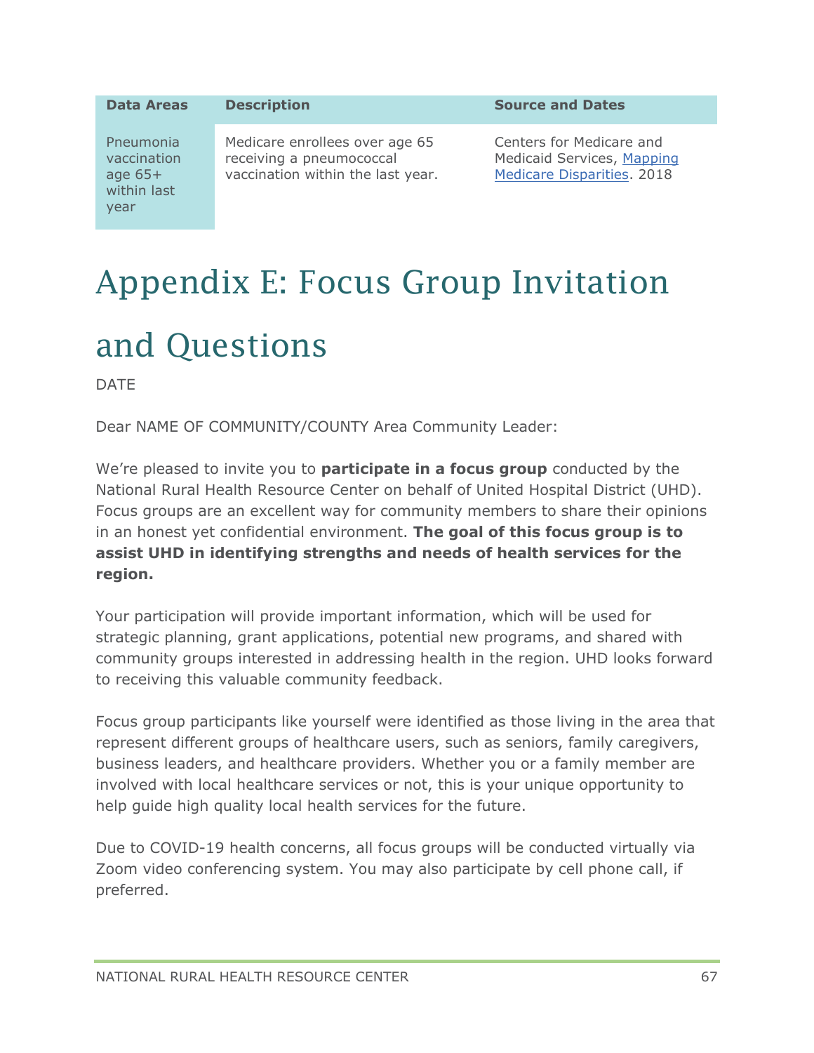| Data Areas | Description | Source and Dates |
|---|---|---|
| Pneumonia vaccination age 65+ within last year | Medicare enrollees over age 65 receiving a pneumococcal vaccination within the last year. | Centers for Medicare and Medicaid Services, [Mapping Medicare Disparities](). 2018 |

# Appendix E: Focus Group Invitation and Questions

DATE

Dear NAME OF COMMUNITY/COUNTY Area Community Leader:

We're pleased to invite you to **participate in a focus group** conducted by the National Rural Health Resource Center on behalf of United Hospital District (UHD). Focus groups are an excellent way for community members to share their opinions in an honest yet confidential environment. **The goal of this focus group is to assist UHD in identifying strengths and needs of health services for the region.**

Your participation will provide important information, which will be used for strategic planning, grant applications, potential new programs, and shared with community groups interested in addressing health in the region. UHD looks forward to receiving this valuable community feedback.

Focus group participants like yourself were identified as those living in the area that represent different groups of healthcare users, such as seniors, family caregivers, business leaders, and healthcare providers. Whether you or a family member are involved with local healthcare services or not, this is your unique opportunity to help guide high quality local health services for the future.

Due to COVID-19 health concerns, all focus groups will be conducted virtually via Zoom video conferencing system. You may also participate by cell phone call, if preferred.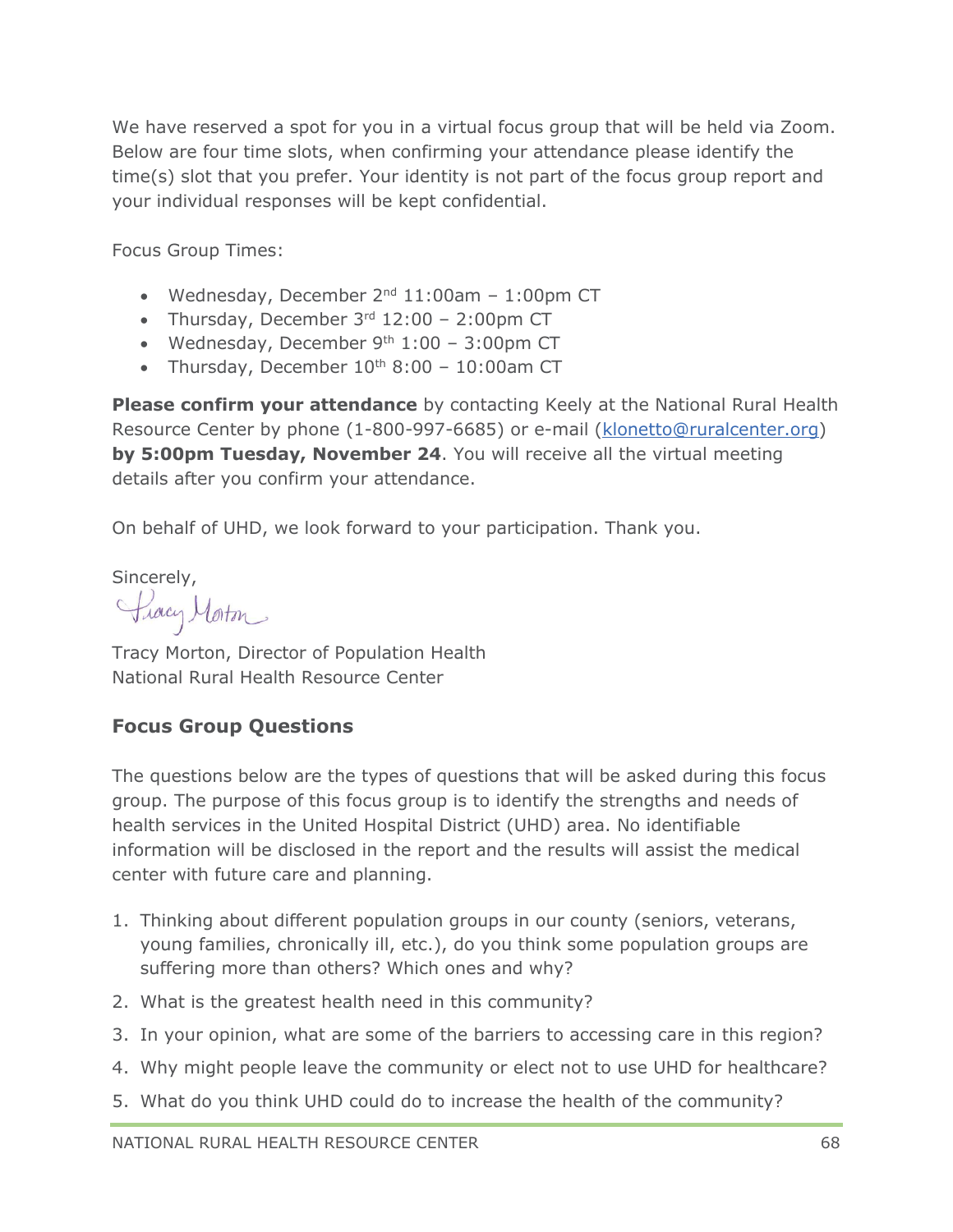We have reserved a spot for you in a virtual focus group that will be held via Zoom. Below are four time slots, when confirming your attendance please identify the time(s) slot that you prefer. Your identity is not part of the focus group report and your individual responses will be kept confidential.

Focus Group Times:

- Wednesday, December 2nd 11:00am – 1:00pm CT
- Thursday, December 3rd 12:00 – 2:00pm CT
- Wednesday, December 9th 1:00 – 3:00pm CT
- Thursday, December 10th 8:00 – 10:00am CT

**Please confirm your attendance** by contacting Keely at the National Rural Health Resource Center by phone (1-800-997-6685) or e-mail (klonetto@ruralcenter.org) **by 5:00pm Tuesday, November 24**. You will receive all the virtual meeting details after you confirm your attendance.

On behalf of UHD, we look forward to your participation. Thank you.

Sincerely,

Tracy Morton

Tracy Morton, Director of Population Health
National Rural Health Resource Center

## Focus Group Questions

The questions below are the types of questions that will be asked during this focus group. The purpose of this focus group is to identify the strengths and needs of health services in the United Hospital District (UHD) area. No identifiable information will be disclosed in the report and the results will assist the medical center with future care and planning.

1. Thinking about different population groups in our county (seniors, veterans, young families, chronically ill, etc.), do you think some population groups are suffering more than others? Which ones and why?
2. What is the greatest health need in this community?
3. In your opinion, what are some of the barriers to accessing care in this region?
4. Why might people leave the community or elect not to use UHD for healthcare?
5. What do you think UHD could do to increase the health of the community?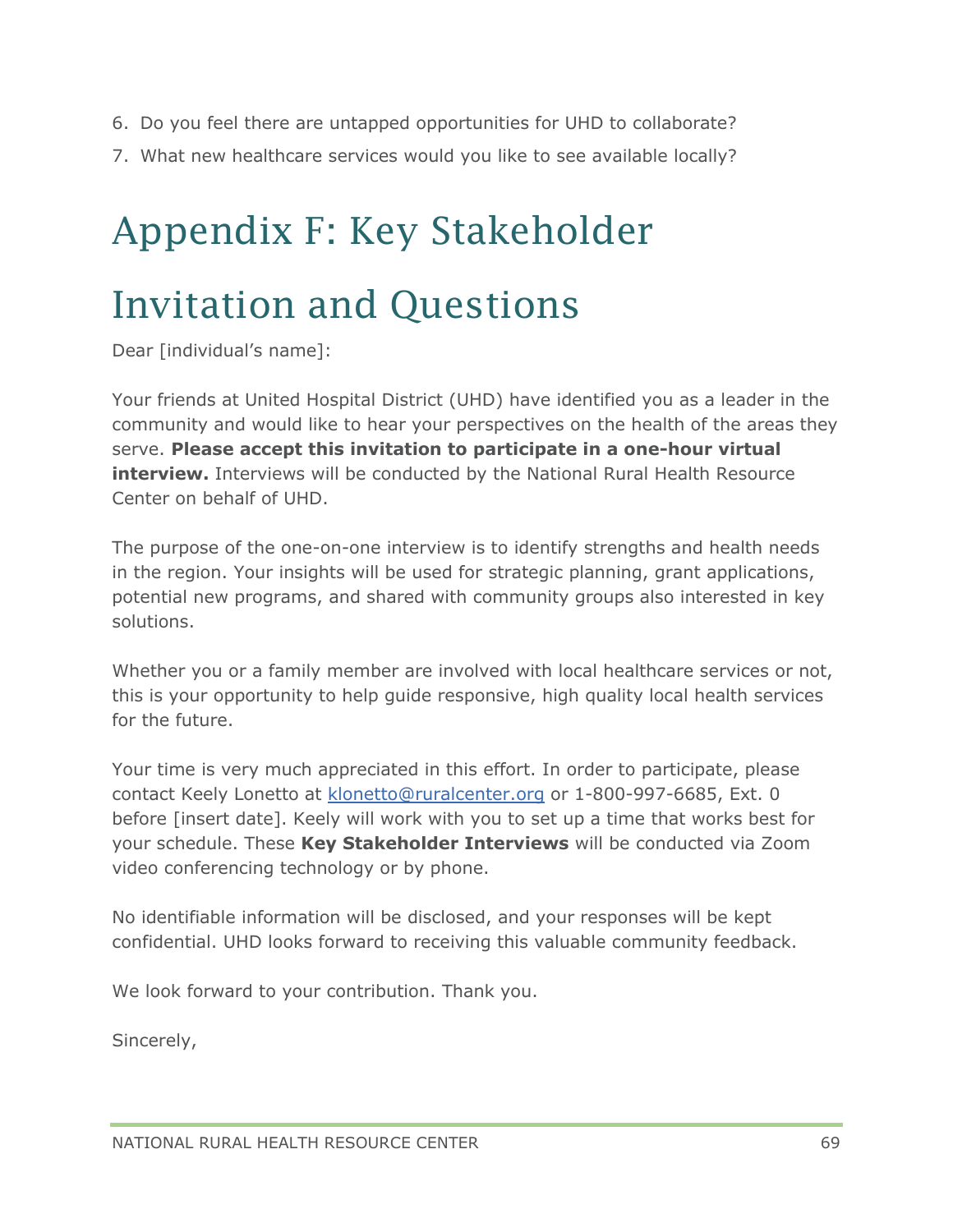6. Do you feel there are untapped opportunities for UHD to collaborate?
7. What new healthcare services would you like to see available locally?

# Appendix F: Key Stakeholder Invitation and Questions

Dear [individual's name]:

Your friends at United Hospital District (UHD) have identified you as a leader in the community and would like to hear your perspectives on the health of the areas they serve. **Please accept this invitation to participate in a one-hour virtual interview.** Interviews will be conducted by the National Rural Health Resource Center on behalf of UHD.

The purpose of the one-on-one interview is to identify strengths and health needs in the region. Your insights will be used for strategic planning, grant applications, potential new programs, and shared with community groups also interested in key solutions.

Whether you or a family member are involved with local healthcare services or not, this is your opportunity to help guide responsive, high quality local health services for the future.

Your time is very much appreciated in this effort. In order to participate, please contact Keely Lonetto at klonetto@ruralcenter.org or 1-800-997-6685, Ext. 0 before [insert date]. Keely will work with you to set up a time that works best for your schedule. These **Key Stakeholder Interviews** will be conducted via Zoom video conferencing technology or by phone.

No identifiable information will be disclosed, and your responses will be kept confidential. UHD looks forward to receiving this valuable community feedback.

We look forward to your contribution. Thank you.

Sincerely,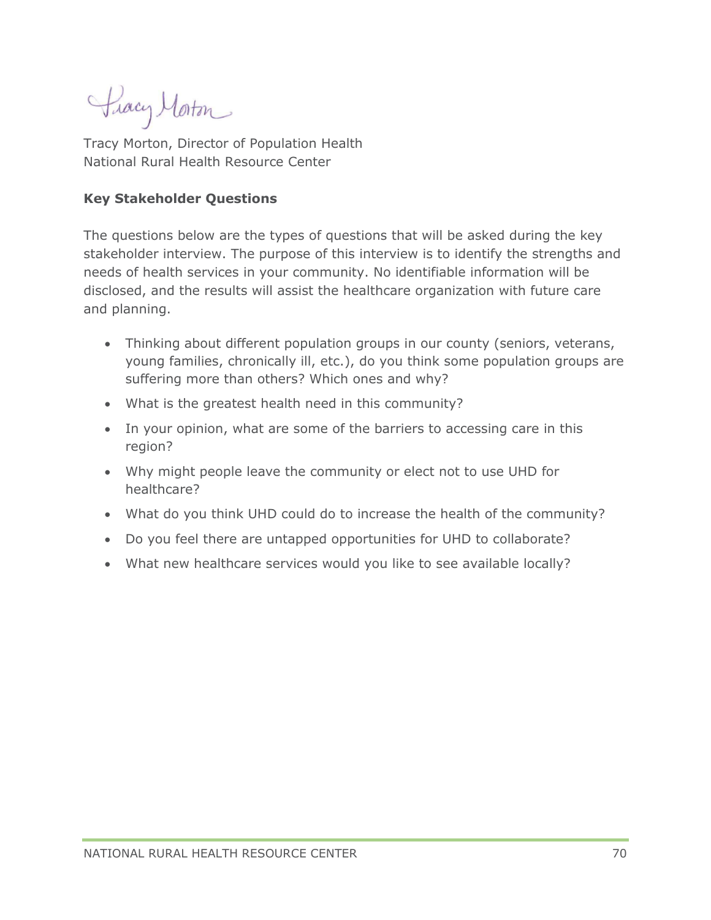Tracy Morton, Director of Population Health
National Rural Health Resource Center

**Key Stakeholder Questions**

The questions below are the types of questions that will be asked during the key stakeholder interview. The purpose of this interview is to identify the strengths and needs of health services in your community. No identifiable information will be disclosed, and the results will assist the healthcare organization with future care and planning.

- Thinking about different population groups in our county (seniors, veterans, young families, chronically ill, etc.), do you think some population groups are suffering more than others? Which ones and why?
- What is the greatest health need in this community?
- In your opinion, what are some of the barriers to accessing care in this region?
- Why might people leave the community or elect not to use UHD for healthcare?
- What do you think UHD could do to increase the health of the community?
- Do you feel there are untapped opportunities for UHD to collaborate?
- What new healthcare services would you like to see available locally?